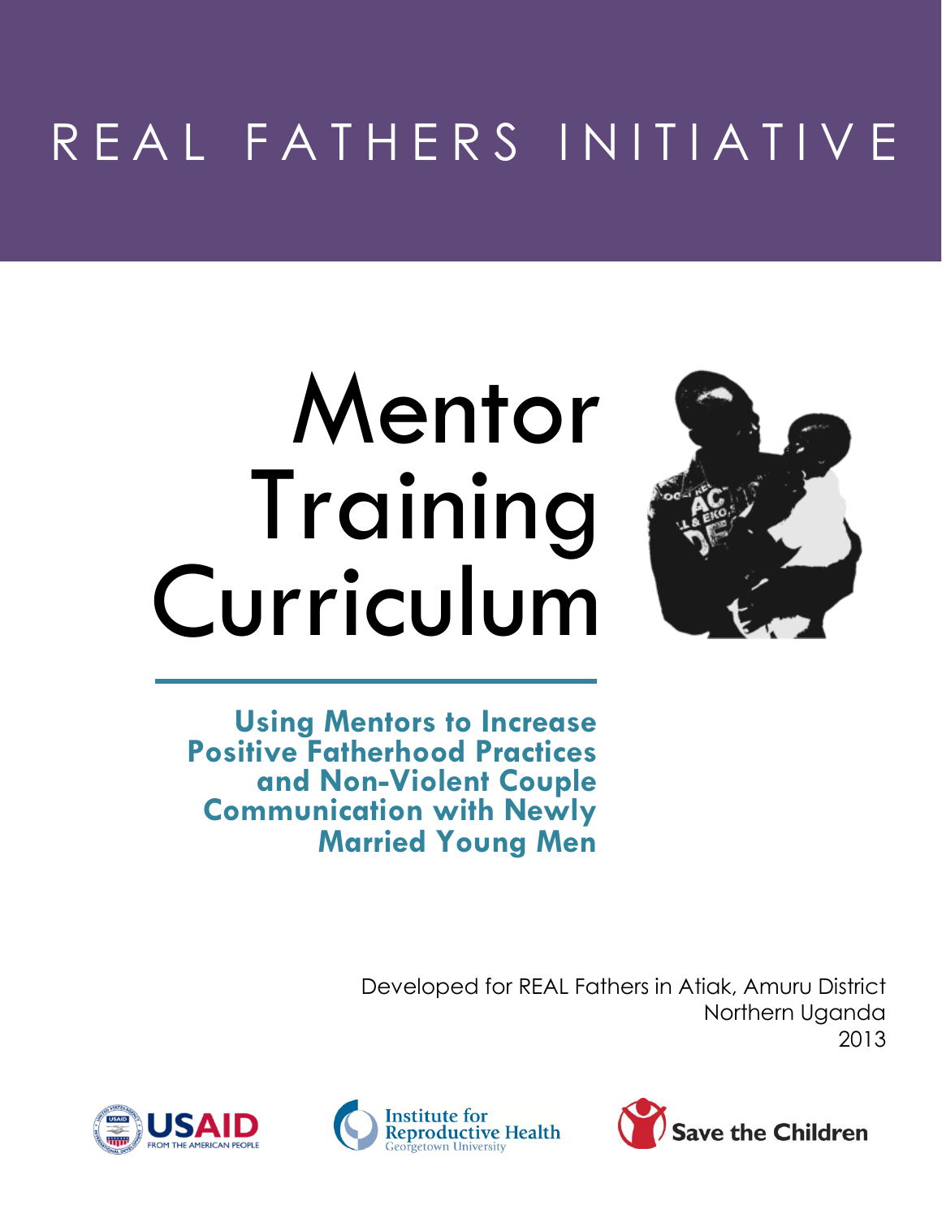# REAL FATHERS INITIATIVE

# Mentor Training Curriculum

## Using Mentors to Increase Positive Fatherhood Practices and Non-Violent Couple Communication with Newly Married Young Men

Developed for REAL Fathers in Atiak, Amuru District
Northern Uganda
2013

USAID FROM THE AMERICAN PEOPLE

Institute for Reproductive Health
Georgetown University

Save the Children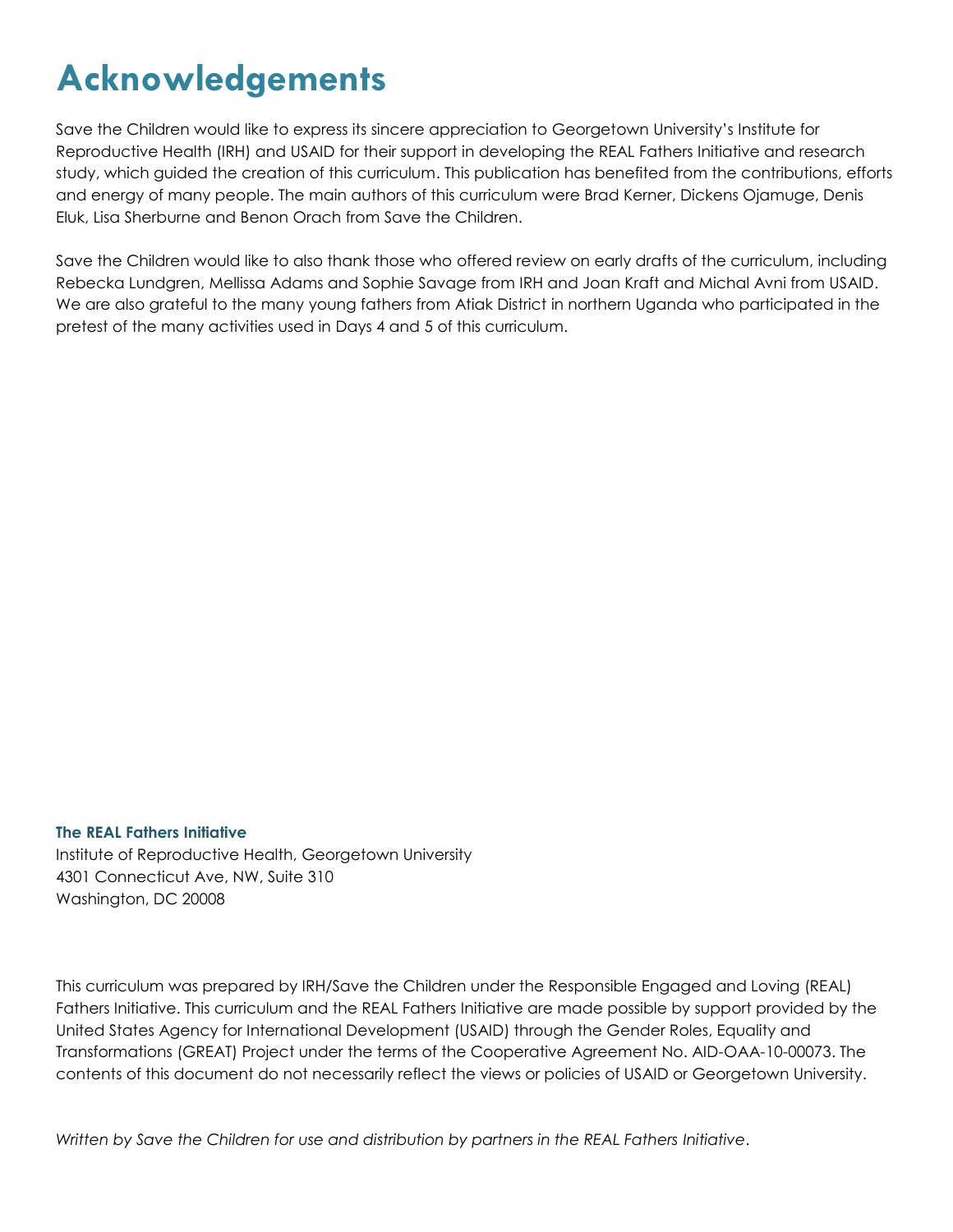# Acknowledgements

Save the Children would like to express its sincere appreciation to Georgetown University's Institute for Reproductive Health (IRH) and USAID for their support in developing the REAL Fathers Initiative and research study, which guided the creation of this curriculum. This publication has benefited from the contributions, efforts and energy of many people. The main authors of this curriculum were Brad Kerner, Dickens Ojamuge, Denis Eluk, Lisa Sherburne and Benon Orach from Save the Children.

Save the Children would like to also thank those who offered review on early drafts of the curriculum, including Rebecka Lundgren, Mellissa Adams and Sophie Savage from IRH and Joan Kraft and Michal Avni from USAID. We are also grateful to the many young fathers from Atiak District in northern Uganda who participated in the pretest of the many activities used in Days 4 and 5 of this curriculum.

**The REAL Fathers Initiative**
Institute of Reproductive Health, Georgetown University
4301 Connecticut Ave, NW, Suite 310
Washington, DC 20008

This curriculum was prepared by IRH/Save the Children under the Responsible Engaged and Loving (REAL) Fathers Initiative. This curriculum and the REAL Fathers Initiative are made possible by support provided by the United States Agency for International Development (USAID) through the Gender Roles, Equality and Transformations (GREAT) Project under the terms of the Cooperative Agreement No. AID-OAA-10-00073. The contents of this document do not necessarily reflect the views or policies of USAID or Georgetown University.

*Written by Save the Children for use and distribution by partners in the REAL Fathers Initiative*.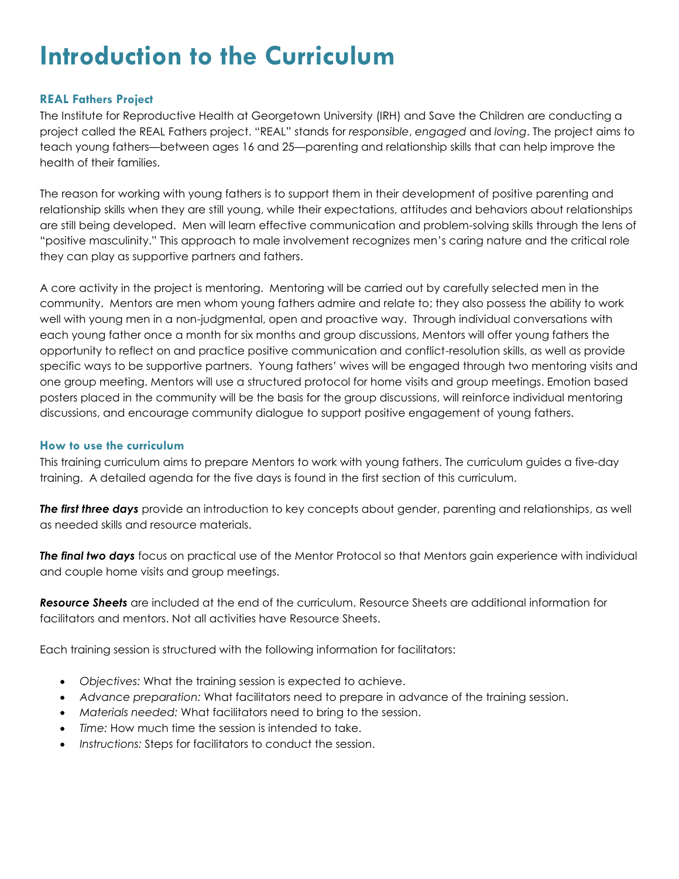# Introduction to the Curriculum

### REAL Fathers Project

The Institute for Reproductive Health at Georgetown University (IRH) and Save the Children are conducting a project called the REAL Fathers project. "REAL" stands for *responsible*, *engaged* and *loving*. The project aims to teach young fathers—between ages 16 and 25—parenting and relationship skills that can help improve the health of their families.

The reason for working with young fathers is to support them in their development of positive parenting and relationship skills when they are still young, while their expectations, attitudes and behaviors about relationships are still being developed. Men will learn effective communication and problem-solving skills through the lens of "positive masculinity." This approach to male involvement recognizes men's caring nature and the critical role they can play as supportive partners and fathers.

A core activity in the project is mentoring. Mentoring will be carried out by carefully selected men in the community. Mentors are men whom young fathers admire and relate to; they also possess the ability to work well with young men in a non-judgmental, open and proactive way. Through individual conversations with each young father once a month for six months and group discussions, Mentors will offer young fathers the opportunity to reflect on and practice positive communication and conflict-resolution skills, as well as provide specific ways to be supportive partners. Young fathers' wives will be engaged through two mentoring visits and one group meeting. Mentors will use a structured protocol for home visits and group meetings. Emotion based posters placed in the community will be the basis for the group discussions, will reinforce individual mentoring discussions, and encourage community dialogue to support positive engagement of young fathers.

### How to use the curriculum

This training curriculum aims to prepare Mentors to work with young fathers. The curriculum guides a five-day training. A detailed agenda for the five days is found in the first section of this curriculum.

***The first three days*** provide an introduction to key concepts about gender, parenting and relationships, as well as needed skills and resource materials.

***The final two days*** focus on practical use of the Mentor Protocol so that Mentors gain experience with individual and couple home visits and group meetings.

***Resource Sheets*** are included at the end of the curriculum. Resource Sheets are additional information for facilitators and mentors. Not all activities have Resource Sheets.

Each training session is structured with the following information for facilitators:

- *Objectives:* What the training session is expected to achieve.
- *Advance preparation:* What facilitators need to prepare in advance of the training session.
- *Materials needed:* What facilitators need to bring to the session.
- *Time:* How much time the session is intended to take.
- *Instructions:* Steps for facilitators to conduct the session.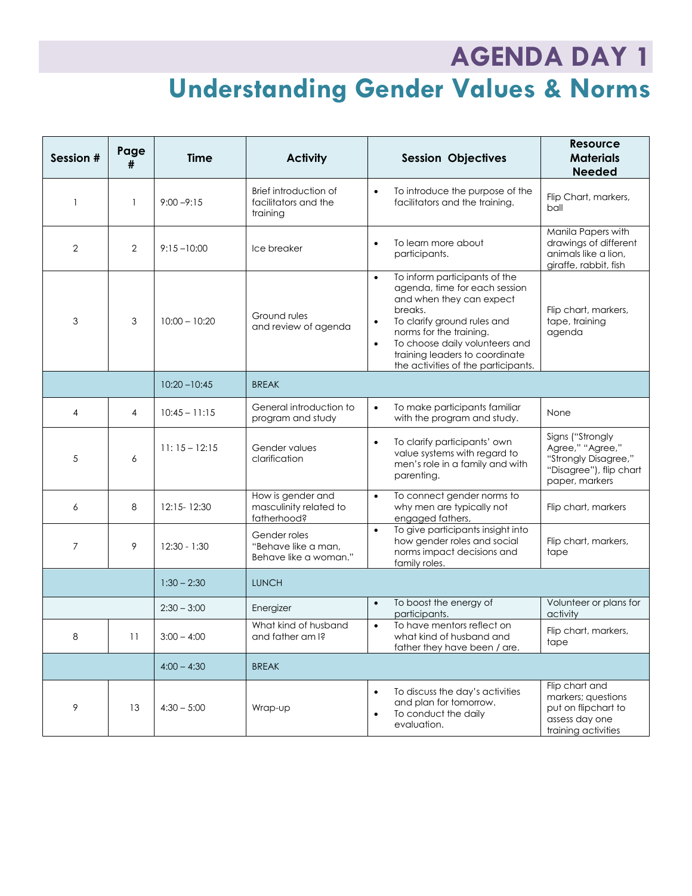# AGENDA DAY 1

## Understanding Gender Values & Norms

| Session # | Page # | Time | Activity | Session Objectives | Resource Materials Needed |
|---|---|---|---|---|---|
| 1 | 1 | 9:00 –9:15 | Brief introduction of facilitators and the training | • To introduce the purpose of the facilitators and the training. | Flip Chart, markers, ball |
| 2 | 2 | 9:15 –10:00 | Ice breaker | • To learn more about participants. | Manila Papers with drawings of different animals like a lion, giraffe, rabbit, fish |
| 3 | 3 | 10:00 – 10:20 | Ground rules and review of agenda | • To inform participants of the agenda, time for each session and when they can expect breaks.<br>• To clarify ground rules and norms for the training.<br>• To choose daily volunteers and training leaders to coordinate the activities of the participants. | Flip chart, markers, tape, training agenda |
| | | 10:20 –10:45 | BREAK | | |
| 4 | 4 | 10:45 – 11:15 | General introduction to program and study | • To make participants familiar with the program and study. | None |
| 5 | 6 | 11: 15 – 12:15 | Gender values clarification | • To clarify participants' own value systems with regard to men's role in a family and with parenting. | Signs ("Strongly Agree," "Agree," "Strongly Disagree," "Disagree"), flip chart paper, markers |
| 6 | 8 | 12:15- 12:30 | How is gender and masculinity related to fatherhood? | • To connect gender norms to why men are typically not engaged fathers, | Flip chart, markers |
| 7 | 9 | 12:30 - 1:30 | Gender roles "Behave like a man, Behave like a woman." | • To give participants insight into how gender roles and social norms impact decisions and family roles. | Flip chart, markers, tape |
| | | 1:30 – 2:30 | LUNCH | | |
| | | 2:30 – 3:00 | Energizer | • To boost the energy of participants. | Volunteer or plans for activity |
| 8 | 11 | 3:00 – 4:00 | What kind of husband and father am I? | • To have mentors reflect on what kind of husband and father they have been / are. | Flip chart, markers, tape |
| | | 4:00 – 4:30 | BREAK | | |
| 9 | 13 | 4:30 – 5:00 | Wrap-up | • To discuss the day's activities and plan for tomorrow.<br>• To conduct the daily evaluation. | Flip chart and markers; questions put on flipchart to assess day one training activities |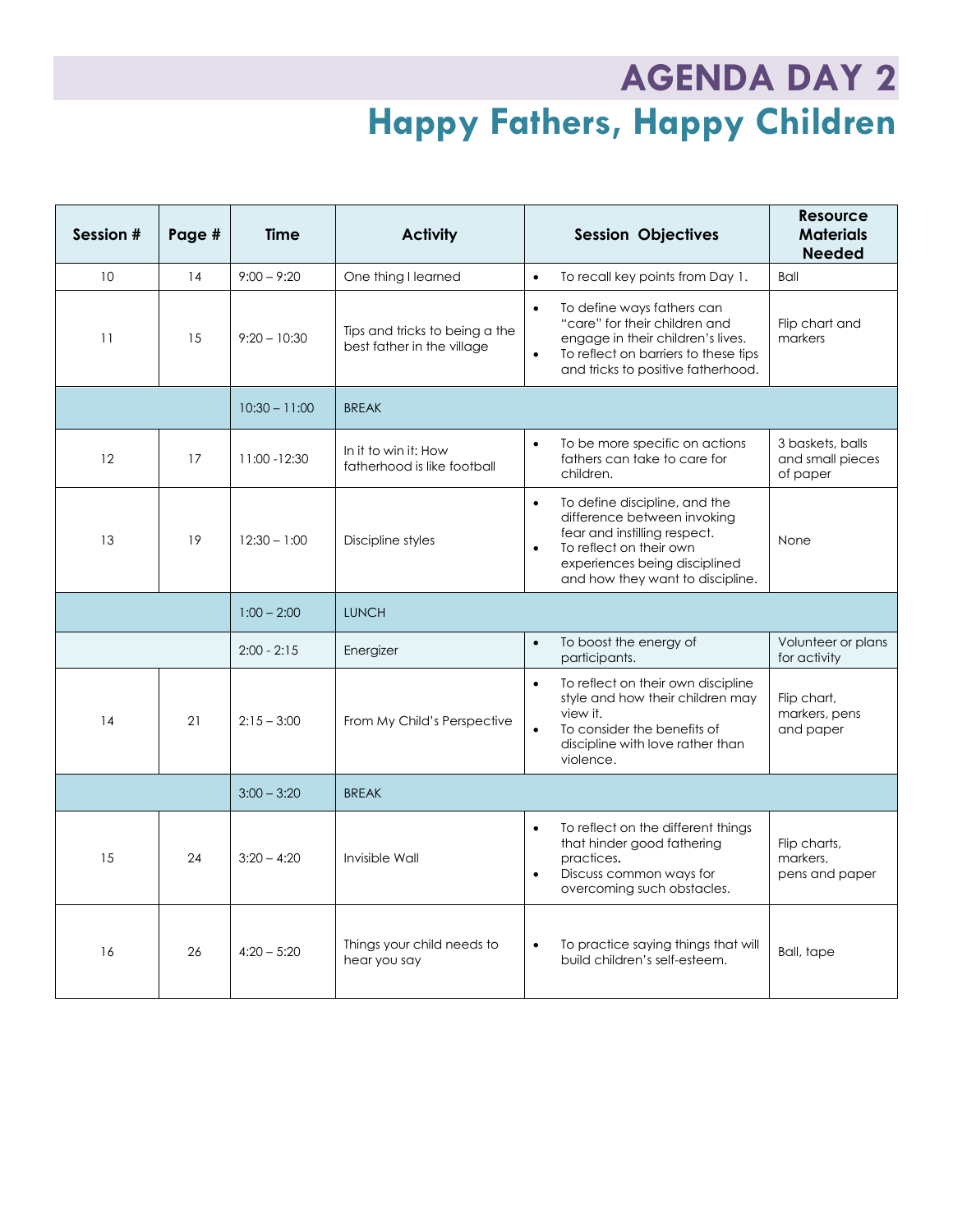# AGENDA DAY 2

# Happy Fathers, Happy Children

| Session # | Page # | Time | Activity | Session Objectives | Resource Materials Needed |
|---|---|---|---|---|---|
| 10 | 14 | 9:00 – 9:20 | One thing I learned | • To recall key points from Day 1. | Ball |
| 11 | 15 | 9:20 – 10:30 | Tips and tricks to being a the best father in the village | • To define ways fathers can "care" for their children and engage in their children's lives.<br>• To reflect on barriers to these tips and tricks to positive fatherhood. | Flip chart and markers |
| | | 10:30 – 11:00 | BREAK | | |
| 12 | 17 | 11:00 -12:30 | In it to win it: How fatherhood is like football | • To be more specific on actions fathers can take to care for children. | 3 baskets, balls and small pieces of paper |
| 13 | 19 | 12:30 – 1:00 | Discipline styles | • To define discipline, and the difference between invoking fear and instilling respect.<br>• To reflect on their own experiences being disciplined and how they want to discipline. | None |
| | | 1:00 – 2:00 | LUNCH | | |
| | | 2:00 - 2:15 | Energizer | • To boost the energy of participants. | Volunteer or plans for activity |
| 14 | 21 | 2:15 – 3:00 | From My Child's Perspective | • To reflect on their own discipline style and how their children may view it.<br>• To consider the benefits of discipline with love rather than violence. | Flip chart, markers, pens and paper |
| | | 3:00 – 3:20 | BREAK | | |
| 15 | 24 | 3:20 – 4:20 | Invisible Wall | • To reflect on the different things that hinder good fathering practices.<br>• Discuss common ways for overcoming such obstacles. | Flip charts, markers, pens and paper |
| 16 | 26 | 4:20 – 5:20 | Things your child needs to hear you say | • To practice saying things that will build children's self-esteem. | Ball, tape |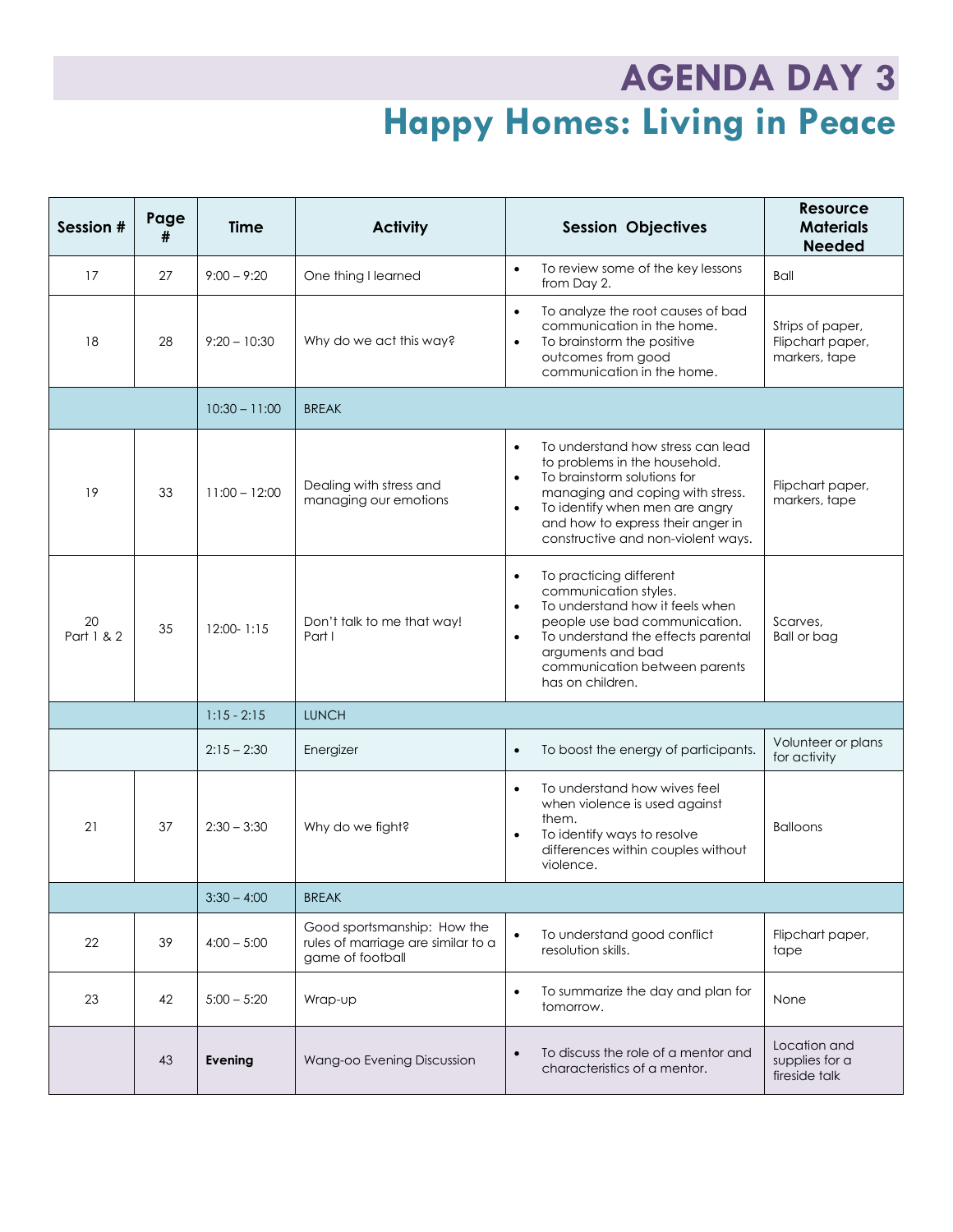# AGENDA DAY 3

## Happy Homes: Living in Peace

| Session # | Page # | Time | Activity | Session Objectives | Resource Materials Needed |
|---|---|---|---|---|---|
| 17 | 27 | 9:00 – 9:20 | One thing I learned | • To review some of the key lessons from Day 2. | Ball |
| 18 | 28 | 9:20 – 10:30 | Why do we act this way? | • To analyze the root causes of bad communication in the home.<br>• To brainstorm the positive outcomes from good communication in the home. | Strips of paper, Flipchart paper, markers, tape |
| | | 10:30 – 11:00 | BREAK | | |
| 19 | 33 | 11:00 – 12:00 | Dealing with stress and managing our emotions | • To understand how stress can lead to problems in the household.<br>• To brainstorm solutions for managing and coping with stress.<br>• To identify when men are angry and how to express their anger in constructive and non-violent ways. | Flipchart paper, markers, tape |
| 20 Part 1 & 2 | 35 | 12:00- 1:15 | Don't talk to me that way! Part I | • To practicing different communication styles.<br>• To understand how it feels when people use bad communication.<br>• To understand the effects parental arguments and bad communication between parents has on children. | Scarves, Ball or bag |
| | | 1:15 - 2:15 | LUNCH | | |
| | | 2:15 – 2:30 | Energizer | • To boost the energy of participants. | Volunteer or plans for activity |
| 21 | 37 | 2:30 – 3:30 | Why do we fight? | • To understand how wives feel when violence is used against them.<br>• To identify ways to resolve differences within couples without violence. | Balloons |
| | | 3:30 – 4:00 | BREAK | | |
| 22 | 39 | 4:00 – 5:00 | Good sportsmanship: How the rules of marriage are similar to a game of football | • To understand good conflict resolution skills. | Flipchart paper, tape |
| 23 | 42 | 5:00 – 5:20 | Wrap-up | • To summarize the day and plan for tomorrow. | None |
| | 43 | **Evening** | Wang-oo Evening Discussion | • To discuss the role of a mentor and characteristics of a mentor. | Location and supplies for a fireside talk |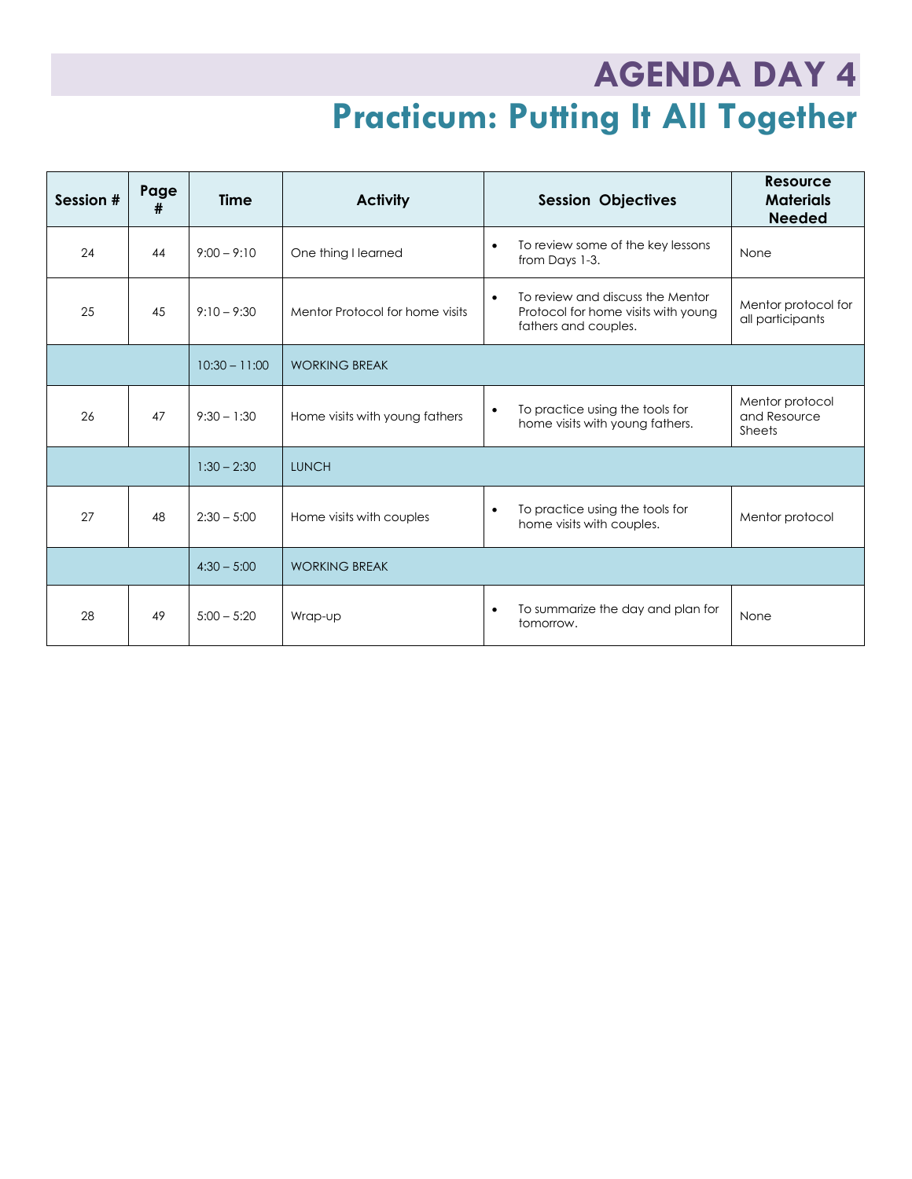# AGENDA DAY 4

## Practicum: Putting It All Together

| Session # | Page # | Time | Activity | Session Objectives | Resource Materials Needed |
|---|---|---|---|---|---|
| 24 | 44 | 9:00 – 9:10 | One thing I learned | • To review some of the key lessons from Days 1-3. | None |
| 25 | 45 | 9:10 – 9:30 | Mentor Protocol for home visits | • To review and discuss the Mentor Protocol for home visits with young fathers and couples. | Mentor protocol for all participants |
| | | 10:30 – 11:00 | WORKING BREAK | | |
| 26 | 47 | 9:30 – 1:30 | Home visits with young fathers | • To practice using the tools for home visits with young fathers. | Mentor protocol and Resource Sheets |
| | | 1:30 – 2:30 | LUNCH | | |
| 27 | 48 | 2:30 – 5:00 | Home visits with couples | • To practice using the tools for home visits with couples. | Mentor protocol |
| | | 4:30 – 5:00 | WORKING BREAK | | |
| 28 | 49 | 5:00 – 5:20 | Wrap-up | • To summarize the day and plan for tomorrow. | None |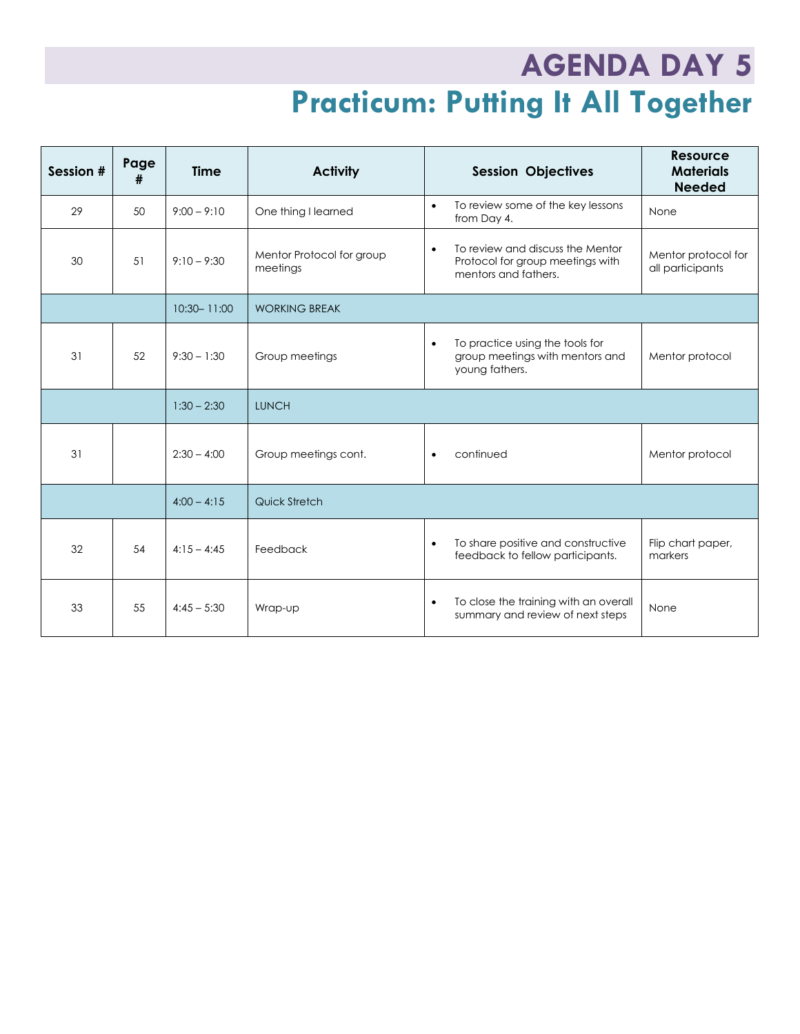# AGENDA DAY 5

## Practicum: Putting It All Together

| Session # | Page # | Time | Activity | Session Objectives | Resource Materials Needed |
|---|---|---|---|---|---|
| 29 | 50 | 9:00 – 9:10 | One thing I learned | • To review some of the key lessons from Day 4. | None |
| 30 | 51 | 9:10 – 9:30 | Mentor Protocol for group meetings | • To review and discuss the Mentor Protocol for group meetings with mentors and fathers. | Mentor protocol for all participants |
| | | 10:30– 11:00 | WORKING BREAK | | |
| 31 | 52 | 9:30 – 1:30 | Group meetings | • To practice using the tools for group meetings with mentors and young fathers. | Mentor protocol |
| | | 1:30 – 2:30 | LUNCH | | |
| 31 | | 2:30 – 4:00 | Group meetings cont. | • continued | Mentor protocol |
| | | 4:00 – 4:15 | Quick Stretch | | |
| 32 | 54 | 4:15 – 4:45 | Feedback | • To share positive and constructive feedback to fellow participants. | Flip chart paper, markers |
| 33 | 55 | 4:45 – 5:30 | Wrap-up | • To close the training with an overall summary and review of next steps | None |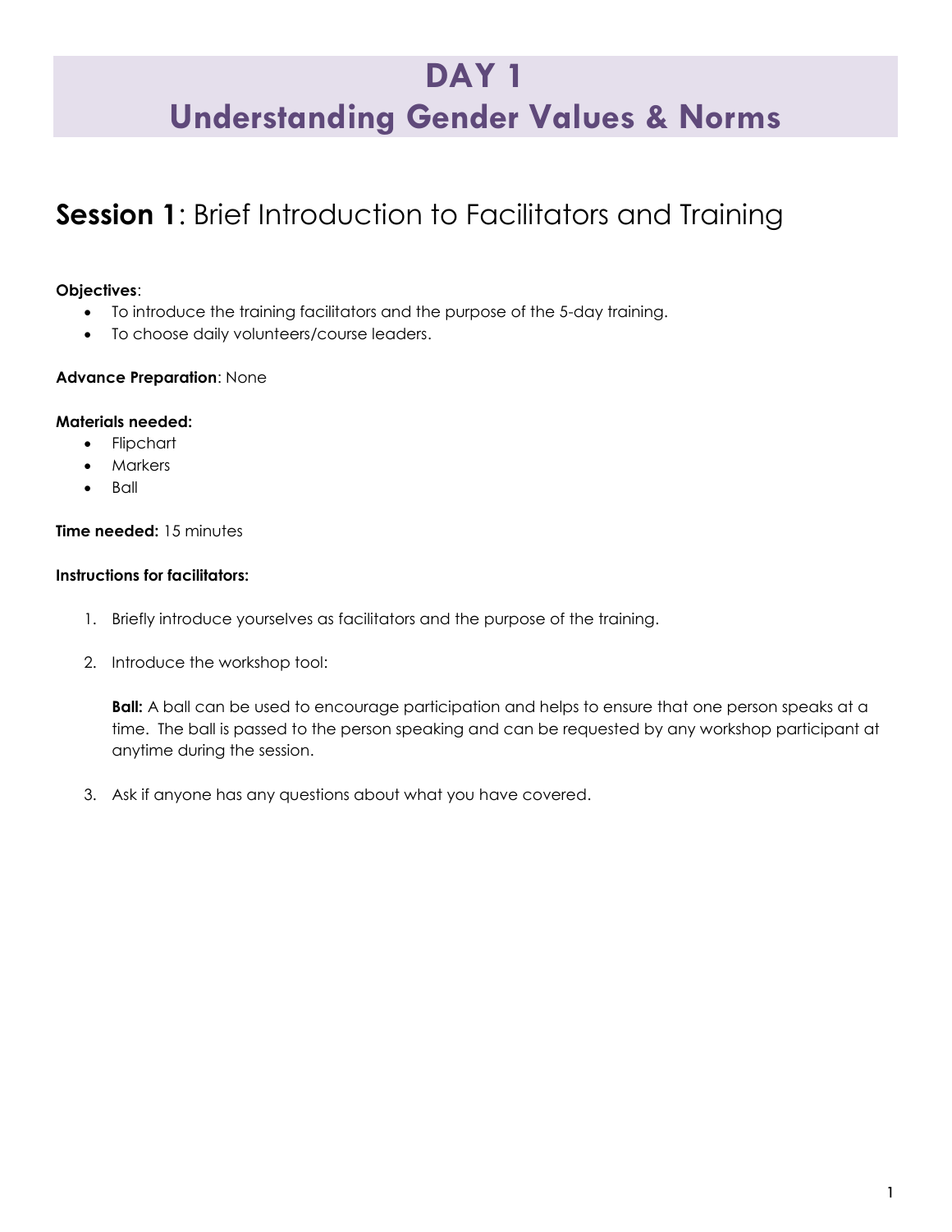# DAY 1
# Understanding Gender Values & Norms

## **Session 1**: Brief Introduction to Facilitators and Training

**Objectives**:
- To introduce the training facilitators and the purpose of the 5-day training.
- To choose daily volunteers/course leaders.

**Advance Preparation**: None

**Materials needed:**
- Flipchart
- Markers
- Ball

**Time needed:** 15 minutes

**Instructions for facilitators:**

1. Briefly introduce yourselves as facilitators and the purpose of the training.

2. Introduce the workshop tool:

   **Ball:** A ball can be used to encourage participation and helps to ensure that one person speaks at a time. The ball is passed to the person speaking and can be requested by any workshop participant at anytime during the session.

3. Ask if anyone has any questions about what you have covered.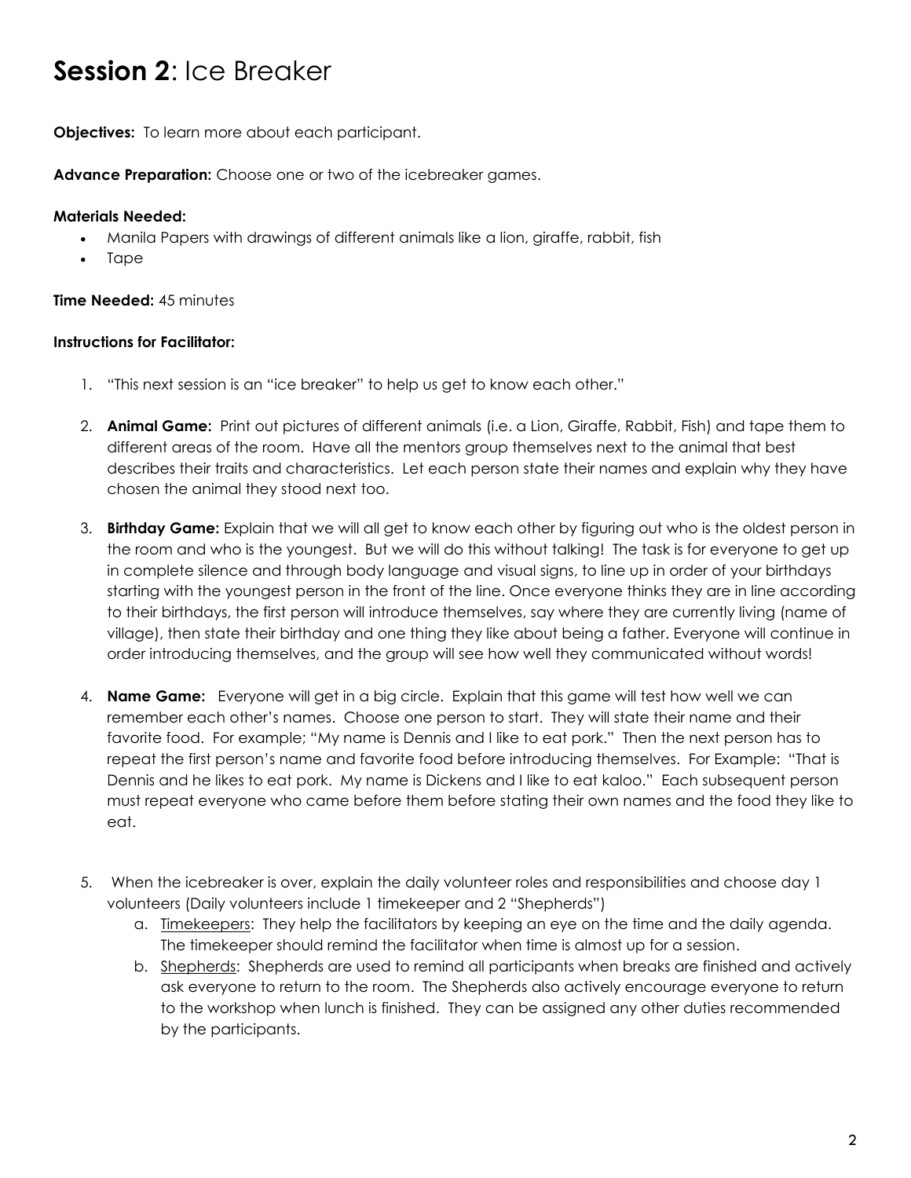# **Session 2**: Ice Breaker

**Objectives:** To learn more about each participant.

**Advance Preparation:** Choose one or two of the icebreaker games.

**Materials Needed:**

- Manila Papers with drawings of different animals like a lion, giraffe, rabbit, fish
- Tape

**Time Needed:** 45 minutes

**Instructions for Facilitator:**

1. "This next session is an "ice breaker" to help us get to know each other."

2. **Animal Game:** Print out pictures of different animals (i.e. a Lion, Giraffe, Rabbit, Fish) and tape them to different areas of the room. Have all the mentors group themselves next to the animal that best describes their traits and characteristics. Let each person state their names and explain why they have chosen the animal they stood next too.

3. **Birthday Game:** Explain that we will all get to know each other by figuring out who is the oldest person in the room and who is the youngest. But we will do this without talking! The task is for everyone to get up in complete silence and through body language and visual signs, to line up in order of your birthdays starting with the youngest person in the front of the line. Once everyone thinks they are in line according to their birthdays, the first person will introduce themselves, say where they are currently living (name of village), then state their birthday and one thing they like about being a father. Everyone will continue in order introducing themselves, and the group will see how well they communicated without words!

4. **Name Game:** Everyone will get in a big circle. Explain that this game will test how well we can remember each other's names. Choose one person to start. They will state their name and their favorite food. For example; "My name is Dennis and I like to eat pork." Then the next person has to repeat the first person's name and favorite food before introducing themselves. For Example: "That is Dennis and he likes to eat pork. My name is Dickens and I like to eat kaloo." Each subsequent person must repeat everyone who came before them before stating their own names and the food they like to eat.

5. When the icebreaker is over, explain the daily volunteer roles and responsibilities and choose day 1 volunteers (Daily volunteers include 1 timekeeper and 2 "Shepherds")
   a. Timekeepers: They help the facilitators by keeping an eye on the time and the daily agenda. The timekeeper should remind the facilitator when time is almost up for a session.
   b. Shepherds: Shepherds are used to remind all participants when breaks are finished and actively ask everyone to return to the room. The Shepherds also actively encourage everyone to return to the workshop when lunch is finished. They can be assigned any other duties recommended by the participants.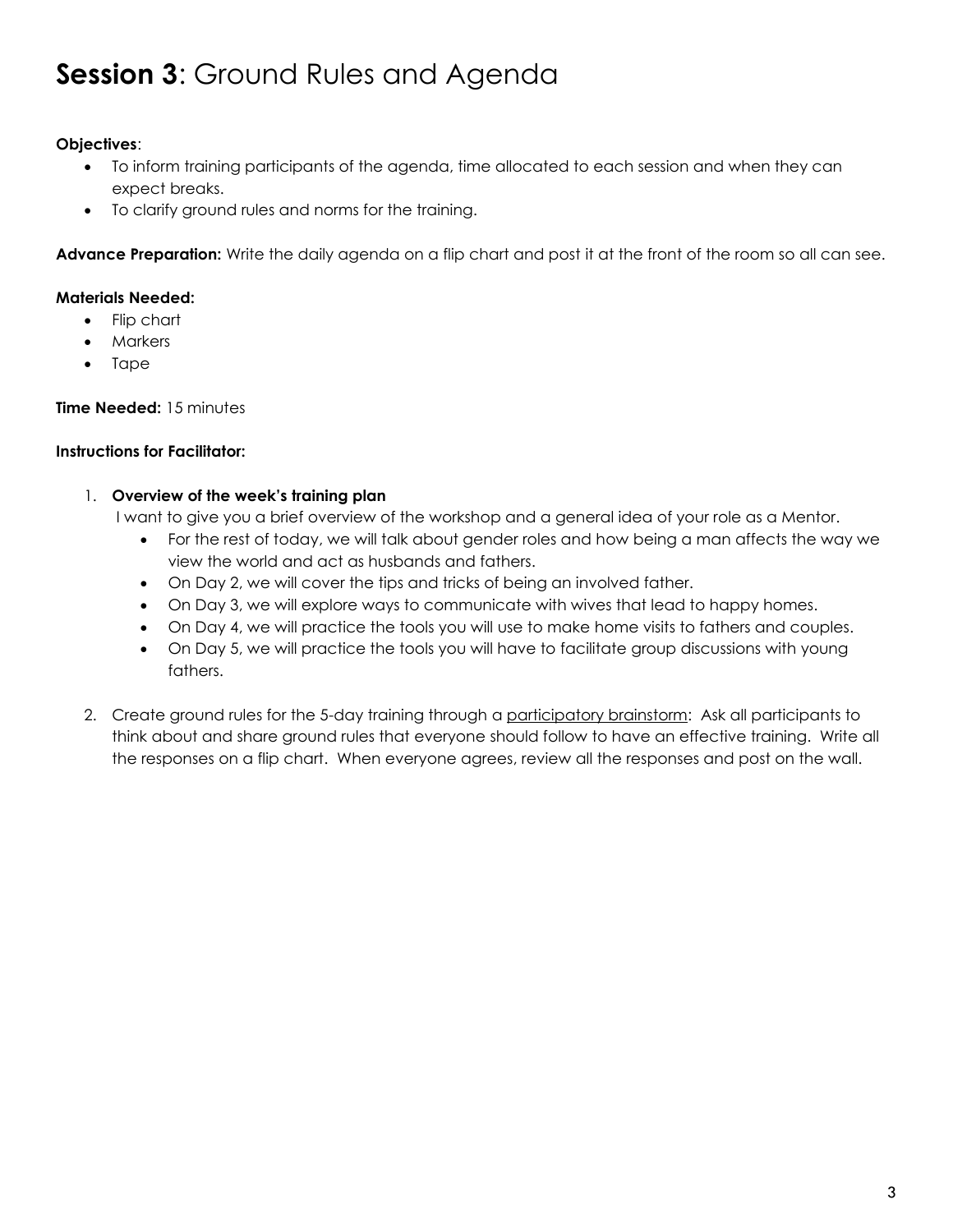# **Session 3**: Ground Rules and Agenda

**Objectives**:

- To inform training participants of the agenda, time allocated to each session and when they can expect breaks.
- To clarify ground rules and norms for the training.

**Advance Preparation:** Write the daily agenda on a flip chart and post it at the front of the room so all can see.

**Materials Needed:**

- Flip chart
- Markers
- Tape

**Time Needed:** 15 minutes

**Instructions for Facilitator:**

1. **Overview of the week's training plan**
   I want to give you a brief overview of the workshop and a general idea of your role as a Mentor.
   - For the rest of today, we will talk about gender roles and how being a man affects the way we view the world and act as husbands and fathers.
   - On Day 2, we will cover the tips and tricks of being an involved father.
   - On Day 3, we will explore ways to communicate with wives that lead to happy homes.
   - On Day 4, we will practice the tools you will use to make home visits to fathers and couples.
   - On Day 5, we will practice the tools you will have to facilitate group discussions with young fathers.

2. Create ground rules for the 5-day training through a participatory brainstorm: Ask all participants to think about and share ground rules that everyone should follow to have an effective training. Write all the responses on a flip chart. When everyone agrees, review all the responses and post on the wall.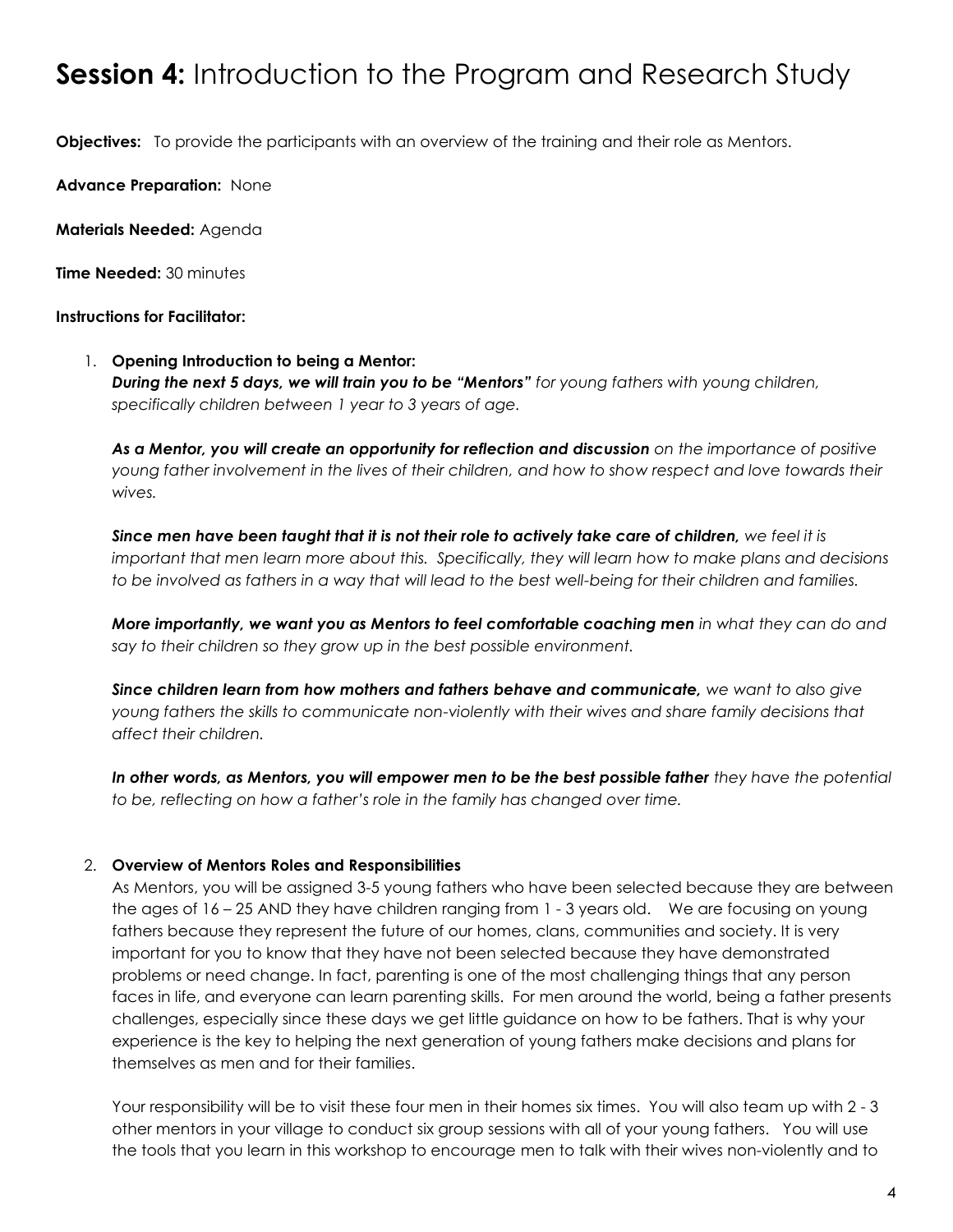# **Session 4:** Introduction to the Program and Research Study

**Objectives:** To provide the participants with an overview of the training and their role as Mentors.

**Advance Preparation:** None

**Materials Needed:** Agenda

**Time Needed:** 30 minutes

**Instructions for Facilitator:**

1. **Opening Introduction to being a Mentor:**
   ***During the next 5 days, we will train you to be "Mentors"*** *for young fathers with young children, specifically children between 1 year to 3 years of age.*

   ***As a Mentor, you will create an opportunity for reflection and discussion*** *on the importance of positive young father involvement in the lives of their children, and how to show respect and love towards their wives.*

   ***Since men have been taught that it is not their role to actively take care of children,*** *we feel it is important that men learn more about this. Specifically, they will learn how to make plans and decisions to be involved as fathers in a way that will lead to the best well-being for their children and families.*

   ***More importantly, we want you as Mentors to feel comfortable coaching men*** *in what they can do and say to their children so they grow up in the best possible environment.*

   ***Since children learn from how mothers and fathers behave and communicate,*** *we want to also give young fathers the skills to communicate non-violently with their wives and share family decisions that affect their children.*

   ***In other words, as Mentors, you will empower men to be the best possible father*** *they have the potential to be, reflecting on how a father's role in the family has changed over time.*

2. **Overview of Mentors Roles and Responsibilities**
   As Mentors, you will be assigned 3-5 young fathers who have been selected because they are between the ages of 16 – 25 AND they have children ranging from 1 - 3 years old. We are focusing on young fathers because they represent the future of our homes, clans, communities and society. It is very important for you to know that they have not been selected because they have demonstrated problems or need change. In fact, parenting is one of the most challenging things that any person faces in life, and everyone can learn parenting skills. For men around the world, being a father presents challenges, especially since these days we get little guidance on how to be fathers. That is why your experience is the key to helping the next generation of young fathers make decisions and plans for themselves as men and for their families.

   Your responsibility will be to visit these four men in their homes six times. You will also team up with 2 - 3 other mentors in your village to conduct six group sessions with all of your young fathers. You will use the tools that you learn in this workshop to encourage men to talk with their wives non-violently and to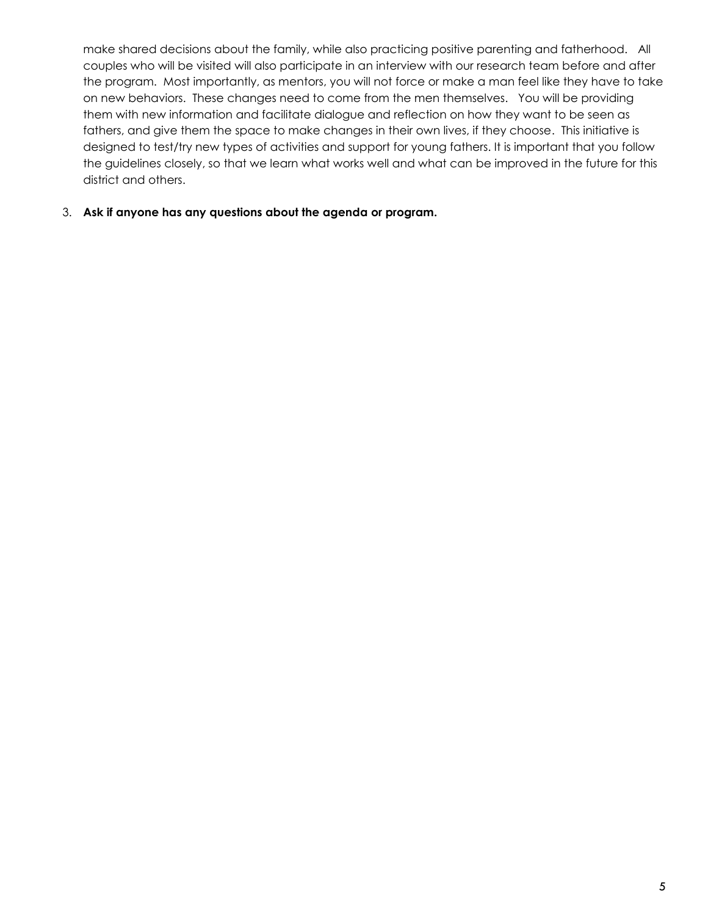make shared decisions about the family, while also practicing positive parenting and fatherhood. All couples who will be visited will also participate in an interview with our research team before and after the program. Most importantly, as mentors, you will not force or make a man feel like they have to take on new behaviors. These changes need to come from the men themselves. You will be providing them with new information and facilitate dialogue and reflection on how they want to be seen as fathers, and give them the space to make changes in their own lives, if they choose. This initiative is designed to test/try new types of activities and support for young fathers. It is important that you follow the guidelines closely, so that we learn what works well and what can be improved in the future for this district and others.

3. **Ask if anyone has any questions about the agenda or program.**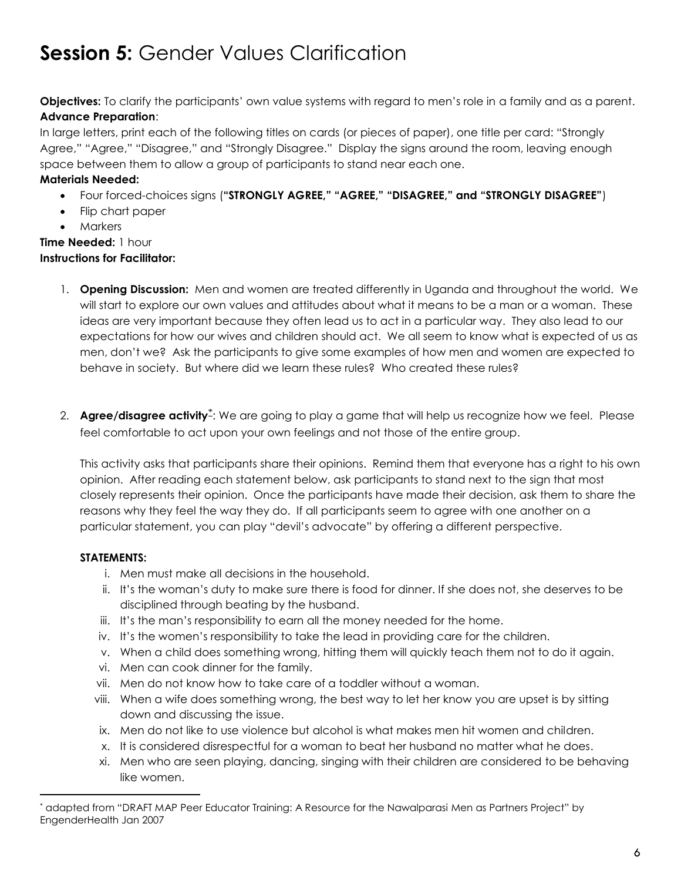# **Session 5:** Gender Values Clarification

**Objectives:** To clarify the participants' own value systems with regard to men's role in a family and as a parent.

**Advance Preparation**:

In large letters, print each of the following titles on cards (or pieces of paper), one title per card: "Strongly Agree," "Agree," "Disagree," and "Strongly Disagree." Display the signs around the room, leaving enough space between them to allow a group of participants to stand near each one.

**Materials Needed:**

- Four forced-choices signs (**"STRONGLY AGREE," "AGREE," "DISAGREE," and "STRONGLY DISAGREE"**)
- Flip chart paper
- Markers

**Time Needed:** 1 hour

**Instructions for Facilitator:**

1. **Opening Discussion:** Men and women are treated differently in Uganda and throughout the world. We will start to explore our own values and attitudes about what it means to be a man or a woman. These ideas are very important because they often lead us to act in a particular way. They also lead to our expectations for how our wives and children should act. We all seem to know what is expected of us as men, don't we? Ask the participants to give some examples of how men and women are expected to behave in society. But where did we learn these rules? Who created these rules?

2. **Agree/disagree activity**[*]: We are going to play a game that will help us recognize how we feel. Please feel comfortable to act upon your own feelings and not those of the entire group.

   This activity asks that participants share their opinions. Remind them that everyone has a right to his own opinion. After reading each statement below, ask participants to stand next to the sign that most closely represents their opinion. Once the participants have made their decision, ask them to share the reasons why they feel the way they do. If all participants seem to agree with one another on a particular statement, you can play "devil's advocate" by offering a different perspective.

   **STATEMENTS:**

   i. Men must make all decisions in the household.
   ii. It's the woman's duty to make sure there is food for dinner. If she does not, she deserves to be disciplined through beating by the husband.
   iii. It's the man's responsibility to earn all the money needed for the home.
   iv. It's the women's responsibility to take the lead in providing care for the children.
   v. When a child does something wrong, hitting them will quickly teach them not to do it again.
   vi. Men can cook dinner for the family.
   vii. Men do not know how to take care of a toddler without a woman.
   viii. When a wife does something wrong, the best way to let her know you are upset is by sitting down and discussing the issue.
   ix. Men do not like to use violence but alcohol is what makes men hit women and children.
   x. It is considered disrespectful for a woman to beat her husband no matter what he does.
   xi. Men who are seen playing, dancing, singing with their children are considered to be behaving like women.

---

[*] adapted from "DRAFT MAP Peer Educator Training: A Resource for the Nawalparasi Men as Partners Project" by EngenderHealth Jan 2007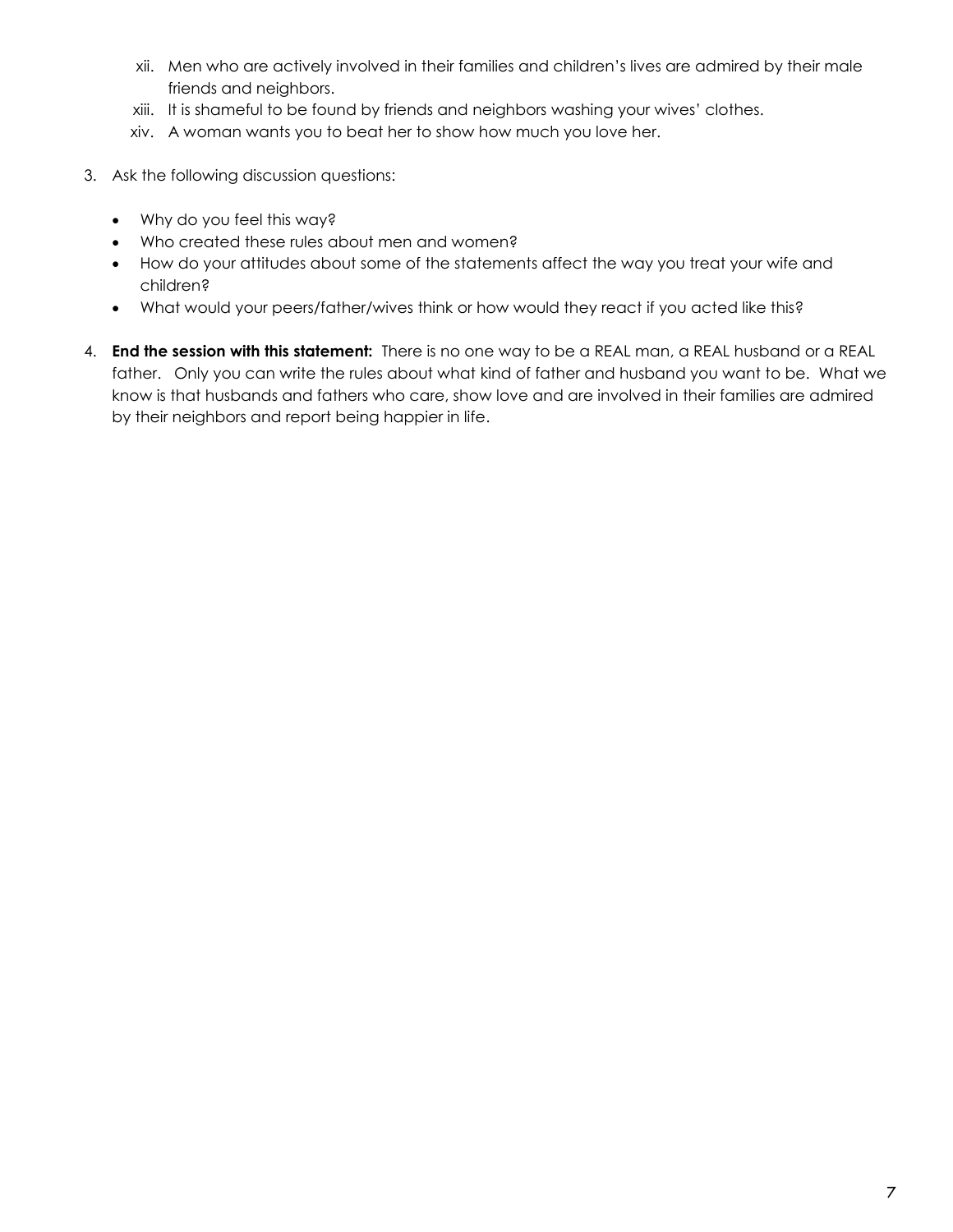xii. Men who are actively involved in their families and children's lives are admired by their male friends and neighbors.
xiii. It is shameful to be found by friends and neighbors washing your wives' clothes.
xiv. A woman wants you to beat her to show how much you love her.

3. Ask the following discussion questions:

   - Why do you feel this way?
   - Who created these rules about men and women?
   - How do your attitudes about some of the statements affect the way you treat your wife and children?
   - What would your peers/father/wives think or how would they react if you acted like this?

4. **End the session with this statement:** There is no one way to be a REAL man, a REAL husband or a REAL father. Only you can write the rules about what kind of father and husband you want to be. What we know is that husbands and fathers who care, show love and are involved in their families are admired by their neighbors and report being happier in life.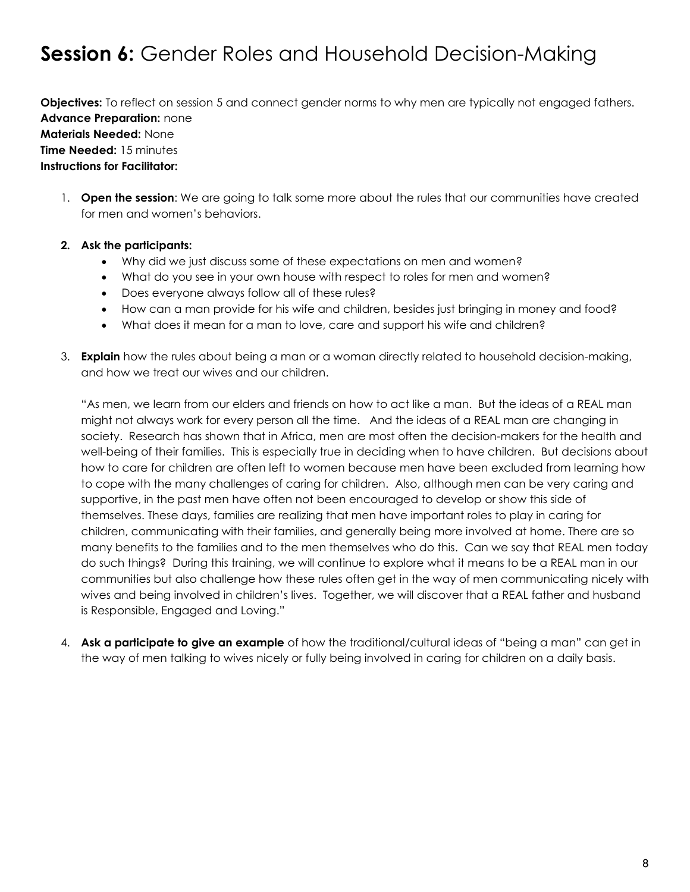# **Session 6:** Gender Roles and Household Decision-Making

**Objectives:** To reflect on session 5 and connect gender norms to why men are typically not engaged fathers.
**Advance Preparation:** none
**Materials Needed:** None
**Time Needed:** 15 minutes
**Instructions for Facilitator:**

1. **Open the session**: We are going to talk some more about the rules that our communities have created for men and women's behaviors.

2. **Ask the participants:**
   - Why did we just discuss some of these expectations on men and women?
   - What do you see in your own house with respect to roles for men and women?
   - Does everyone always follow all of these rules?
   - How can a man provide for his wife and children, besides just bringing in money and food?
   - What does it mean for a man to love, care and support his wife and children?

3. **Explain** how the rules about being a man or a woman directly related to household decision-making, and how we treat our wives and our children.

   "As men, we learn from our elders and friends on how to act like a man. But the ideas of a REAL man might not always work for every person all the time. And the ideas of a REAL man are changing in society. Research has shown that in Africa, men are most often the decision-makers for the health and well-being of their families. This is especially true in deciding when to have children. But decisions about how to care for children are often left to women because men have been excluded from learning how to cope with the many challenges of caring for children. Also, although men can be very caring and supportive, in the past men have often not been encouraged to develop or show this side of themselves. These days, families are realizing that men have important roles to play in caring for children, communicating with their families, and generally being more involved at home. There are so many benefits to the families and to the men themselves who do this. Can we say that REAL men today do such things? During this training, we will continue to explore what it means to be a REAL man in our communities but also challenge how these rules often get in the way of men communicating nicely with wives and being involved in children's lives. Together, we will discover that a REAL father and husband is Responsible, Engaged and Loving."

4. **Ask a participate to give an example** of how the traditional/cultural ideas of "being a man" can get in the way of men talking to wives nicely or fully being involved in caring for children on a daily basis.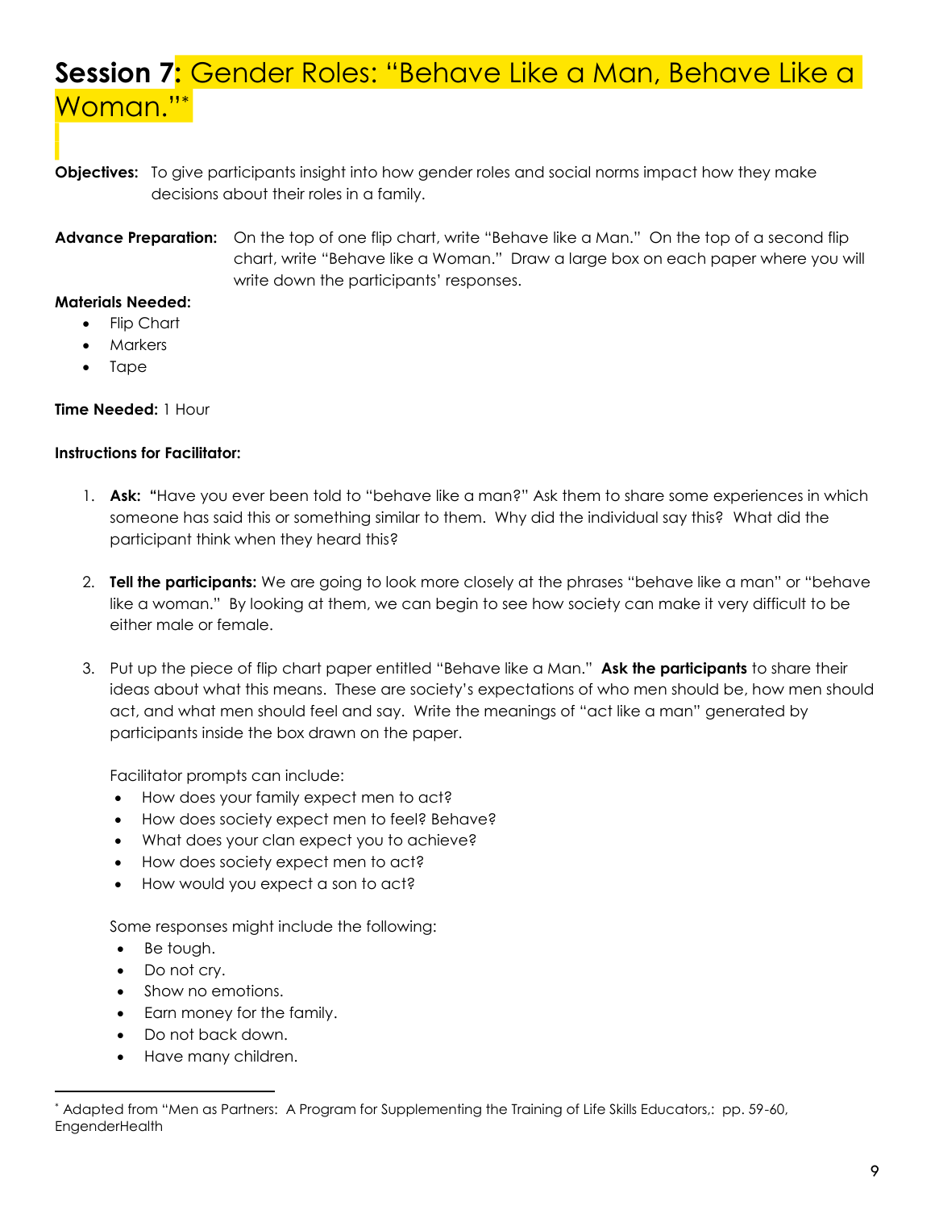# Session 7: Gender Roles: "Behave Like a Man, Behave Like a Woman."*

**Objectives:** To give participants insight into how gender roles and social norms impact how they make decisions about their roles in a family.

**Advance Preparation:** On the top of one flip chart, write "Behave like a Man." On the top of a second flip chart, write "Behave like a Woman." Draw a large box on each paper where you will write down the participants' responses.

**Materials Needed:**

- Flip Chart
- Markers
- Tape

**Time Needed:** 1 Hour

**Instructions for Facilitator:**

1. **Ask: "**Have you ever been told to "behave like a man?" Ask them to share some experiences in which someone has said this or something similar to them. Why did the individual say this? What did the participant think when they heard this?

2. **Tell the participants:** We are going to look more closely at the phrases "behave like a man" or "behave like a woman." By looking at them, we can begin to see how society can make it very difficult to be either male or female.

3. Put up the piece of flip chart paper entitled "Behave like a Man." **Ask the participants** to share their ideas about what this means. These are society's expectations of who men should be, how men should act, and what men should feel and say. Write the meanings of "act like a man" generated by participants inside the box drawn on the paper.

   Facilitator prompts can include:
   - How does your family expect men to act?
   - How does society expect men to feel? Behave?
   - What does your clan expect you to achieve?
   - How does society expect men to act?
   - How would you expect a son to act?

   Some responses might include the following:
   - Be tough.
   - Do not cry.
   - Show no emotions.
   - Earn money for the family.
   - Do not back down.
   - Have many children.

---

* Adapted from "Men as Partners: A Program for Supplementing the Training of Life Skills Educators,: pp. 59-60, EngenderHealth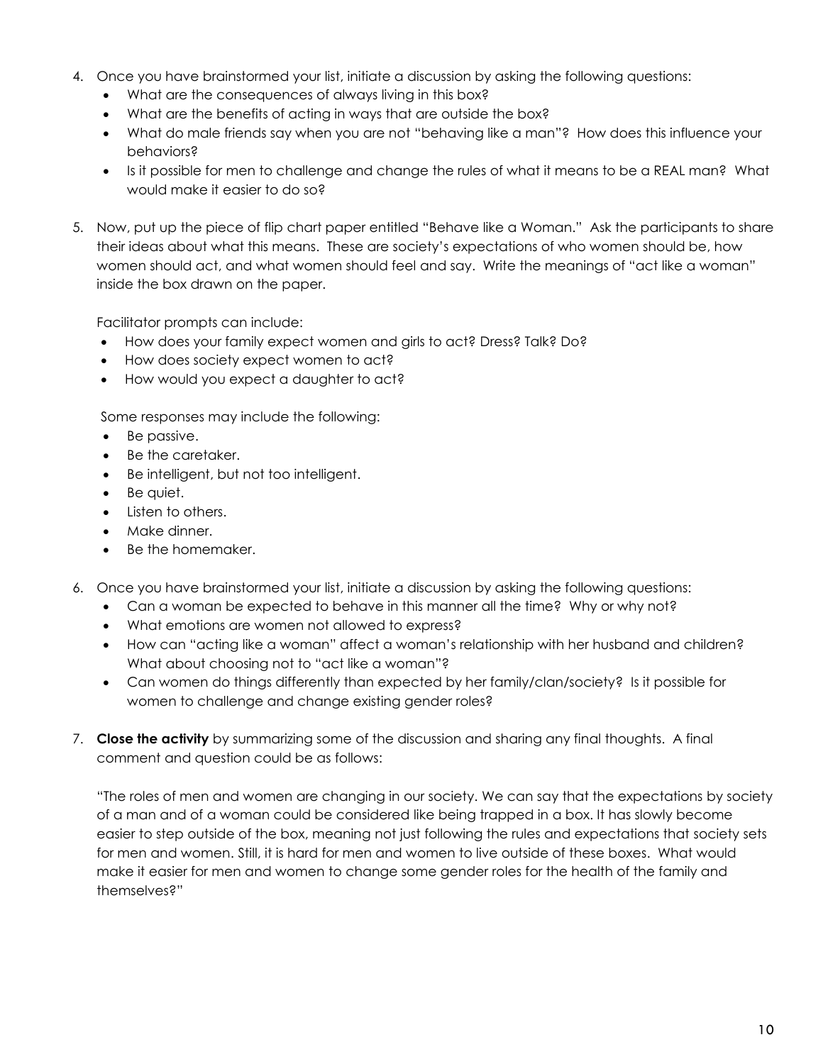4. Once you have brainstormed your list, initiate a discussion by asking the following questions:
   - What are the consequences of always living in this box?
   - What are the benefits of acting in ways that are outside the box?
   - What do male friends say when you are not "behaving like a man"? How does this influence your behaviors?
   - Is it possible for men to challenge and change the rules of what it means to be a REAL man? What would make it easier to do so?

5. Now, put up the piece of flip chart paper entitled "Behave like a Woman." Ask the participants to share their ideas about what this means. These are society's expectations of who women should be, how women should act, and what women should feel and say. Write the meanings of "act like a woman" inside the box drawn on the paper.

   Facilitator prompts can include:
   - How does your family expect women and girls to act? Dress? Talk? Do?
   - How does society expect women to act?
   - How would you expect a daughter to act?

   Some responses may include the following:
   - Be passive.
   - Be the caretaker.
   - Be intelligent, but not too intelligent.
   - Be quiet.
   - Listen to others.
   - Make dinner.
   - Be the homemaker.

6. Once you have brainstormed your list, initiate a discussion by asking the following questions:
   - Can a woman be expected to behave in this manner all the time? Why or why not?
   - What emotions are women not allowed to express?
   - How can "acting like a woman" affect a woman's relationship with her husband and children? What about choosing not to "act like a woman"?
   - Can women do things differently than expected by her family/clan/society? Is it possible for women to challenge and change existing gender roles?

7. **Close the activity** by summarizing some of the discussion and sharing any final thoughts. A final comment and question could be as follows:

   "The roles of men and women are changing in our society. We can say that the expectations by society of a man and of a woman could be considered like being trapped in a box. It has slowly become easier to step outside of the box, meaning not just following the rules and expectations that society sets for men and women. Still, it is hard for men and women to live outside of these boxes. What would make it easier for men and women to change some gender roles for the health of the family and themselves?"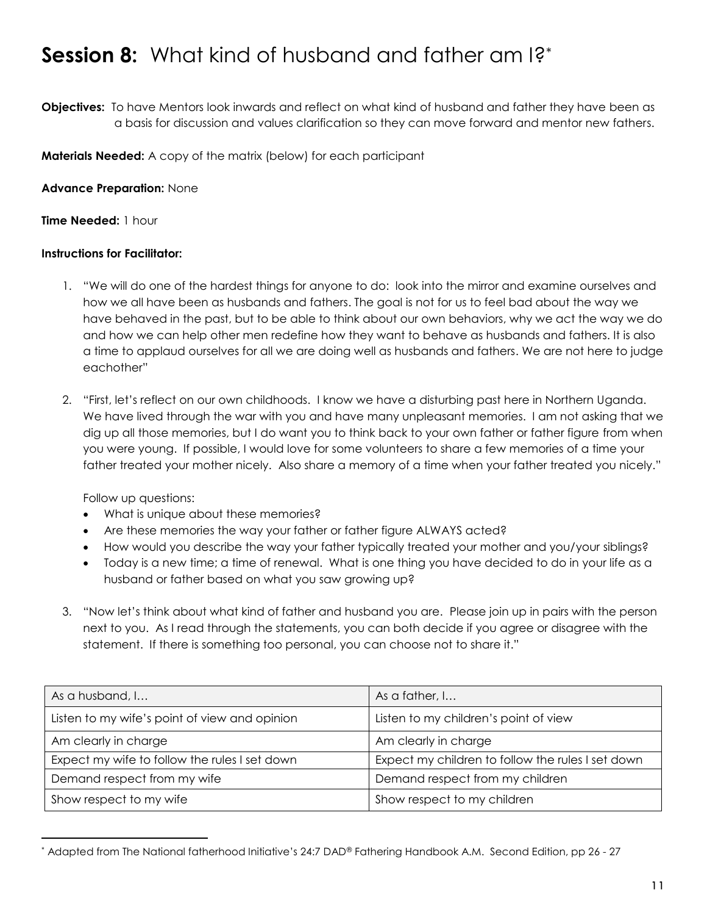# **Session 8:** What kind of husband and father am I?[*]

**Objectives:** To have Mentors look inwards and reflect on what kind of husband and father they have been as a basis for discussion and values clarification so they can move forward and mentor new fathers.

**Materials Needed:** A copy of the matrix (below) for each participant

**Advance Preparation:** None

**Time Needed:** 1 hour

**Instructions for Facilitator:**

1. "We will do one of the hardest things for anyone to do: look into the mirror and examine ourselves and how we all have been as husbands and fathers. The goal is not for us to feel bad about the way we have behaved in the past, but to be able to think about our own behaviors, why we act the way we do and how we can help other men redefine how they want to behave as husbands and fathers. It is also a time to applaud ourselves for all we are doing well as husbands and fathers. We are not here to judge eachother"

2. "First, let's reflect on our own childhoods. I know we have a disturbing past here in Northern Uganda. We have lived through the war with you and have many unpleasant memories. I am not asking that we dig up all those memories, but I do want you to think back to your own father or father figure from when you were young. If possible, I would love for some volunteers to share a few memories of a time your father treated your mother nicely. Also share a memory of a time when your father treated you nicely."

   Follow up questions:
   - What is unique about these memories?
   - Are these memories the way your father or father figure ALWAYS acted?
   - How would you describe the way your father typically treated your mother and you/your siblings?
   - Today is a new time; a time of renewal. What is one thing you have decided to do in your life as a husband or father based on what you saw growing up?

3. "Now let's think about what kind of father and husband you are. Please join up in pairs with the person next to you. As I read through the statements, you can both decide if you agree or disagree with the statement. If there is something too personal, you can choose not to share it."

| As a husband, I… | As a father, I… |
| --- | --- |
| Listen to my wife's point of view and opinion | Listen to my children's point of view |
| Am clearly in charge | Am clearly in charge |
| Expect my wife to follow the rules I set down | Expect my children to follow the rules I set down |
| Demand respect from my wife | Demand respect from my children |
| Show respect to my wife | Show respect to my children |

[*] Adapted from The National fatherhood Initiative's 24:7 DAD® Fathering Handbook A.M. Second Edition, pp 26 - 27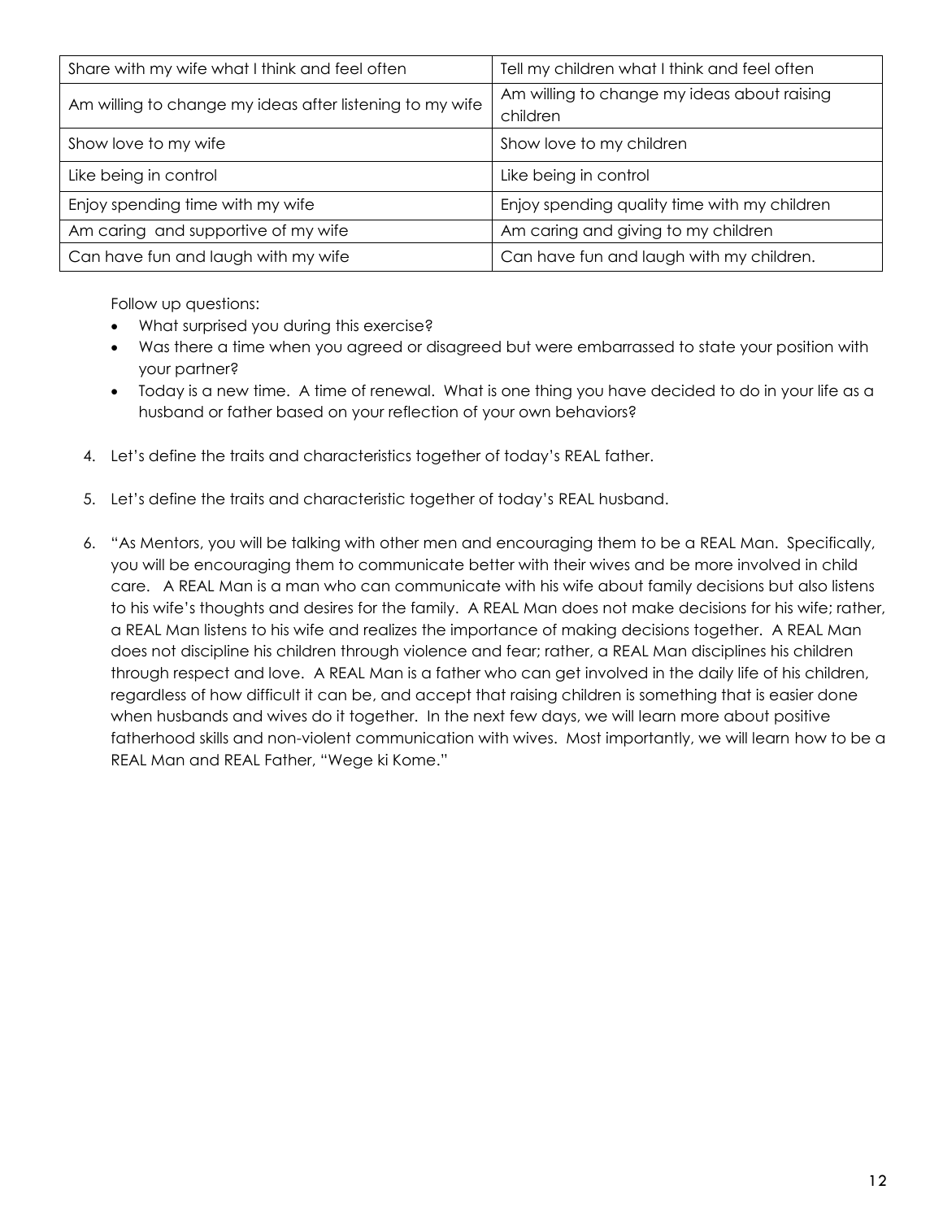| Share with my wife what I think and feel often | Tell my children what I think and feel often |
| --- | --- |
| Am willing to change my ideas after listening to my wife | Am willing to change my ideas about raising children |
| Show love to my wife | Show love to my children |
| Like being in control | Like being in control |
| Enjoy spending time with my wife | Enjoy spending quality time with my children |
| Am caring and supportive of my wife | Am caring and giving to my children |
| Can have fun and laugh with my wife | Can have fun and laugh with my children. |

Follow up questions:

- What surprised you during this exercise?
- Was there a time when you agreed or disagreed but were embarrassed to state your position with your partner?
- Today is a new time. A time of renewal. What is one thing you have decided to do in your life as a husband or father based on your reflection of your own behaviors?

4. Let's define the traits and characteristics together of today's REAL father.

5. Let's define the traits and characteristic together of today's REAL husband.

6. "As Mentors, you will be talking with other men and encouraging them to be a REAL Man. Specifically, you will be encouraging them to communicate better with their wives and be more involved in child care. A REAL Man is a man who can communicate with his wife about family decisions but also listens to his wife's thoughts and desires for the family. A REAL Man does not make decisions for his wife; rather, a REAL Man listens to his wife and realizes the importance of making decisions together. A REAL Man does not discipline his children through violence and fear; rather, a REAL Man disciplines his children through respect and love. A REAL Man is a father who can get involved in the daily life of his children, regardless of how difficult it can be, and accept that raising children is something that is easier done when husbands and wives do it together. In the next few days, we will learn more about positive fatherhood skills and non-violent communication with wives. Most importantly, we will learn how to be a REAL Man and REAL Father, "Wege ki Kome."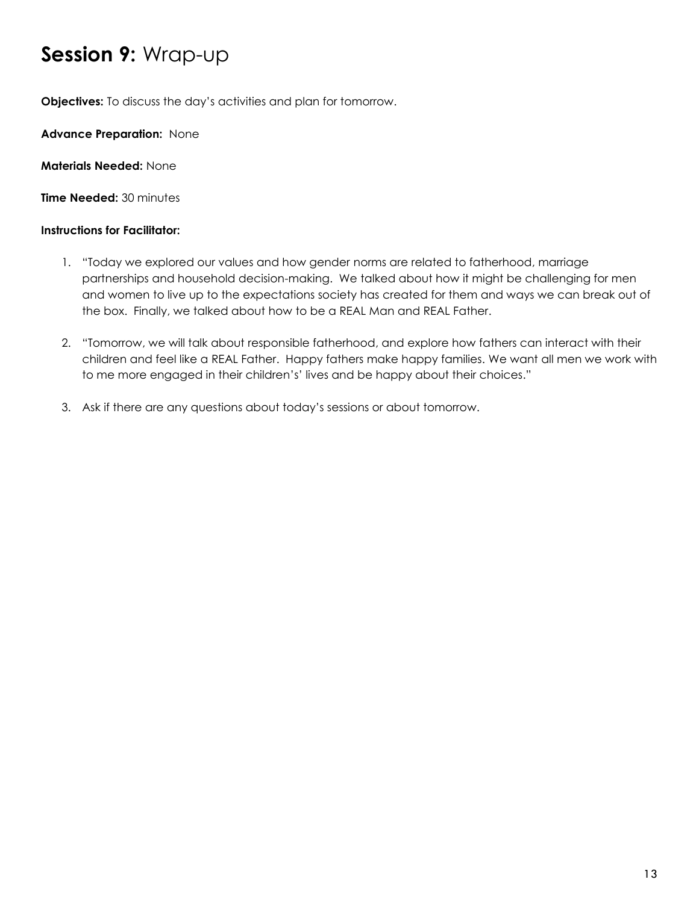# **Session 9:** Wrap-up

**Objectives:** To discuss the day's activities and plan for tomorrow.

**Advance Preparation:** None

**Materials Needed:** None

**Time Needed:** 30 minutes

**Instructions for Facilitator:**

1. "Today we explored our values and how gender norms are related to fatherhood, marriage partnerships and household decision-making. We talked about how it might be challenging for men and women to live up to the expectations society has created for them and ways we can break out of the box. Finally, we talked about how to be a REAL Man and REAL Father.

2. "Tomorrow, we will talk about responsible fatherhood, and explore how fathers can interact with their children and feel like a REAL Father. Happy fathers make happy families. We want all men we work with to me more engaged in their children's' lives and be happy about their choices."

3. Ask if there are any questions about today's sessions or about tomorrow.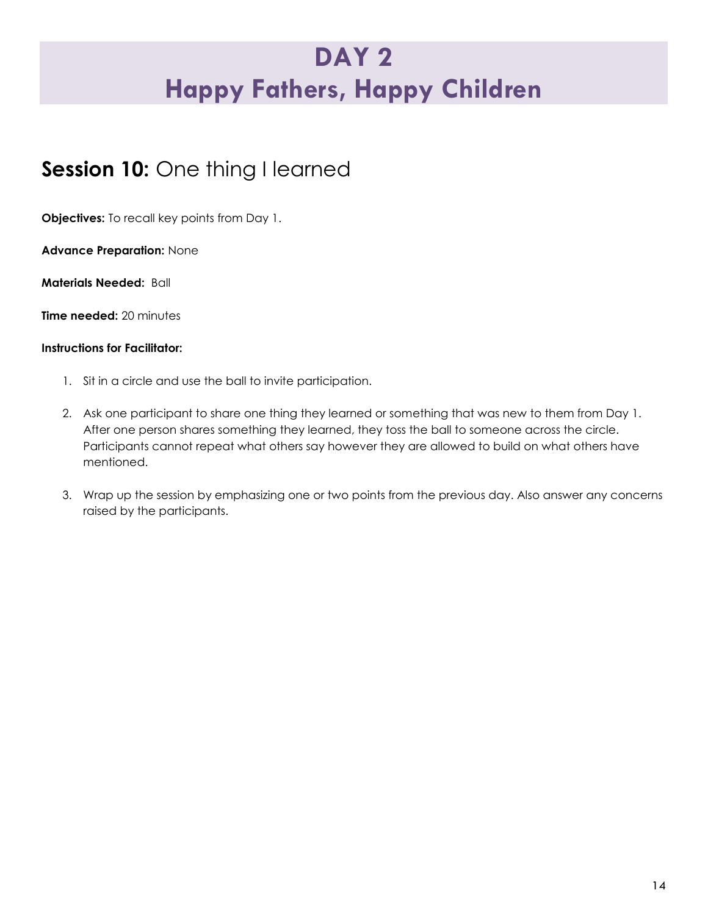# DAY 2
# Happy Fathers, Happy Children

## **Session 10:** One thing I learned

**Objectives:** To recall key points from Day 1.

**Advance Preparation:** None

**Materials Needed:** Ball

**Time needed:** 20 minutes

**Instructions for Facilitator:**

1. Sit in a circle and use the ball to invite participation.
2. Ask one participant to share one thing they learned or something that was new to them from Day 1. After one person shares something they learned, they toss the ball to someone across the circle. Participants cannot repeat what others say however they are allowed to build on what others have mentioned.
3. Wrap up the session by emphasizing one or two points from the previous day. Also answer any concerns raised by the participants.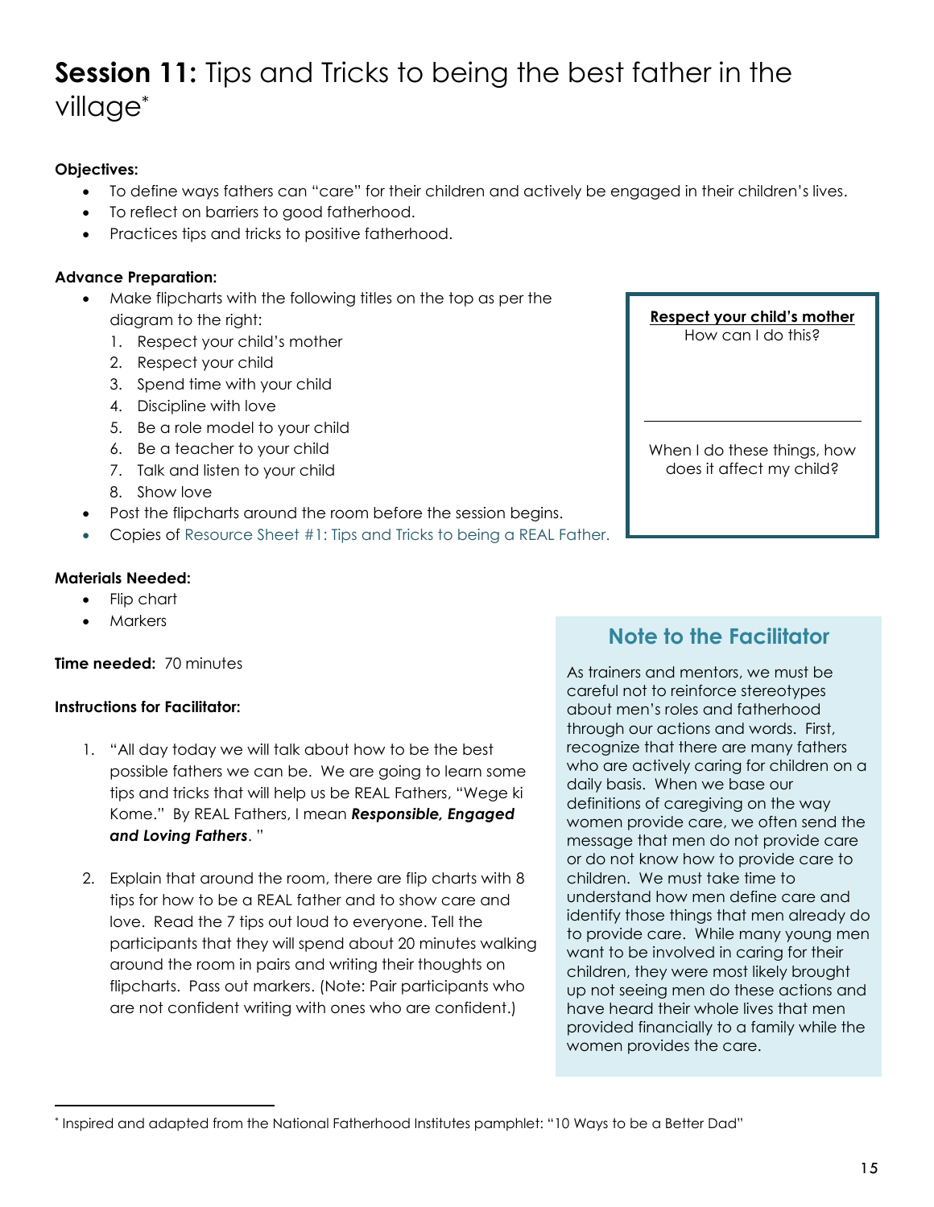# **Session 11:** Tips and Tricks to being the best father in the village[*]

**Objectives:**

- To define ways fathers can "care" for their children and actively be engaged in their children's lives.
- To reflect on barriers to good fatherhood.
- Practices tips and tricks to positive fatherhood.

**Advance Preparation:**

- Make flipcharts with the following titles on the top as per the diagram to the right:
  1. Respect your child's mother
  2. Respect your child
  3. Spend time with your child
  4. Discipline with love
  5. Be a role model to your child
  6. Be a teacher to your child
  7. Talk and listen to your child
  8. Show love
- Post the flipcharts around the room before the session begins.
- Copies of Resource Sheet #1: Tips and Tricks to being a REAL Father.

| <u>**Respect your child's mother**</u><br>How can I do this? |
|---|
| When I do these things, how does it affect my child? |

**Materials Needed:**

- Flip chart
- Markers

**Time needed:** 70 minutes

**Instructions for Facilitator:**

1. "All day today we will talk about how to be the best possible fathers we can be. We are going to learn some tips and tricks that will help us be REAL Fathers, "Wege ki Kome." By REAL Fathers, I mean ***Responsible, Engaged and Loving Fathers***. "

2. Explain that around the room, there are flip charts with 8 tips for how to be a REAL father and to show care and love. Read the 7 tips out loud to everyone. Tell the participants that they will spend about 20 minutes walking around the room in pairs and writing their thoughts on flipcharts. Pass out markers. (Note: Pair participants who are not confident writing with ones who are confident.)

### Note to the Facilitator

As trainers and mentors, we must be careful not to reinforce stereotypes about men's roles and fatherhood through our actions and words. First, recognize that there are many fathers who are actively caring for children on a daily basis. When we base our definitions of caregiving on the way women provide care, we often send the message that men do not provide care or do not know how to provide care to children. We must take time to understand how men define care and identify those things that men already do to provide care. While many young men want to be involved in caring for their children, they were most likely brought up not seeing men do these actions and have heard their whole lives that men provided financially to a family while the women provides the care.

---

[*] Inspired and adapted from the National Fatherhood Institutes pamphlet: "10 Ways to be a Better Dad"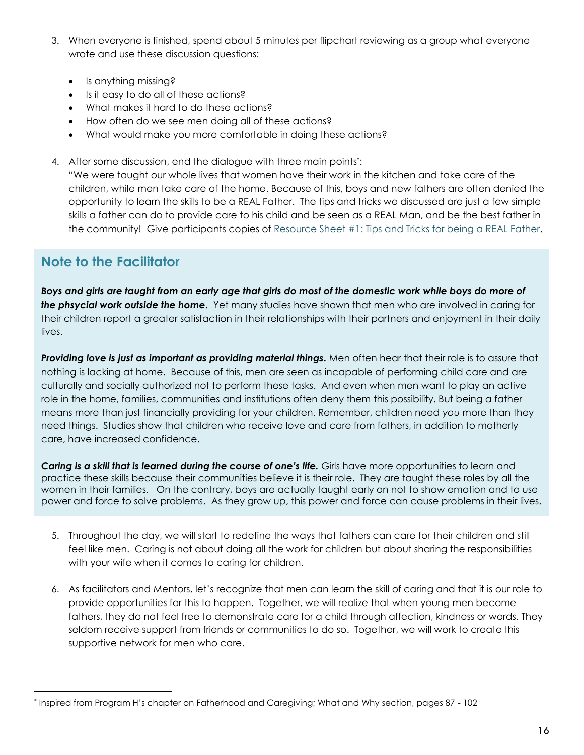3. When everyone is finished, spend about 5 minutes per flipchart reviewing as a group what everyone wrote and use these discussion questions:

   - Is anything missing?
   - Is it easy to do all of these actions?
   - What makes it hard to do these actions?
   - How often do we see men doing all of these actions?
   - What would make you more comfortable in doing these actions?

4. After some discussion, end the dialogue with three main points*:
   "We were taught our whole lives that women have their work in the kitchen and take care of the children, while men take care of the home. Because of this, boys and new fathers are often denied the opportunity to learn the skills to be a REAL Father. The tips and tricks we discussed are just a few simple skills a father can do to provide care to his child and be seen as a REAL Man, and be the best father in the community! Give participants copies of Resource Sheet #1: Tips and Tricks for being a REAL Father.

## Note to the Facilitator

***Boys and girls are taught from an early age that girls do most of the domestic work while boys do more of the phsycial work outside the home.*** Yet many studies have shown that men who are involved in caring for their children report a greater satisfaction in their relationships with their partners and enjoyment in their daily lives.

***Providing love is just as important as providing material things.*** Men often hear that their role is to assure that nothing is lacking at home. Because of this, men are seen as incapable of performing child care and are culturally and socially authorized not to perform these tasks. And even when men want to play an active role in the home, families, communities and institutions often deny them this possibility. But being a father means more than just financially providing for your children. Remember, children need *you* more than they need things. Studies show that children who receive love and care from fathers, in addition to motherly care, have increased confidence.

***Caring is a skill that is learned during the course of one's life.*** Girls have more opportunities to learn and practice these skills because their communities believe it is their role. They are taught these roles by all the women in their families. On the contrary, boys are actually taught early on not to show emotion and to use power and force to solve problems. As they grow up, this power and force can cause problems in their lives.

5. Throughout the day, we will start to redefine the ways that fathers can care for their children and still feel like men. Caring is not about doing all the work for children but about sharing the responsibilities with your wife when it comes to caring for children.

6. As facilitators and Mentors, let's recognize that men can learn the skill of caring and that it is our role to provide opportunities for this to happen. Together, we will realize that when young men become fathers, they do not feel free to demonstrate care for a child through affection, kindness or words. They seldom receive support from friends or communities to do so. Together, we will work to create this supportive network for men who care.

---

* Inspired from Program H's chapter on Fatherhood and Caregiving; What and Why section, pages 87 - 102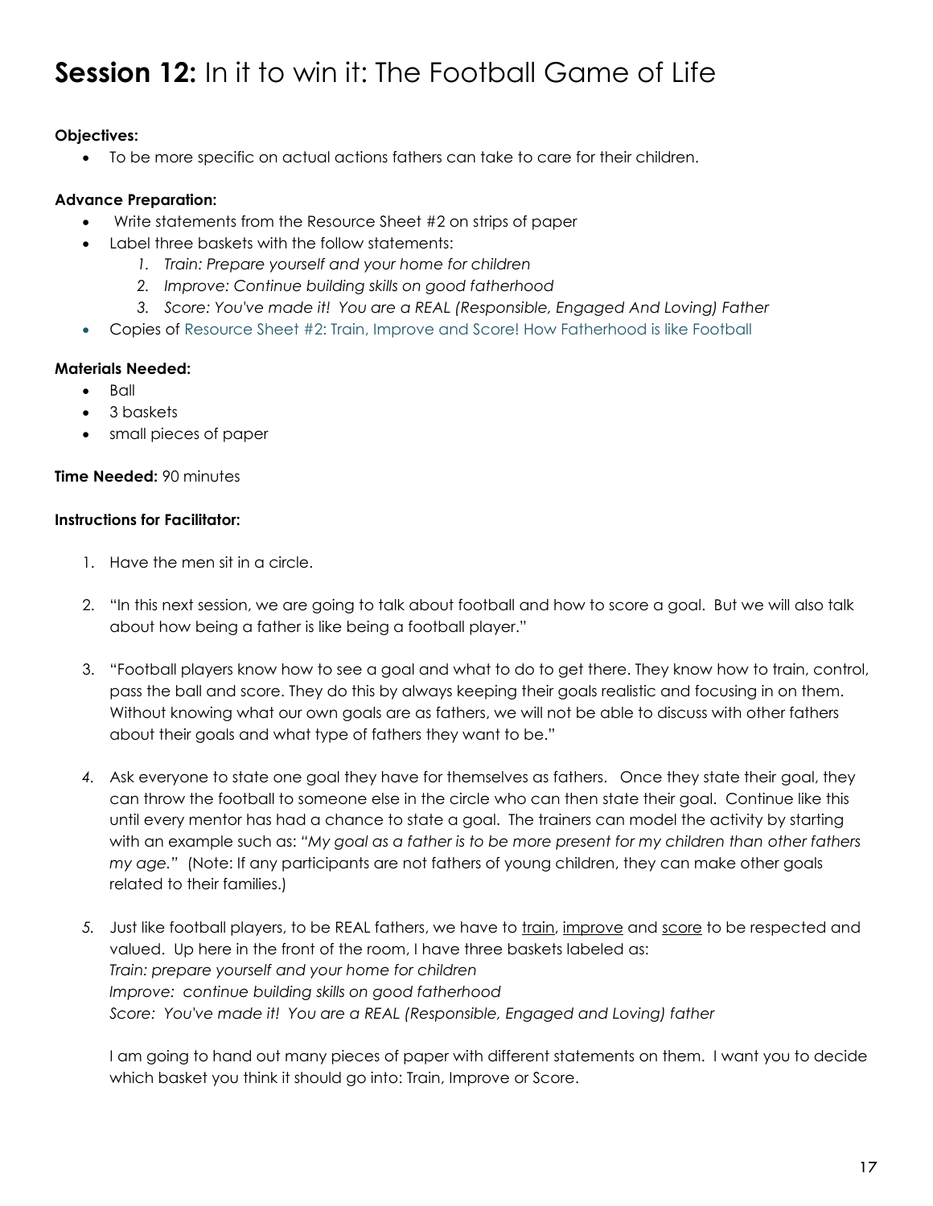# **Session 12:** In it to win it: The Football Game of Life

**Objectives:**

- To be more specific on actual actions fathers can take to care for their children.

**Advance Preparation:**

- Write statements from the Resource Sheet #2 on strips of paper
- Label three baskets with the follow statements:
    1. *Train: Prepare yourself and your home for children*
    2. *Improve: Continue building skills on good fatherhood*
    3. *Score: You've made it! You are a REAL (Responsible, Engaged And Loving) Father*
- Copies of Resource Sheet #2: Train, Improve and Score! How Fatherhood is like Football

**Materials Needed:**

- Ball
- 3 baskets
- small pieces of paper

**Time Needed:** 90 minutes

**Instructions for Facilitator:**

1. Have the men sit in a circle.

2. "In this next session, we are going to talk about football and how to score a goal. But we will also talk about how being a father is like being a football player."

3. "Football players know how to see a goal and what to do to get there. They know how to train, control, pass the ball and score. They do this by always keeping their goals realistic and focusing in on them. Without knowing what our own goals are as fathers, we will not be able to discuss with other fathers about their goals and what type of fathers they want to be."

4. Ask everyone to state one goal they have for themselves as fathers. Once they state their goal, they can throw the football to someone else in the circle who can then state their goal. Continue like this until every mentor has had a chance to state a goal. The trainers can model the activity by starting with an example such as: *"My goal as a father is to be more present for my children than other fathers my age."* (Note: If any participants are not fathers of young children, they can make other goals related to their families.)

5. Just like football players, to be REAL fathers, we have to train, improve and score to be respected and valued. Up here in the front of the room, I have three baskets labeled as:
   *Train: prepare yourself and your home for children*
   *Improve: continue building skills on good fatherhood*
   *Score: You've made it! You are a REAL (Responsible, Engaged and Loving) father*

   I am going to hand out many pieces of paper with different statements on them. I want you to decide which basket you think it should go into: Train, Improve or Score.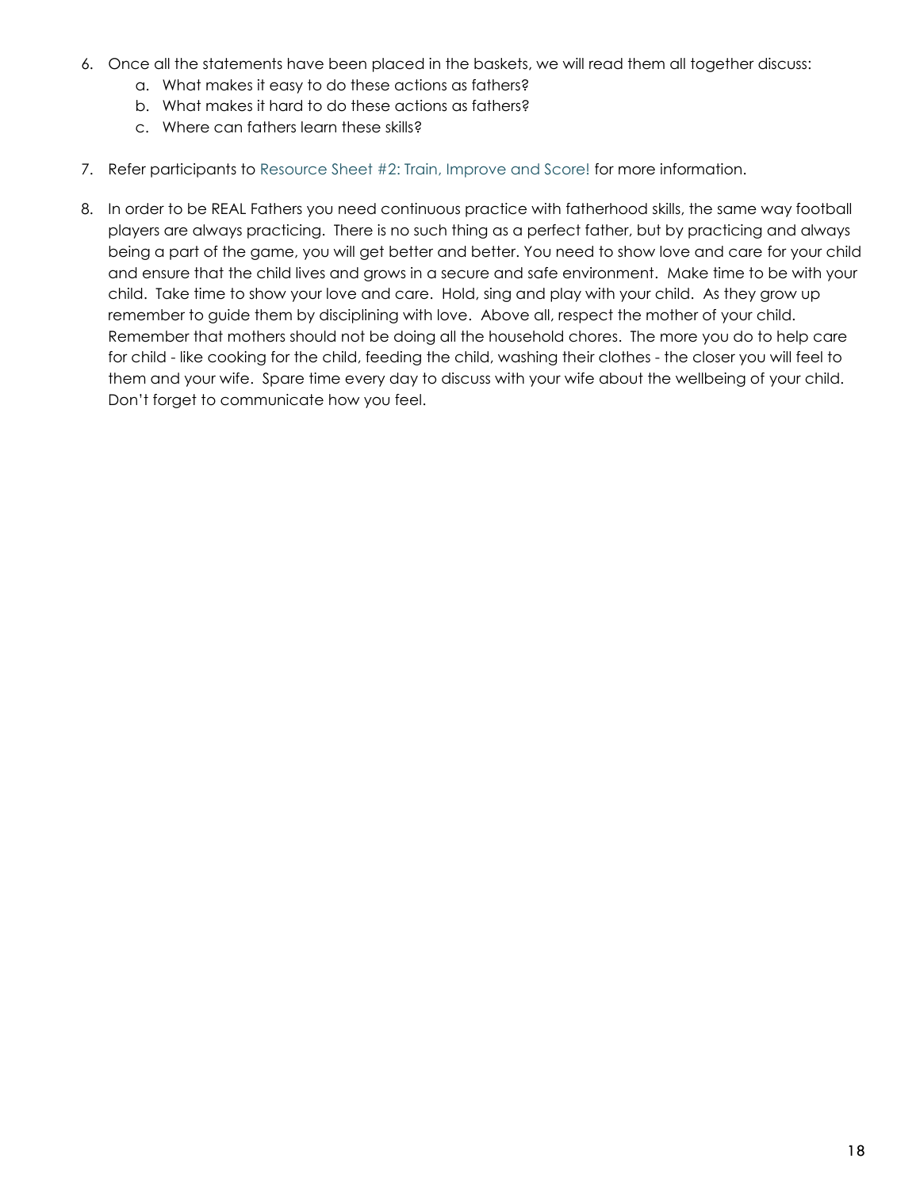6. Once all the statements have been placed in the baskets, we will read them all together discuss:
    a. What makes it easy to do these actions as fathers?
    b. What makes it hard to do these actions as fathers?
    c. Where can fathers learn these skills?

7. Refer participants to Resource Sheet #2: Train, Improve and Score! for more information.

8. In order to be REAL Fathers you need continuous practice with fatherhood skills, the same way football players are always practicing. There is no such thing as a perfect father, but by practicing and always being a part of the game, you will get better and better. You need to show love and care for your child and ensure that the child lives and grows in a secure and safe environment. Make time to be with your child. Take time to show your love and care. Hold, sing and play with your child. As they grow up remember to guide them by disciplining with love. Above all, respect the mother of your child. Remember that mothers should not be doing all the household chores. The more you do to help care for child - like cooking for the child, feeding the child, washing their clothes - the closer you will feel to them and your wife. Spare time every day to discuss with your wife about the wellbeing of your child. Don't forget to communicate how you feel.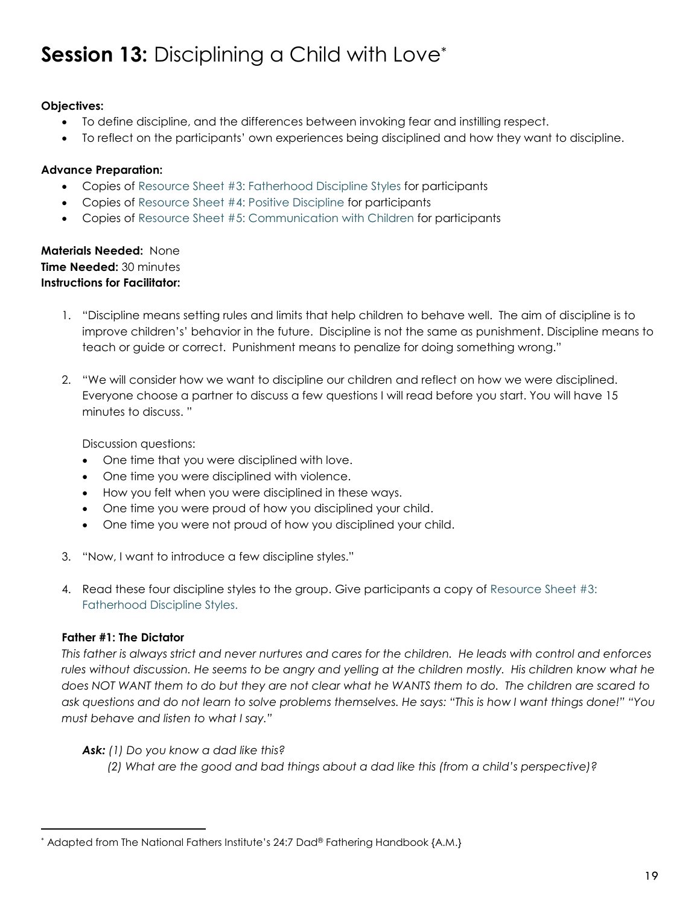# **Session 13:** Disciplining a Child with Love*

**Objectives:**

- To define discipline, and the differences between invoking fear and instilling respect.
- To reflect on the participants' own experiences being disciplined and how they want to discipline.

**Advance Preparation:**

- Copies of Resource Sheet #3: Fatherhood Discipline Styles for participants
- Copies of Resource Sheet #4: Positive Discipline for participants
- Copies of Resource Sheet #5: Communication with Children for participants

**Materials Needed:** None
**Time Needed:** 30 minutes
**Instructions for Facilitator:**

1. "Discipline means setting rules and limits that help children to behave well. The aim of discipline is to improve children's' behavior in the future. Discipline is not the same as punishment. Discipline means to teach or guide or correct. Punishment means to penalize for doing something wrong."

2. "We will consider how we want to discipline our children and reflect on how we were disciplined. Everyone choose a partner to discuss a few questions I will read before you start. You will have 15 minutes to discuss. "

   Discussion questions:
   - One time that you were disciplined with love.
   - One time you were disciplined with violence.
   - How you felt when you were disciplined in these ways.
   - One time you were proud of how you disciplined your child.
   - One time you were not proud of how you disciplined your child.

3. "Now, I want to introduce a few discipline styles."

4. Read these four discipline styles to the group. Give participants a copy of Resource Sheet #3: Fatherhood Discipline Styles.

**Father #1: The Dictator**

*This father is always strict and never nurtures and cares for the children. He leads with control and enforces rules without discussion. He seems to be angry and yelling at the children mostly. His children know what he does NOT WANT them to do but they are not clear what he WANTS them to do. The children are scared to ask questions and do not learn to solve problems themselves. He says: "This is how I want things done!" "You must behave and listen to what I say."*

***Ask:*** *(1) Do you know a dad like this?*
*(2) What are the good and bad things about a dad like this (from a child's perspective)?*

---

* Adapted from The National Fathers Institute's 24:7 Dad® Fathering Handbook {A.M.}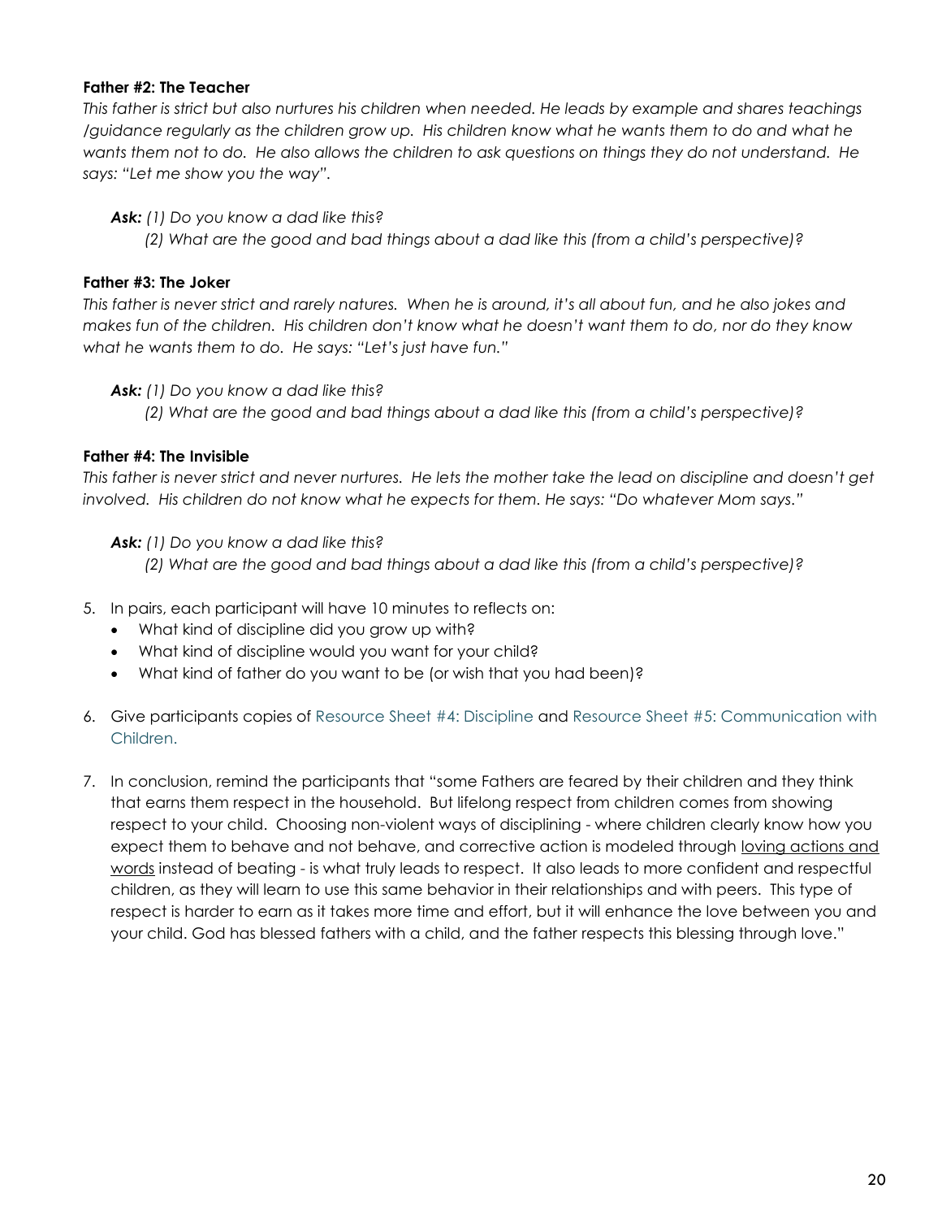**Father #2: The Teacher**

*This father is strict but also nurtures his children when needed. He leads by example and shares teachings /guidance regularly as the children grow up. His children know what he wants them to do and what he wants them not to do. He also allows the children to ask questions on things they do not understand. He says: "Let me show you the way".*

***Ask:*** *(1) Do you know a dad like this?*
*(2) What are the good and bad things about a dad like this (from a child's perspective)?*

**Father #3: The Joker**

*This father is never strict and rarely natures. When he is around, it's all about fun, and he also jokes and makes fun of the children. His children don't know what he doesn't want them to do, nor do they know what he wants them to do. He says: "Let's just have fun."*

***Ask:*** *(1) Do you know a dad like this?*
*(2) What are the good and bad things about a dad like this (from a child's perspective)?*

**Father #4: The Invisible**

*This father is never strict and never nurtures. He lets the mother take the lead on discipline and doesn't get involved. His children do not know what he expects for them. He says: "Do whatever Mom says."*

***Ask:*** *(1) Do you know a dad like this?*
*(2) What are the good and bad things about a dad like this (from a child's perspective)?*

5. In pairs, each participant will have 10 minutes to reflects on:
   - What kind of discipline did you grow up with?
   - What kind of discipline would you want for your child?
   - What kind of father do you want to be (or wish that you had been)?

6. Give participants copies of Resource Sheet #4: Discipline and Resource Sheet #5: Communication with Children.

7. In conclusion, remind the participants that "some Fathers are feared by their children and they think that earns them respect in the household. But lifelong respect from children comes from showing respect to your child. Choosing non-violent ways of disciplining - where children clearly know how you expect them to behave and not behave, and corrective action is modeled through loving actions and words instead of beating - is what truly leads to respect. It also leads to more confident and respectful children, as they will learn to use this same behavior in their relationships and with peers. This type of respect is harder to earn as it takes more time and effort, but it will enhance the love between you and your child. God has blessed fathers with a child, and the father respects this blessing through love."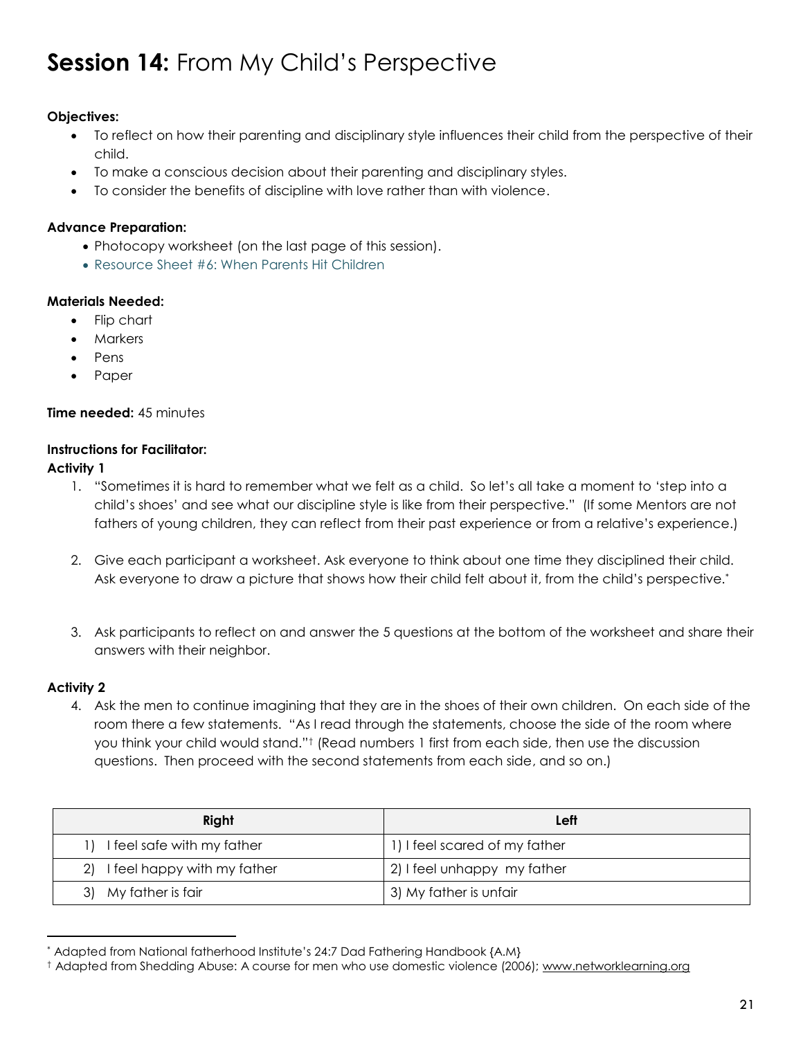# **Session 14:** From My Child's Perspective

**Objectives:**

- To reflect on how their parenting and disciplinary style influences their child from the perspective of their child.
- To make a conscious decision about their parenting and disciplinary styles.
- To consider the benefits of discipline with love rather than with violence.

**Advance Preparation:**

- Photocopy worksheet (on the last page of this session).
- Resource Sheet #6: When Parents Hit Children

**Materials Needed:**

- Flip chart
- Markers
- Pens
- Paper

**Time needed:** 45 minutes

**Instructions for Facilitator:**

**Activity 1**

1. "Sometimes it is hard to remember what we felt as a child. So let's all take a moment to 'step into a child's shoes' and see what our discipline style is like from their perspective." (If some Mentors are not fathers of young children, they can reflect from their past experience or from a relative's experience.)

2. Give each participant a worksheet. Ask everyone to think about one time they disciplined their child. Ask everyone to draw a picture that shows how their child felt about it, from the child's perspective.*

3. Ask participants to reflect on and answer the 5 questions at the bottom of the worksheet and share their answers with their neighbor.

**Activity 2**

4. Ask the men to continue imagining that they are in the shoes of their own children. On each side of the room there a few statements. "As I read through the statements, choose the side of the room where you think your child would stand."† (Read numbers 1 first from each side, then use the discussion questions. Then proceed with the second statements from each side, and so on.)

| Right | Left |
|---|---|
| 1) I feel safe with my father | 1) I feel scared of my father |
| 2) I feel happy with my father | 2) I feel unhappy my father |
| 3) My father is fair | 3) My father is unfair |

---

\* Adapted from National fatherhood Institute's 24:7 Dad Fathering Handbook {A.M}

† Adapted from Shedding Abuse: A course for men who use domestic violence (2006); www.networklearning.org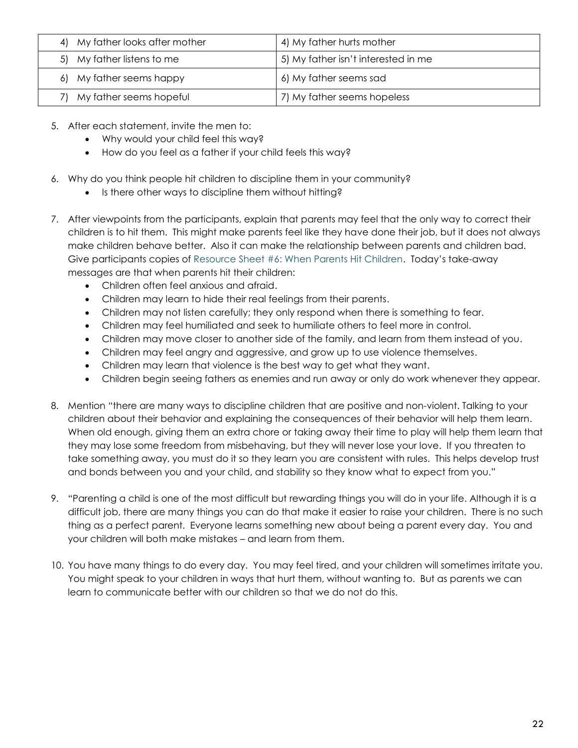| 4) My father looks after mother | 4) My father hurts mother |
|---|---|
| 5) My father listens to me | 5) My father isn't interested in me |
| 6) My father seems happy | 6) My father seems sad |
| 7) My father seems hopeful | 7) My father seems hopeless |

5. After each statement, invite the men to:
    - Why would your child feel this way?
    - How do you feel as a father if your child feels this way?

6. Why do you think people hit children to discipline them in your community?
    - Is there other ways to discipline them without hitting?

7. After viewpoints from the participants, explain that parents may feel that the only way to correct their children is to hit them. This might make parents feel like they have done their job, but it does not always make children behave better. Also it can make the relationship between parents and children bad. Give participants copies of Resource Sheet #6: When Parents Hit Children. Today's take-away messages are that when parents hit their children:
    - Children often feel anxious and afraid.
    - Children may learn to hide their real feelings from their parents.
    - Children may not listen carefully; they only respond when there is something to fear.
    - Children may feel humiliated and seek to humiliate others to feel more in control.
    - Children may move closer to another side of the family, and learn from them instead of you.
    - Children may feel angry and aggressive, and grow up to use violence themselves.
    - Children may learn that violence is the best way to get what they want.
    - Children begin seeing fathers as enemies and run away or only do work whenever they appear.

8. Mention "there are many ways to discipline children that are positive and non-violent. Talking to your children about their behavior and explaining the consequences of their behavior will help them learn. When old enough, giving them an extra chore or taking away their time to play will help them learn that they may lose some freedom from misbehaving, but they will never lose your love. If you threaten to take something away, you must do it so they learn you are consistent with rules. This helps develop trust and bonds between you and your child, and stability so they know what to expect from you."

9. "Parenting a child is one of the most difficult but rewarding things you will do in your life. Although it is a difficult job, there are many things you can do that make it easier to raise your children. There is no such thing as a perfect parent. Everyone learns something new about being a parent every day. You and your children will both make mistakes – and learn from them.

10. You have many things to do every day. You may feel tired, and your children will sometimes irritate you. You might speak to your children in ways that hurt them, without wanting to. But as parents we can learn to communicate better with our children so that we do not do this.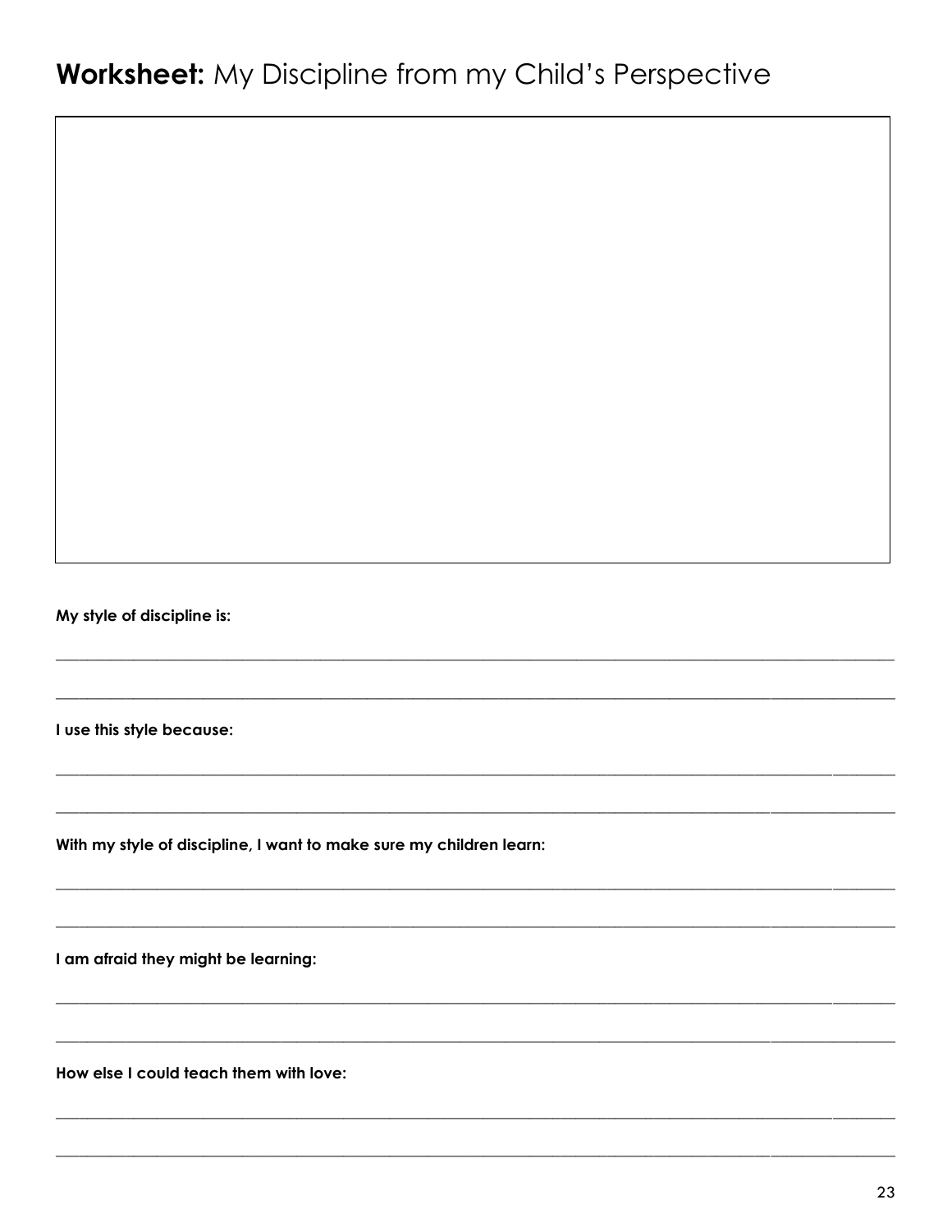# **Worksheet:** My Discipline from my Child's Perspective

**My style of discipline is:**

______________________________________________________________________________

______________________________________________________________________________

**I use this style because:**

______________________________________________________________________________

______________________________________________________________________________

**With my style of discipline, I want to make sure my children learn:**

______________________________________________________________________________

______________________________________________________________________________

**I am afraid they might be learning:**

______________________________________________________________________________

______________________________________________________________________________

**How else I could teach them with love:**

______________________________________________________________________________

______________________________________________________________________________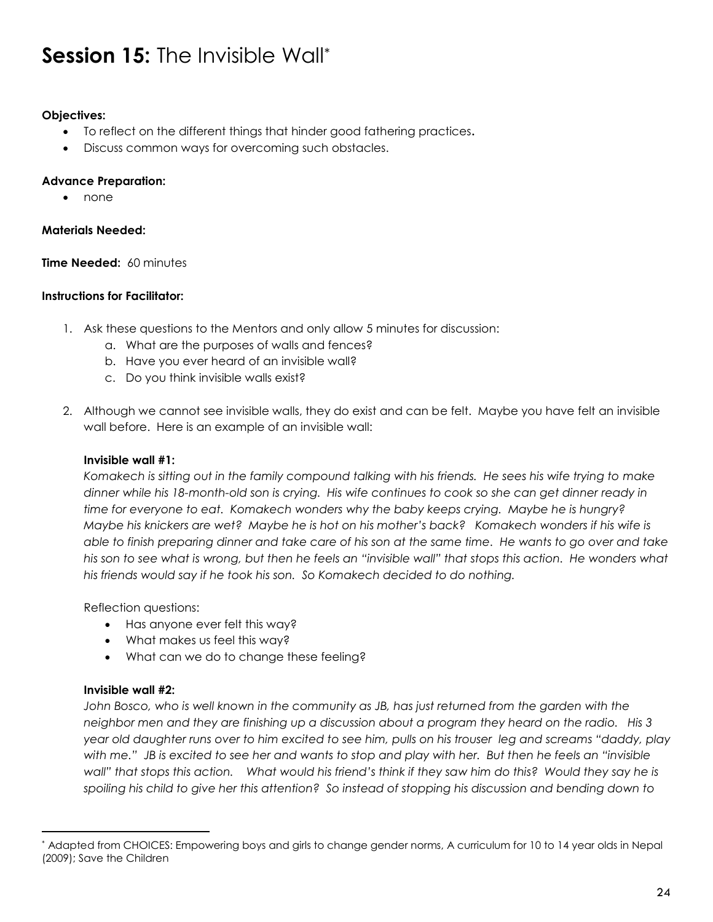# **Session 15:** The Invisible Wall*

**Objectives:**

- To reflect on the different things that hinder good fathering practices**.**
- Discuss common ways for overcoming such obstacles.

**Advance Preparation:**

- none

**Materials Needed:**

**Time Needed:** 60 minutes

**Instructions for Facilitator:**

1. Ask these questions to the Mentors and only allow 5 minutes for discussion:
   a. What are the purposes of walls and fences?
   b. Have you ever heard of an invisible wall?
   c. Do you think invisible walls exist?

2. Although we cannot see invisible walls, they do exist and can be felt. Maybe you have felt an invisible wall before. Here is an example of an invisible wall:

   **Invisible wall #1:**
   *Komakech is sitting out in the family compound talking with his friends. He sees his wife trying to make dinner while his 18-month-old son is crying. His wife continues to cook so she can get dinner ready in time for everyone to eat. Komakech wonders why the baby keeps crying. Maybe he is hungry? Maybe his knickers are wet? Maybe he is hot on his mother's back? Komakech wonders if his wife is able to finish preparing dinner and take care of his son at the same time. He wants to go over and take his son to see what is wrong, but then he feels an "invisible wall" that stops this action. He wonders what his friends would say if he took his son. So Komakech decided to do nothing.*

   Reflection questions:
   - Has anyone ever felt this way?
   - What makes us feel this way?
   - What can we do to change these feeling?

   **Invisible wall #2:**
   *John Bosco, who is well known in the community as JB, has just returned from the garden with the neighbor men and they are finishing up a discussion about a program they heard on the radio. His 3 year old daughter runs over to him excited to see him, pulls on his trouser leg and screams "daddy, play with me." JB is excited to see her and wants to stop and play with her. But then he feels an "invisible wall" that stops this action. What would his friend's think if they saw him do this? Would they say he is spoiling his child to give her this attention? So instead of stopping his discussion and bending down to*

---

\* Adapted from CHOICES: Empowering boys and girls to change gender norms, A curriculum for 10 to 14 year olds in Nepal (2009); Save the Children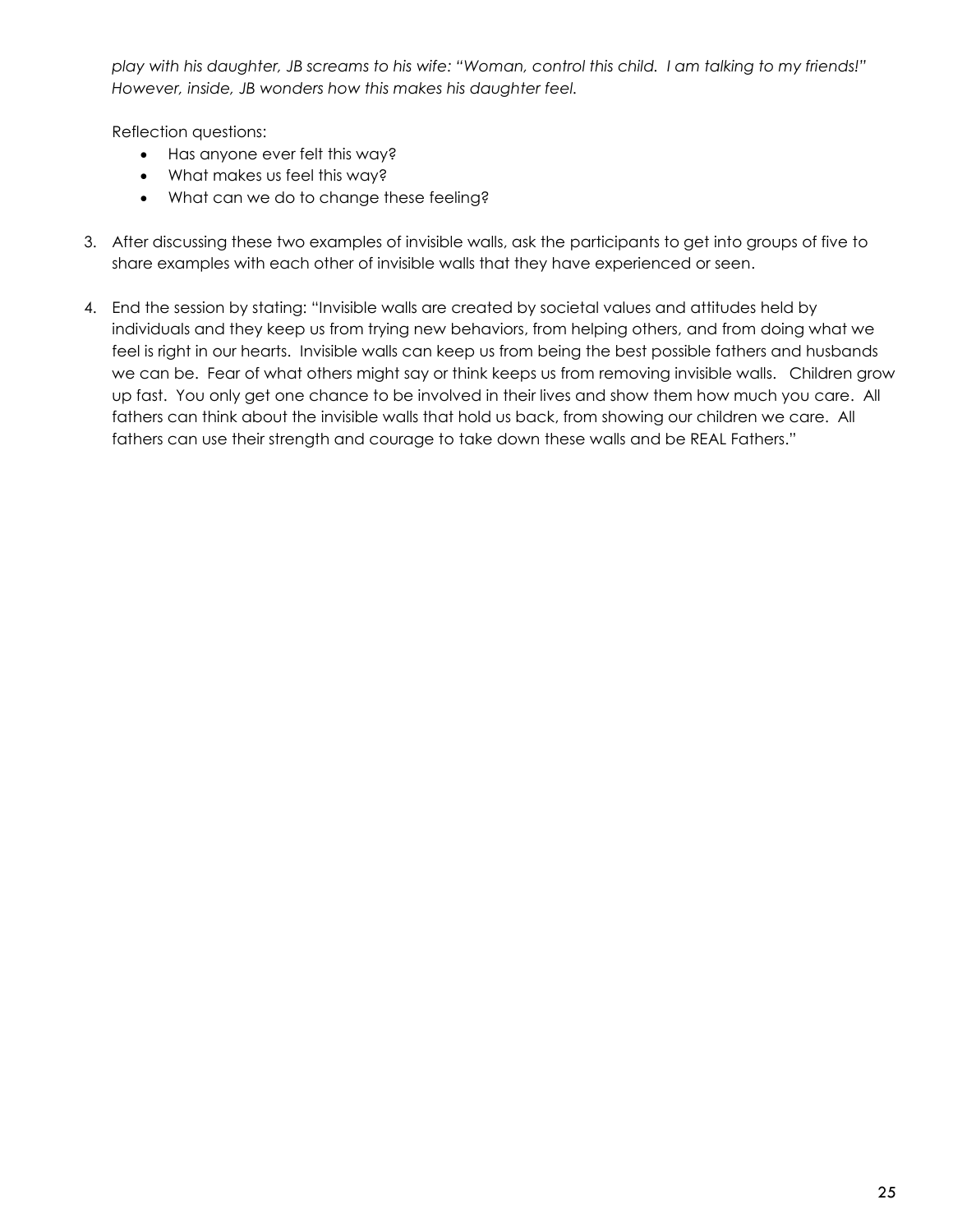*play with his daughter, JB screams to his wife: "Woman, control this child. I am talking to my friends!" However, inside, JB wonders how this makes his daughter feel.*

Reflection questions:

- Has anyone ever felt this way?
- What makes us feel this way?
- What can we do to change these feeling?

3. After discussing these two examples of invisible walls, ask the participants to get into groups of five to share examples with each other of invisible walls that they have experienced or seen.

4. End the session by stating: "Invisible walls are created by societal values and attitudes held by individuals and they keep us from trying new behaviors, from helping others, and from doing what we feel is right in our hearts. Invisible walls can keep us from being the best possible fathers and husbands we can be. Fear of what others might say or think keeps us from removing invisible walls. Children grow up fast. You only get one chance to be involved in their lives and show them how much you care. All fathers can think about the invisible walls that hold us back, from showing our children we care. All fathers can use their strength and courage to take down these walls and be REAL Fathers."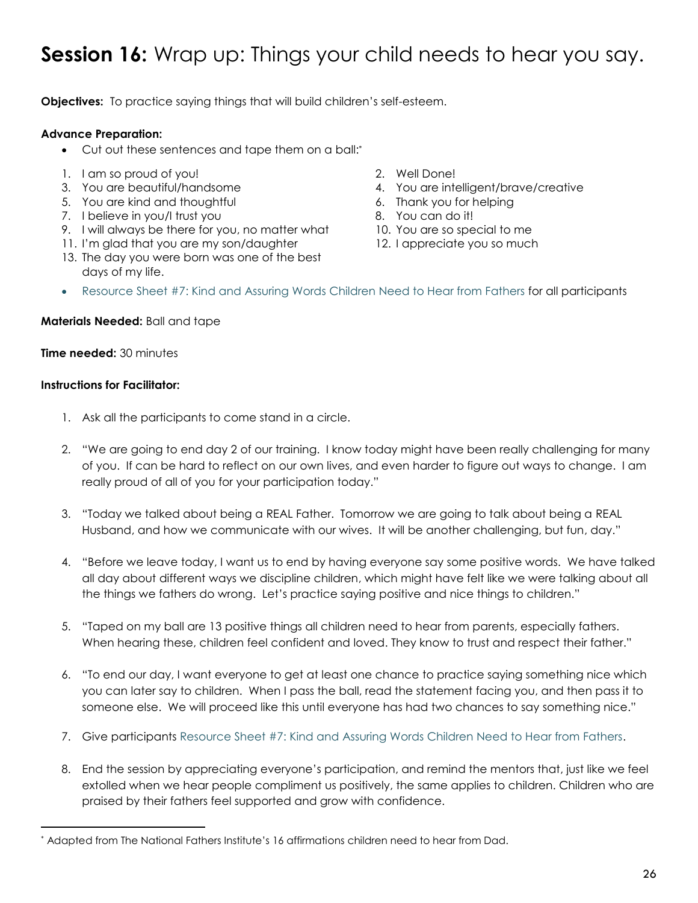# **Session 16:** Wrap up: Things your child needs to hear you say.

**Objectives:** To practice saying things that will build children's self-esteem.

**Advance Preparation:**

- Cut out these sentences and tape them on a ball:[*]

1. I am so proud of you!
2. Well Done!
3. You are beautiful/handsome
4. You are intelligent/brave/creative
5. You are kind and thoughtful
6. Thank you for helping
7. I believe in you/I trust you
8. You can do it!
9. I will always be there for you, no matter what
10. You are so special to me
11. I'm glad that you are my son/daughter
12. I appreciate you so much
13. The day you were born was one of the best days of my life.

- Resource Sheet #7: Kind and Assuring Words Children Need to Hear from Fathers for all participants

**Materials Needed:** Ball and tape

**Time needed:** 30 minutes

**Instructions for Facilitator:**

1. Ask all the participants to come stand in a circle.

2. "We are going to end day 2 of our training. I know today might have been really challenging for many of you. If can be hard to reflect on our own lives, and even harder to figure out ways to change. I am really proud of all of you for your participation today."

3. "Today we talked about being a REAL Father. Tomorrow we are going to talk about being a REAL Husband, and how we communicate with our wives. It will be another challenging, but fun, day."

4. "Before we leave today, I want us to end by having everyone say some positive words. We have talked all day about different ways we discipline children, which might have felt like we were talking about all the things we fathers do wrong. Let's practice saying positive and nice things to children."

5. "Taped on my ball are 13 positive things all children need to hear from parents, especially fathers. When hearing these, children feel confident and loved. They know to trust and respect their father."

6. "To end our day, I want everyone to get at least one chance to practice saying something nice which you can later say to children. When I pass the ball, read the statement facing you, and then pass it to someone else. We will proceed like this until everyone has had two chances to say something nice."

7. Give participants Resource Sheet #7: Kind and Assuring Words Children Need to Hear from Fathers.

8. End the session by appreciating everyone's participation, and remind the mentors that, just like we feel extolled when we hear people compliment us positively, the same applies to children. Children who are praised by their fathers feel supported and grow with confidence.

---

[*] Adapted from The National Fathers Institute's 16 affirmations children need to hear from Dad.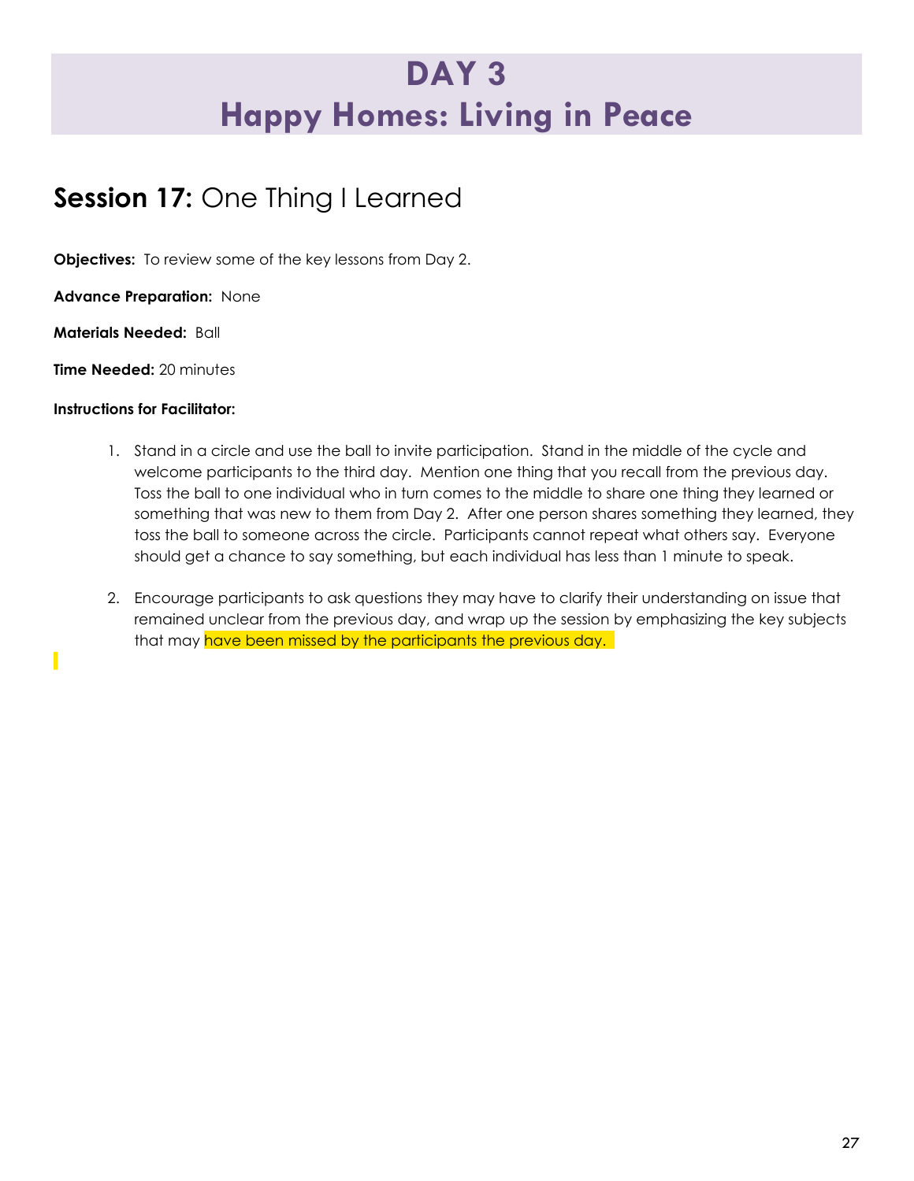# DAY 3
# Happy Homes: Living in Peace

## **Session 17:** One Thing I Learned

**Objectives:** To review some of the key lessons from Day 2.

**Advance Preparation:** None

**Materials Needed:** Ball

**Time Needed:** 20 minutes

**Instructions for Facilitator:**

1. Stand in a circle and use the ball to invite participation. Stand in the middle of the cycle and welcome participants to the third day. Mention one thing that you recall from the previous day. Toss the ball to one individual who in turn comes to the middle to share one thing they learned or something that was new to them from Day 2. After one person shares something they learned, they toss the ball to someone across the circle. Participants cannot repeat what others say. Everyone should get a chance to say something, but each individual has less than 1 minute to speak.

2. Encourage participants to ask questions they may have to clarify their understanding on issue that remained unclear from the previous day, and wrap up the session by emphasizing the key subjects that may have been missed by the participants the previous day.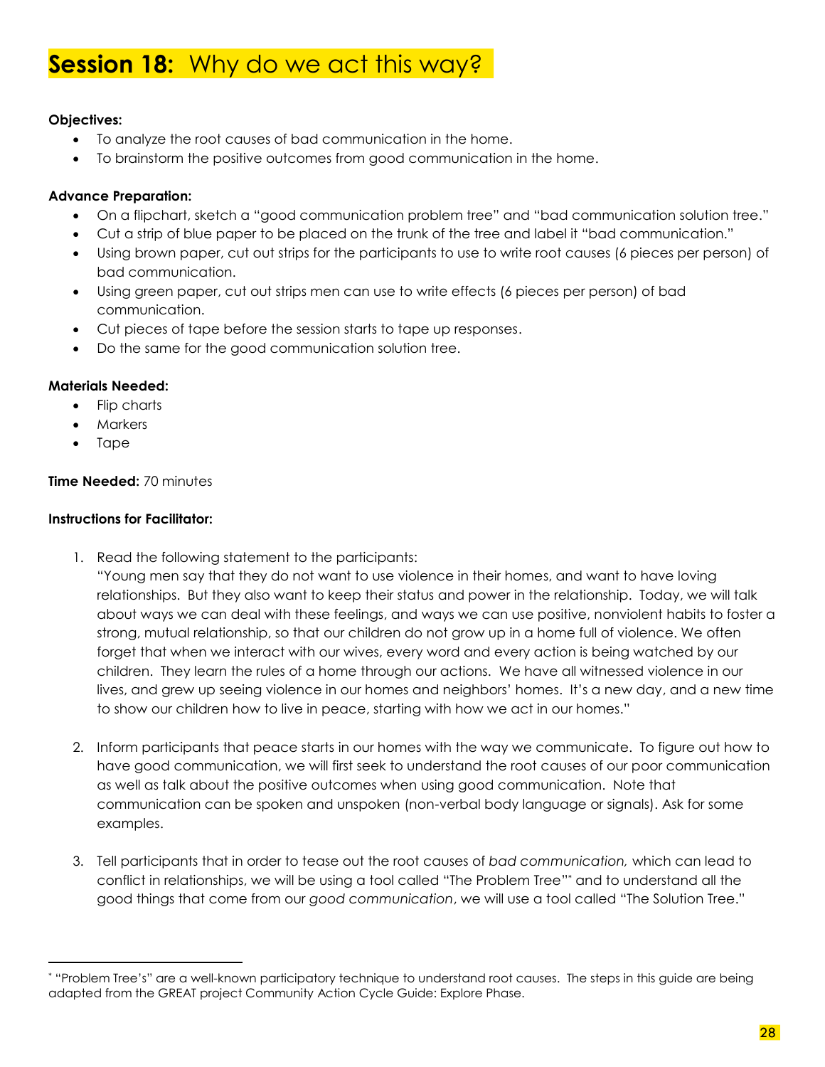# **Session 18:** Why do we act this way?

**Objectives:**

- To analyze the root causes of bad communication in the home.
- To brainstorm the positive outcomes from good communication in the home.

**Advance Preparation:**

- On a flipchart, sketch a "good communication problem tree" and "bad communication solution tree."
- Cut a strip of blue paper to be placed on the trunk of the tree and label it "bad communication."
- Using brown paper, cut out strips for the participants to use to write root causes (6 pieces per person) of bad communication.
- Using green paper, cut out strips men can use to write effects (6 pieces per person) of bad communication.
- Cut pieces of tape before the session starts to tape up responses.
- Do the same for the good communication solution tree.

**Materials Needed:**

- Flip charts
- Markers
- Tape

**Time Needed:** 70 minutes

**Instructions for Facilitator:**

1. Read the following statement to the participants:
   "Young men say that they do not want to use violence in their homes, and want to have loving relationships. But they also want to keep their status and power in the relationship. Today, we will talk about ways we can deal with these feelings, and ways we can use positive, nonviolent habits to foster a strong, mutual relationship, so that our children do not grow up in a home full of violence. We often forget that when we interact with our wives, every word and every action is being watched by our children. They learn the rules of a home through our actions. We have all witnessed violence in our lives, and grew up seeing violence in our homes and neighbors' homes. It's a new day, and a new time to show our children how to live in peace, starting with how we act in our homes."

2. Inform participants that peace starts in our homes with the way we communicate. To figure out how to have good communication, we will first seek to understand the root causes of our poor communication as well as talk about the positive outcomes when using good communication. Note that communication can be spoken and unspoken (non-verbal body language or signals). Ask for some examples.

3. Tell participants that in order to tease out the root causes of *bad communication,* which can lead to conflict in relationships, we will be using a tool called "The Problem Tree"[*] and to understand all the good things that come from our *good communication*, we will use a tool called "The Solution Tree."

---

[*] "Problem Tree's" are a well-known participatory technique to understand root causes. The steps in this guide are being adapted from the GREAT project Community Action Cycle Guide: Explore Phase.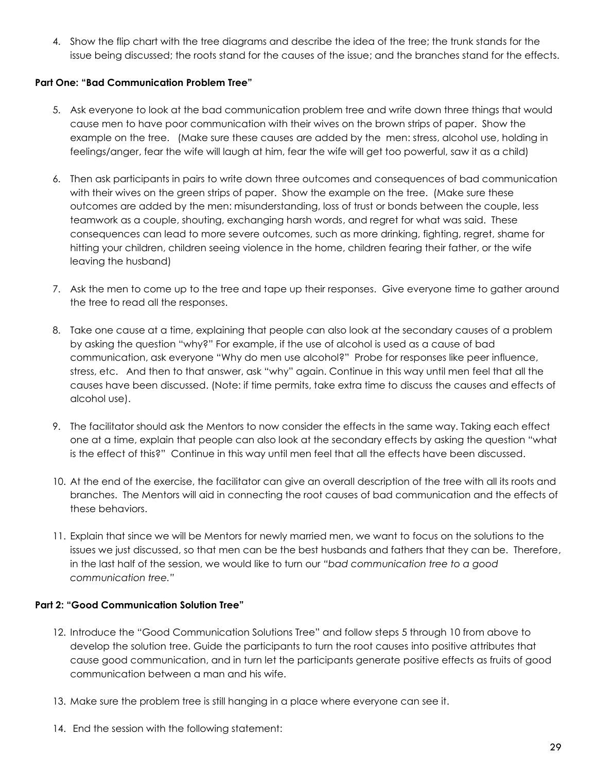4. Show the flip chart with the tree diagrams and describe the idea of the tree; the trunk stands for the issue being discussed; the roots stand for the causes of the issue; and the branches stand for the effects.

**Part One: "Bad Communication Problem Tree"**

5. Ask everyone to look at the bad communication problem tree and write down three things that would cause men to have poor communication with their wives on the brown strips of paper. Show the example on the tree. (Make sure these causes are added by the men: stress, alcohol use, holding in feelings/anger, fear the wife will laugh at him, fear the wife will get too powerful, saw it as a child)

6. Then ask participants in pairs to write down three outcomes and consequences of bad communication with their wives on the green strips of paper. Show the example on the tree. (Make sure these outcomes are added by the men: misunderstanding, loss of trust or bonds between the couple, less teamwork as a couple, shouting, exchanging harsh words, and regret for what was said. These consequences can lead to more severe outcomes, such as more drinking, fighting, regret, shame for hitting your children, children seeing violence in the home, children fearing their father, or the wife leaving the husband)

7. Ask the men to come up to the tree and tape up their responses. Give everyone time to gather around the tree to read all the responses.

8. Take one cause at a time, explaining that people can also look at the secondary causes of a problem by asking the question "why?" For example, if the use of alcohol is used as a cause of bad communication, ask everyone "Why do men use alcohol?" Probe for responses like peer influence, stress, etc. And then to that answer, ask "why" again. Continue in this way until men feel that all the causes have been discussed. (Note: if time permits, take extra time to discuss the causes and effects of alcohol use).

9. The facilitator should ask the Mentors to now consider the effects in the same way. Taking each effect one at a time, explain that people can also look at the secondary effects by asking the question "what is the effect of this?" Continue in this way until men feel that all the effects have been discussed.

10. At the end of the exercise, the facilitator can give an overall description of the tree with all its roots and branches. The Mentors will aid in connecting the root causes of bad communication and the effects of these behaviors.

11. Explain that since we will be Mentors for newly married men, we want to focus on the solutions to the issues we just discussed, so that men can be the best husbands and fathers that they can be. Therefore, in the last half of the session, we would like to turn our *"bad communication tree to a good communication tree."*

**Part 2: "Good Communication Solution Tree"**

12. Introduce the "Good Communication Solutions Tree" and follow steps 5 through 10 from above to develop the solution tree. Guide the participants to turn the root causes into positive attributes that cause good communication, and in turn let the participants generate positive effects as fruits of good communication between a man and his wife.

13. Make sure the problem tree is still hanging in a place where everyone can see it.

14. End the session with the following statement: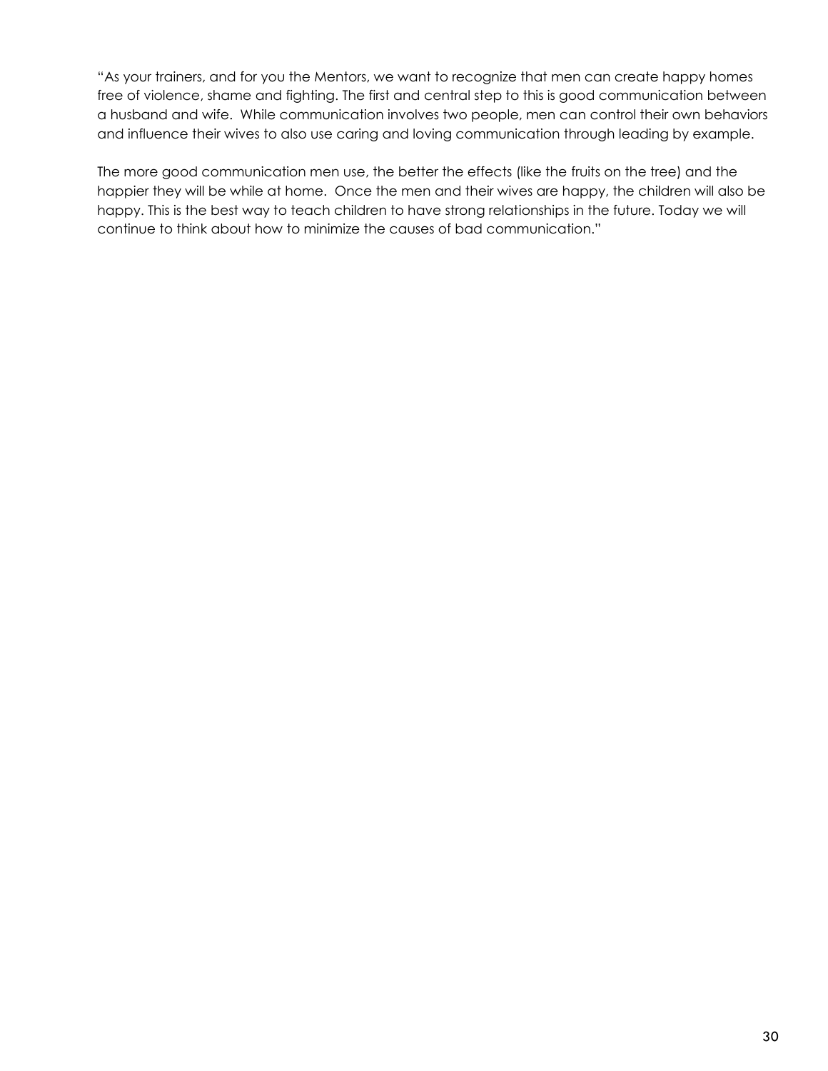"As your trainers, and for you the Mentors, we want to recognize that men can create happy homes free of violence, shame and fighting. The first and central step to this is good communication between a husband and wife. While communication involves two people, men can control their own behaviors and influence their wives to also use caring and loving communication through leading by example.

The more good communication men use, the better the effects (like the fruits on the tree) and the happier they will be while at home. Once the men and their wives are happy, the children will also be happy. This is the best way to teach children to have strong relationships in the future. Today we will continue to think about how to minimize the causes of bad communication."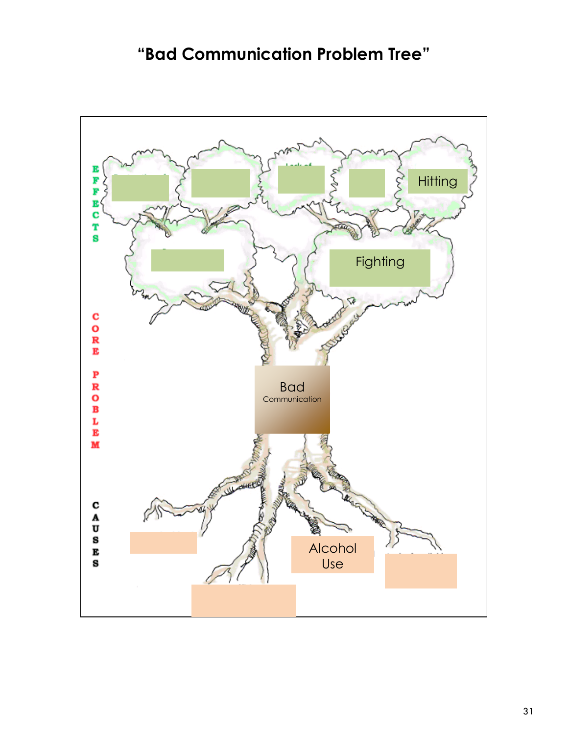# "Bad Communication Problem Tree"

**EFFECTS**

- Hitting
- Fighting

**CORE PROBLEM**

- Bad Communication

**CAUSES**

- Alcohol Use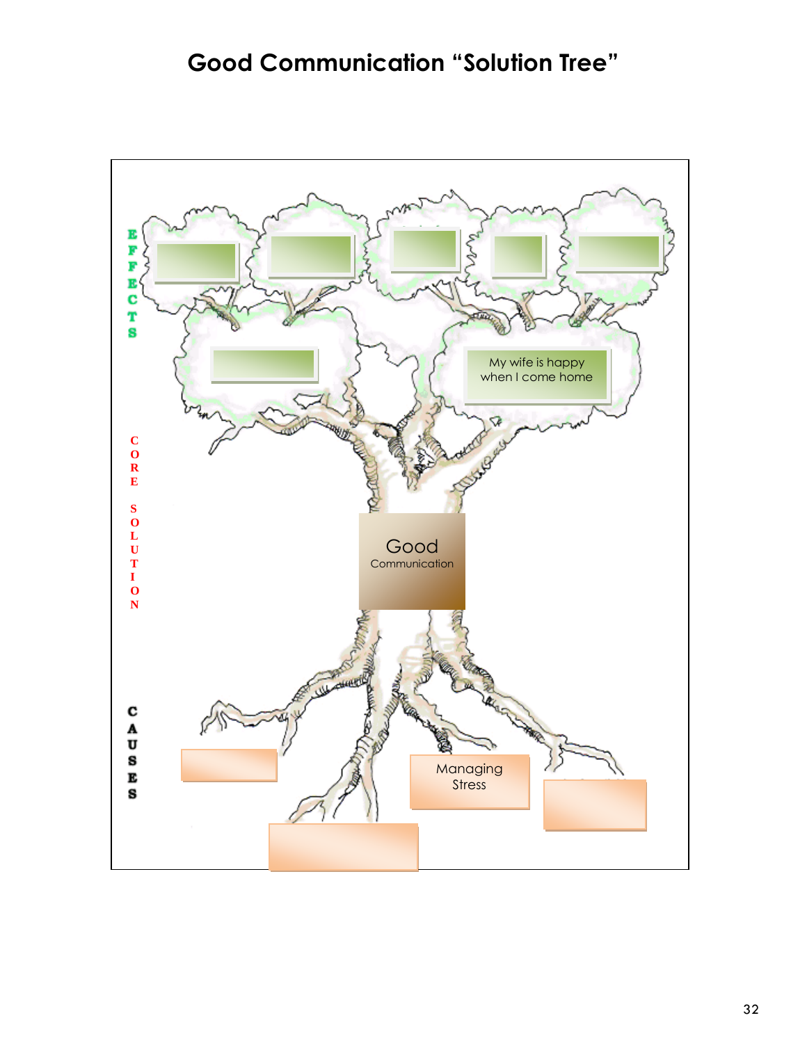# Good Communication "Solution Tree"

EFFECTS

My wife is happy when I come home

CORE SOLUTION

Good Communication

CAUSES

Managing Stress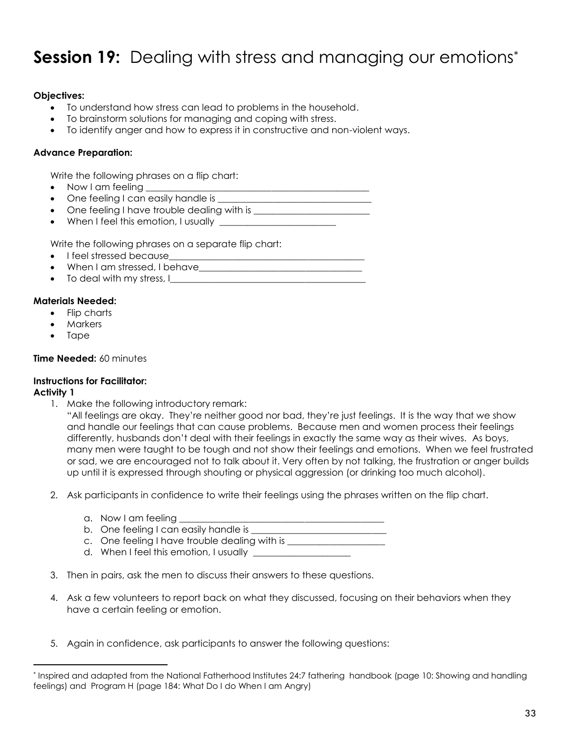# **Session 19:** Dealing with stress and managing our emotions[*]

**Objectives:**

- To understand how stress can lead to problems in the household.
- To brainstorm solutions for managing and coping with stress.
- To identify anger and how to express it in constructive and non-violent ways.

**Advance Preparation:**

Write the following phrases on a flip chart:

- Now I am feeling ________________________________________________
- One feeling I can easily handle is ________________________________
- One feeling I have trouble dealing with is ________________________
- When I feel this emotion, I usually ________________________

Write the following phrases on a separate flip chart:

- I feel stressed because_________________________________________
- When I am stressed, I behave___________________________________
- To deal with my stress, I_________________________________________

**Materials Needed:**

- Flip charts
- Markers
- Tape

**Time Needed:** 60 minutes

**Instructions for Facilitator:**

**Activity 1**

1. Make the following introductory remark:
   "All feelings are okay. They're neither good nor bad, they're just feelings. It is the way that we show and handle our feelings that can cause problems. Because men and women process their feelings differently, husbands don't deal with their feelings in exactly the same way as their wives. As boys, many men were taught to be tough and not show their feelings and emotions. When we feel frustrated or sad, we are encouraged not to talk about it. Very often by not talking, the frustration or anger builds up until it is expressed through shouting or physical aggression (or drinking too much alcohol).

2. Ask participants in confidence to write their feelings using the phrases written on the flip chart.

   a. Now I am feeling _____________________________________________
   b. One feeling I can easily handle is _____________________________
   c. One feeling I have trouble dealing with is _____________________
   d. When I feel this emotion, I usually _____________________

3. Then in pairs, ask the men to discuss their answers to these questions.

4. Ask a few volunteers to report back on what they discussed, focusing on their behaviors when they have a certain feeling or emotion.

5. Again in confidence, ask participants to answer the following questions:

---

[*] Inspired and adapted from the National Fatherhood Institutes 24:7 fathering handbook (page 10: Showing and handling feelings) and Program H (page 184: What Do I do When I am Angry)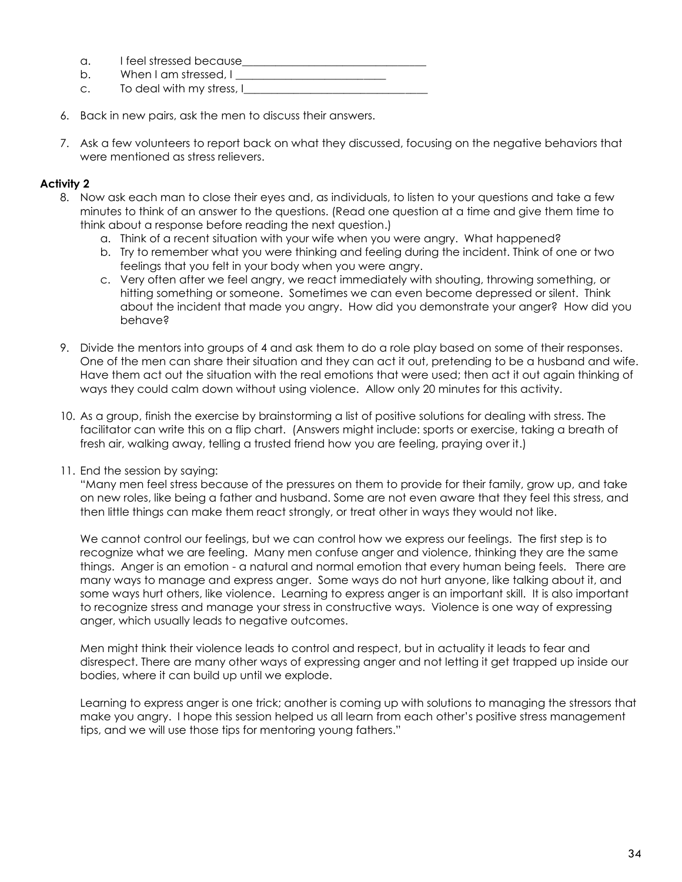a. I feel stressed because_________________________________
b. When I am stressed, I ___________________________
c. To deal with my stress, I__________________________________

6. Back in new pairs, ask the men to discuss their answers.

7. Ask a few volunteers to report back on what they discussed, focusing on the negative behaviors that were mentioned as stress relievers.

**Activity 2**

8. Now ask each man to close their eyes and, as individuals, to listen to your questions and take a few minutes to think of an answer to the questions. (Read one question at a time and give them time to think about a response before reading the next question.)
   a. Think of a recent situation with your wife when you were angry. What happened?
   b. Try to remember what you were thinking and feeling during the incident. Think of one or two feelings that you felt in your body when you were angry.
   c. Very often after we feel angry, we react immediately with shouting, throwing something, or hitting something or someone. Sometimes we can even become depressed or silent. Think about the incident that made you angry. How did you demonstrate your anger? How did you behave?

9. Divide the mentors into groups of 4 and ask them to do a role play based on some of their responses. One of the men can share their situation and they can act it out, pretending to be a husband and wife. Have them act out the situation with the real emotions that were used; then act it out again thinking of ways they could calm down without using violence. Allow only 20 minutes for this activity.

10. As a group, finish the exercise by brainstorming a list of positive solutions for dealing with stress. The facilitator can write this on a flip chart. (Answers might include: sports or exercise, taking a breath of fresh air, walking away, telling a trusted friend how you are feeling, praying over it.)

11. End the session by saying:
    "Many men feel stress because of the pressures on them to provide for their family, grow up, and take on new roles, like being a father and husband. Some are not even aware that they feel this stress, and then little things can make them react strongly, or treat other in ways they would not like.

    We cannot control our feelings, but we can control how we express our feelings. The first step is to recognize what we are feeling. Many men confuse anger and violence, thinking they are the same things. Anger is an emotion - a natural and normal emotion that every human being feels. There are many ways to manage and express anger. Some ways do not hurt anyone, like talking about it, and some ways hurt others, like violence. Learning to express anger is an important skill. It is also important to recognize stress and manage your stress in constructive ways. Violence is one way of expressing anger, which usually leads to negative outcomes.

    Men might think their violence leads to control and respect, but in actuality it leads to fear and disrespect. There are many other ways of expressing anger and not letting it get trapped up inside our bodies, where it can build up until we explode.

    Learning to express anger is one trick; another is coming up with solutions to managing the stressors that make you angry. I hope this session helped us all learn from each other's positive stress management tips, and we will use those tips for mentoring young fathers."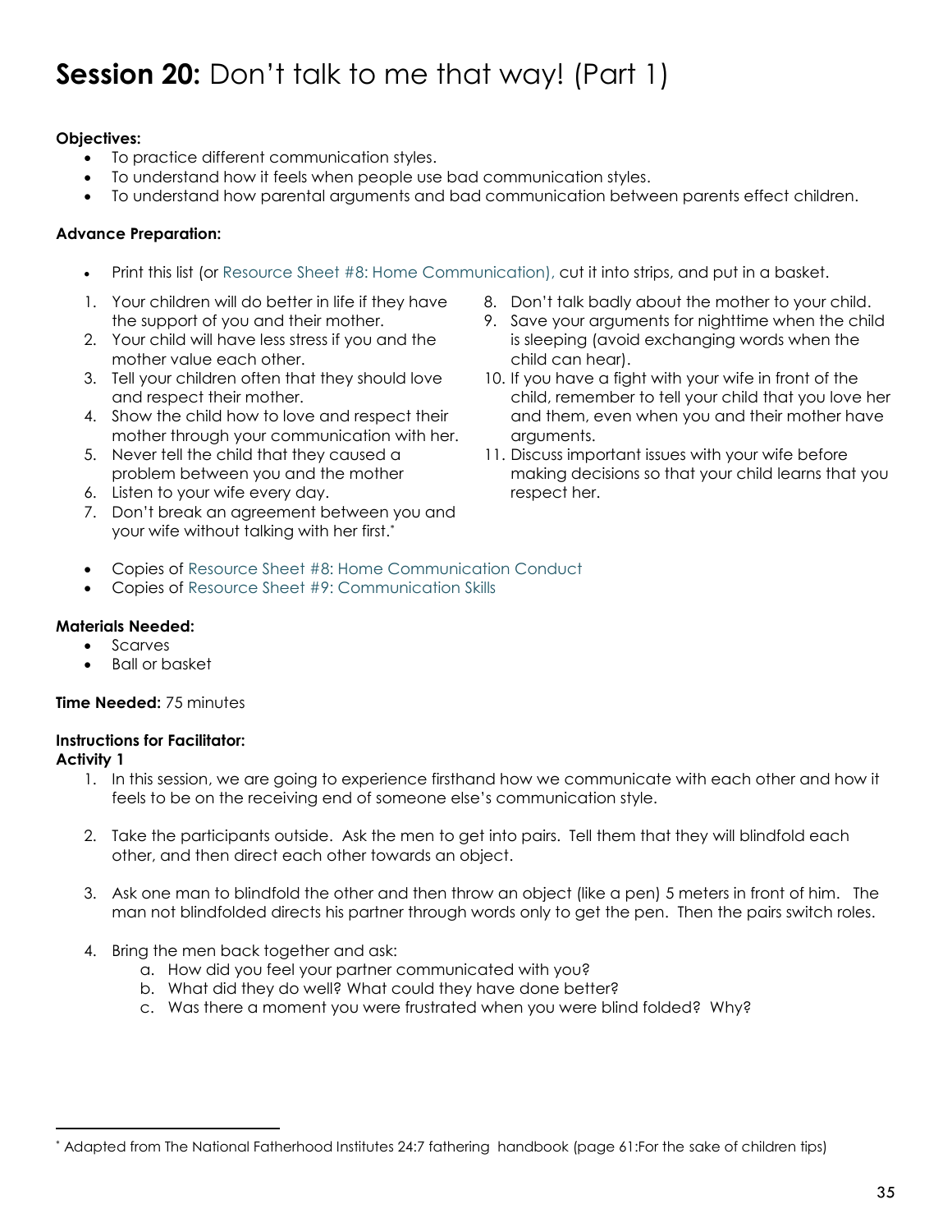# **Session 20:** Don't talk to me that way! (Part 1)

**Objectives:**

- To practice different communication styles.
- To understand how it feels when people use bad communication styles.
- To understand how parental arguments and bad communication between parents effect children.

**Advance Preparation:**

- Print this list (or Resource Sheet #8: Home Communication), cut it into strips, and put in a basket.

1. Your children will do better in life if they have the support of you and their mother.
2. Your child will have less stress if you and the mother value each other.
3. Tell your children often that they should love and respect their mother.
4. Show the child how to love and respect their mother through your communication with her.
5. Never tell the child that they caused a problem between you and the mother
6. Listen to your wife every day.
7. Don't break an agreement between you and your wife without talking with her first.[*]
8. Don't talk badly about the mother to your child.
9. Save your arguments for nighttime when the child is sleeping (avoid exchanging words when the child can hear).
10. If you have a fight with your wife in front of the child, remember to tell your child that you love her and them, even when you and their mother have arguments.
11. Discuss important issues with your wife before making decisions so that your child learns that you respect her.

- Copies of Resource Sheet #8: Home Communication Conduct
- Copies of Resource Sheet #9: Communication Skills

**Materials Needed:**

- Scarves
- Ball or basket

**Time Needed:** 75 minutes

**Instructions for Facilitator:**

**Activity 1**

1. In this session, we are going to experience firsthand how we communicate with each other and how it feels to be on the receiving end of someone else's communication style.

2. Take the participants outside. Ask the men to get into pairs. Tell them that they will blindfold each other, and then direct each other towards an object.

3. Ask one man to blindfold the other and then throw an object (like a pen) 5 meters in front of him. The man not blindfolded directs his partner through words only to get the pen. Then the pairs switch roles.

4. Bring the men back together and ask:
   a. How did you feel your partner communicated with you?
   b. What did they do well? What could they have done better?
   c. Was there a moment you were frustrated when you were blind folded? Why?

---

[*] Adapted from The National Fatherhood Institutes 24:7 fathering handbook (page 61:For the sake of children tips)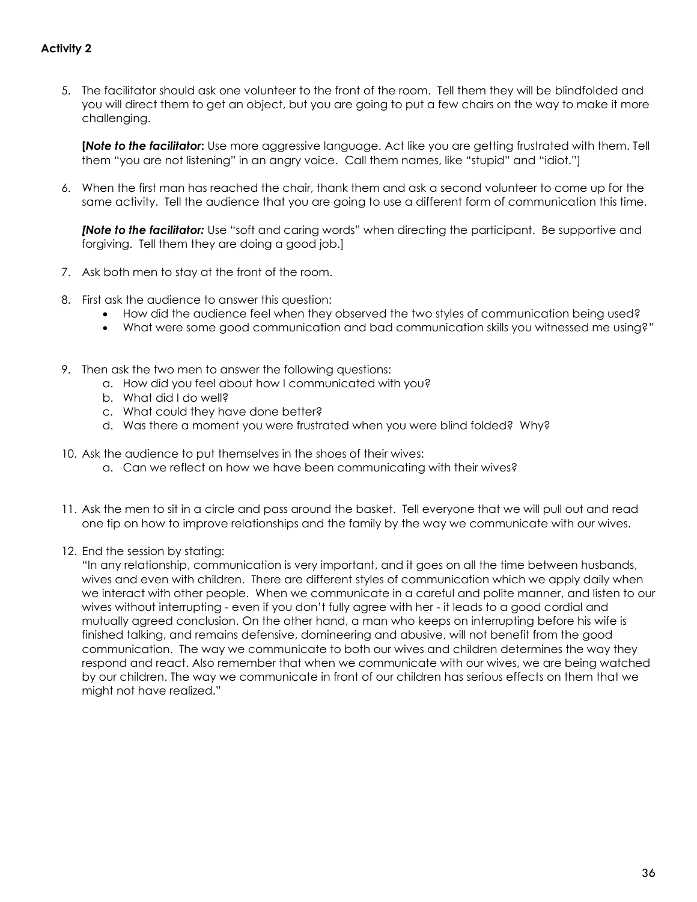**Activity 2**

5. The facilitator should ask one volunteer to the front of the room. Tell them they will be blindfolded and you will direct them to get an object, but you are going to put a few chairs on the way to make it more challenging.

   **[*Note to the facilitator*:** Use more aggressive language. Act like you are getting frustrated with them. Tell them "you are not listening" in an angry voice. Call them names, like "stupid" and "idiot."]

6. When the first man has reached the chair, thank them and ask a second volunteer to come up for the same activity. Tell the audience that you are going to use a different form of communication this time.

   ***[Note to the facilitator:*** Use "soft and caring words" when directing the participant. Be supportive and forgiving. Tell them they are doing a good job.]

7. Ask both men to stay at the front of the room.

8. First ask the audience to answer this question:
   - How did the audience feel when they observed the two styles of communication being used?
   - What were some good communication and bad communication skills you witnessed me using?"

9. Then ask the two men to answer the following questions:
   a. How did you feel about how I communicated with you?
   b. What did I do well?
   c. What could they have done better?
   d. Was there a moment you were frustrated when you were blind folded? Why?

10. Ask the audience to put themselves in the shoes of their wives:
    a. Can we reflect on how we have been communicating with their wives?

11. Ask the men to sit in a circle and pass around the basket. Tell everyone that we will pull out and read one tip on how to improve relationships and the family by the way we communicate with our wives.

12. End the session by stating:
    "In any relationship, communication is very important, and it goes on all the time between husbands, wives and even with children. There are different styles of communication which we apply daily when we interact with other people. When we communicate in a careful and polite manner, and listen to our wives without interrupting - even if you don't fully agree with her - it leads to a good cordial and mutually agreed conclusion. On the other hand, a man who keeps on interrupting before his wife is finished talking, and remains defensive, domineering and abusive, will not benefit from the good communication. The way we communicate to both our wives and children determines the way they respond and react. Also remember that when we communicate with our wives, we are being watched by our children. The way we communicate in front of our children has serious effects on them that we might not have realized."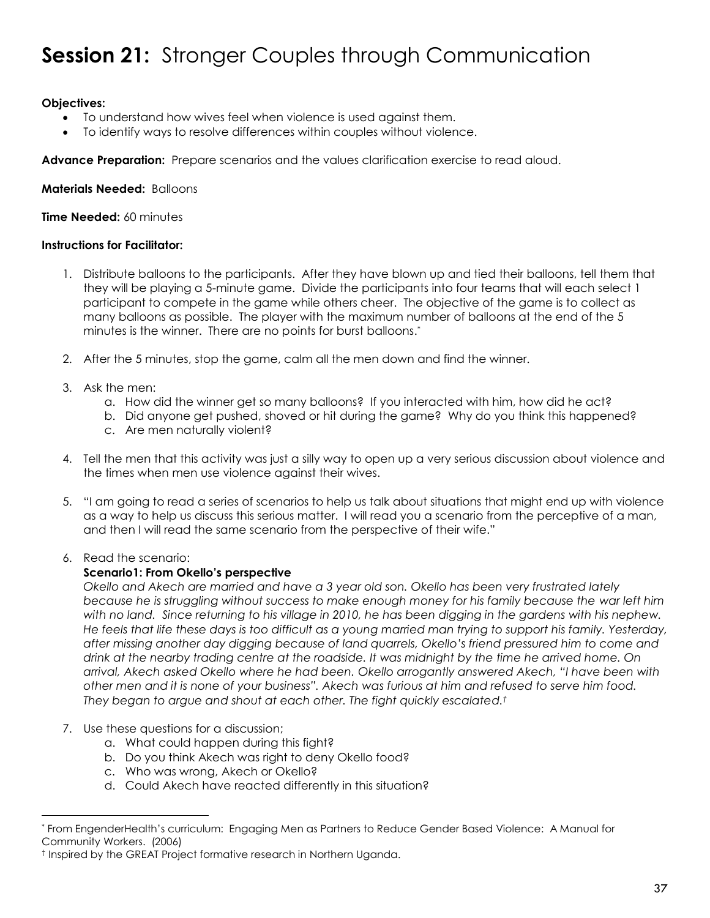# **Session 21:** Stronger Couples through Communication

**Objectives:**

- To understand how wives feel when violence is used against them.
- To identify ways to resolve differences within couples without violence.

**Advance Preparation:** Prepare scenarios and the values clarification exercise to read aloud.

**Materials Needed:** Balloons

**Time Needed:** 60 minutes

**Instructions for Facilitator:**

1. Distribute balloons to the participants. After they have blown up and tied their balloons, tell them that they will be playing a 5-minute game. Divide the participants into four teams that will each select 1 participant to compete in the game while others cheer. The objective of the game is to collect as many balloons as possible. The player with the maximum number of balloons at the end of the 5 minutes is the winner. There are no points for burst balloons.[*]

2. After the 5 minutes, stop the game, calm all the men down and find the winner.

3. Ask the men:
   a. How did the winner get so many balloons? If you interacted with him, how did he act?
   b. Did anyone get pushed, shoved or hit during the game? Why do you think this happened?
   c. Are men naturally violent?

4. Tell the men that this activity was just a silly way to open up a very serious discussion about violence and the times when men use violence against their wives.

5. "I am going to read a series of scenarios to help us talk about situations that might end up with violence as a way to help us discuss this serious matter. I will read you a scenario from the perceptive of a man, and then I will read the same scenario from the perspective of their wife."

6. Read the scenario:

   **Scenario1: From Okello's perspective**

   *Okello and Akech are married and have a 3 year old son. Okello has been very frustrated lately because he is struggling without success to make enough money for his family because the war left him with no land. Since returning to his village in 2010, he has been digging in the gardens with his nephew. He feels that life these days is too difficult as a young married man trying to support his family. Yesterday, after missing another day digging because of land quarrels, Okello's friend pressured him to come and drink at the nearby trading centre at the roadside. It was midnight by the time he arrived home. On arrival, Akech asked Okello where he had been. Okello arrogantly answered Akech, "I have been with other men and it is none of your business". Akech was furious at him and refused to serve him food. They began to argue and shout at each other. The fight quickly escalated.*[†]

7. Use these questions for a discussion;
   a. What could happen during this fight?
   b. Do you think Akech was right to deny Okello food?
   c. Who was wrong, Akech or Okello?
   d. Could Akech have reacted differently in this situation?

---

[*] From EngenderHealth's curriculum: Engaging Men as Partners to Reduce Gender Based Violence: A Manual for Community Workers. (2006)

[†] Inspired by the GREAT Project formative research in Northern Uganda.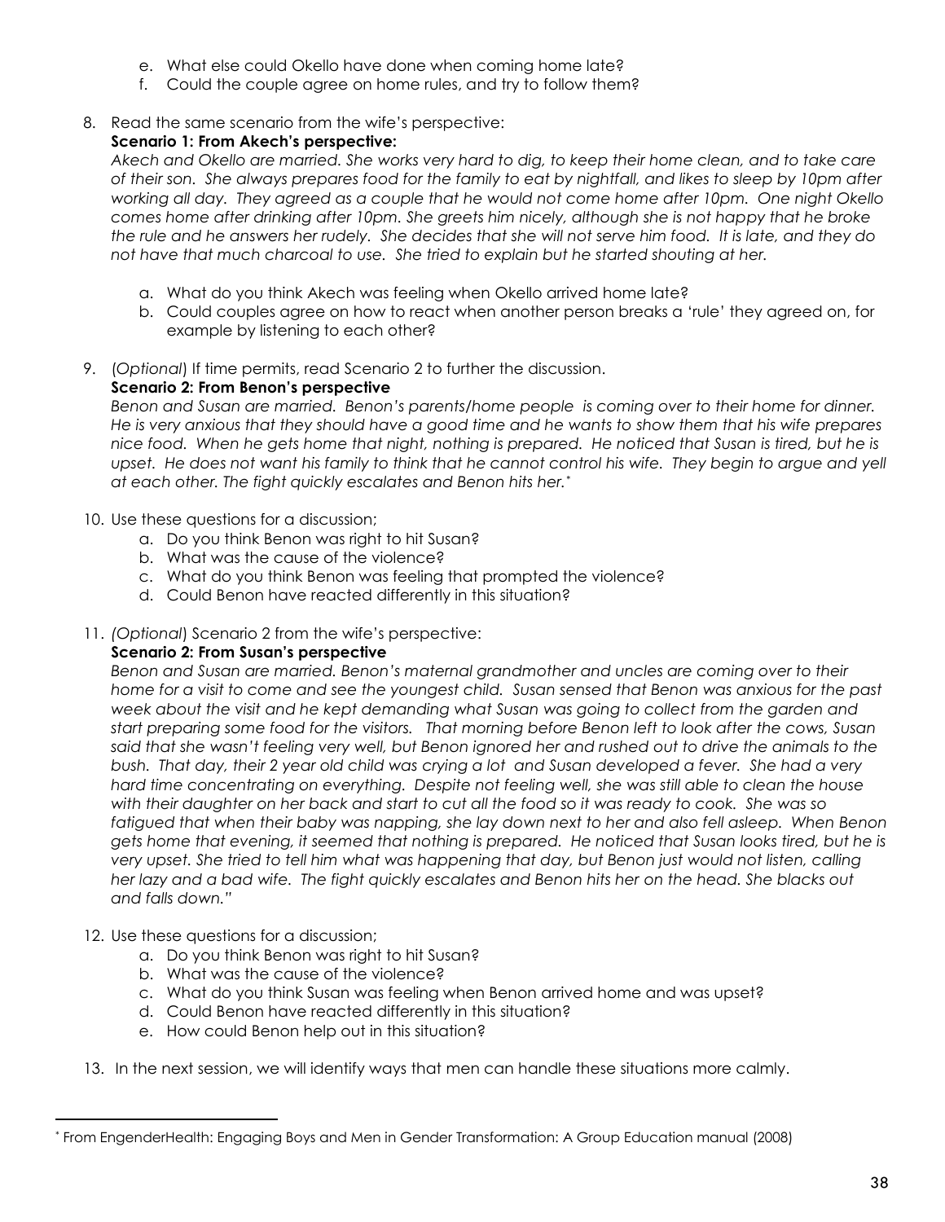e. What else could Okello have done when coming home late?
f. Could the couple agree on home rules, and try to follow them?

8. Read the same scenario from the wife's perspective:

   **Scenario 1: From Akech's perspective:**

   *Akech and Okello are married. She works very hard to dig, to keep their home clean, and to take care of their son. She always prepares food for the family to eat by nightfall, and likes to sleep by 10pm after working all day. They agreed as a couple that he would not come home after 10pm. One night Okello comes home after drinking after 10pm. She greets him nicely, although she is not happy that he broke the rule and he answers her rudely. She decides that she will not serve him food. It is late, and they do not have that much charcoal to use. She tried to explain but he started shouting at her.*

   a. What do you think Akech was feeling when Okello arrived home late?
   b. Could couples agree on how to react when another person breaks a 'rule' they agreed on, for example by listening to each other?

9. (*Optional*) If time permits, read Scenario 2 to further the discussion.

   **Scenario 2: From Benon's perspective**

   *Benon and Susan are married. Benon's parents/home people is coming over to their home for dinner. He is very anxious that they should have a good time and he wants to show them that his wife prepares nice food. When he gets home that night, nothing is prepared. He noticed that Susan is tired, but he is upset. He does not want his family to think that he cannot control his wife. They begin to argue and yell at each other. The fight quickly escalates and Benon hits her.*[*]

10. Use these questions for a discussion;
    a. Do you think Benon was right to hit Susan?
    b. What was the cause of the violence?
    c. What do you think Benon was feeling that prompted the violence?
    d. Could Benon have reacted differently in this situation?

11. *(Optional*) Scenario 2 from the wife's perspective:

    **Scenario 2: From Susan's perspective**

    *Benon and Susan are married. Benon's maternal grandmother and uncles are coming over to their home for a visit to come and see the youngest child. Susan sensed that Benon was anxious for the past week about the visit and he kept demanding what Susan was going to collect from the garden and start preparing some food for the visitors. That morning before Benon left to look after the cows, Susan said that she wasn't feeling very well, but Benon ignored her and rushed out to drive the animals to the bush. That day, their 2 year old child was crying a lot and Susan developed a fever. She had a very hard time concentrating on everything. Despite not feeling well, she was still able to clean the house with their daughter on her back and start to cut all the food so it was ready to cook. She was so fatigued that when their baby was napping, she lay down next to her and also fell asleep. When Benon gets home that evening, it seemed that nothing is prepared. He noticed that Susan looks tired, but he is very upset. She tried to tell him what was happening that day, but Benon just would not listen, calling her lazy and a bad wife. The fight quickly escalates and Benon hits her on the head. She blacks out and falls down."*

12. Use these questions for a discussion;
    a. Do you think Benon was right to hit Susan?
    b. What was the cause of the violence?
    c. What do you think Susan was feeling when Benon arrived home and was upset?
    d. Could Benon have reacted differently in this situation?
    e. How could Benon help out in this situation?

13. In the next session, we will identify ways that men can handle these situations more calmly.

---

[*] From EngenderHealth: Engaging Boys and Men in Gender Transformation: A Group Education manual (2008)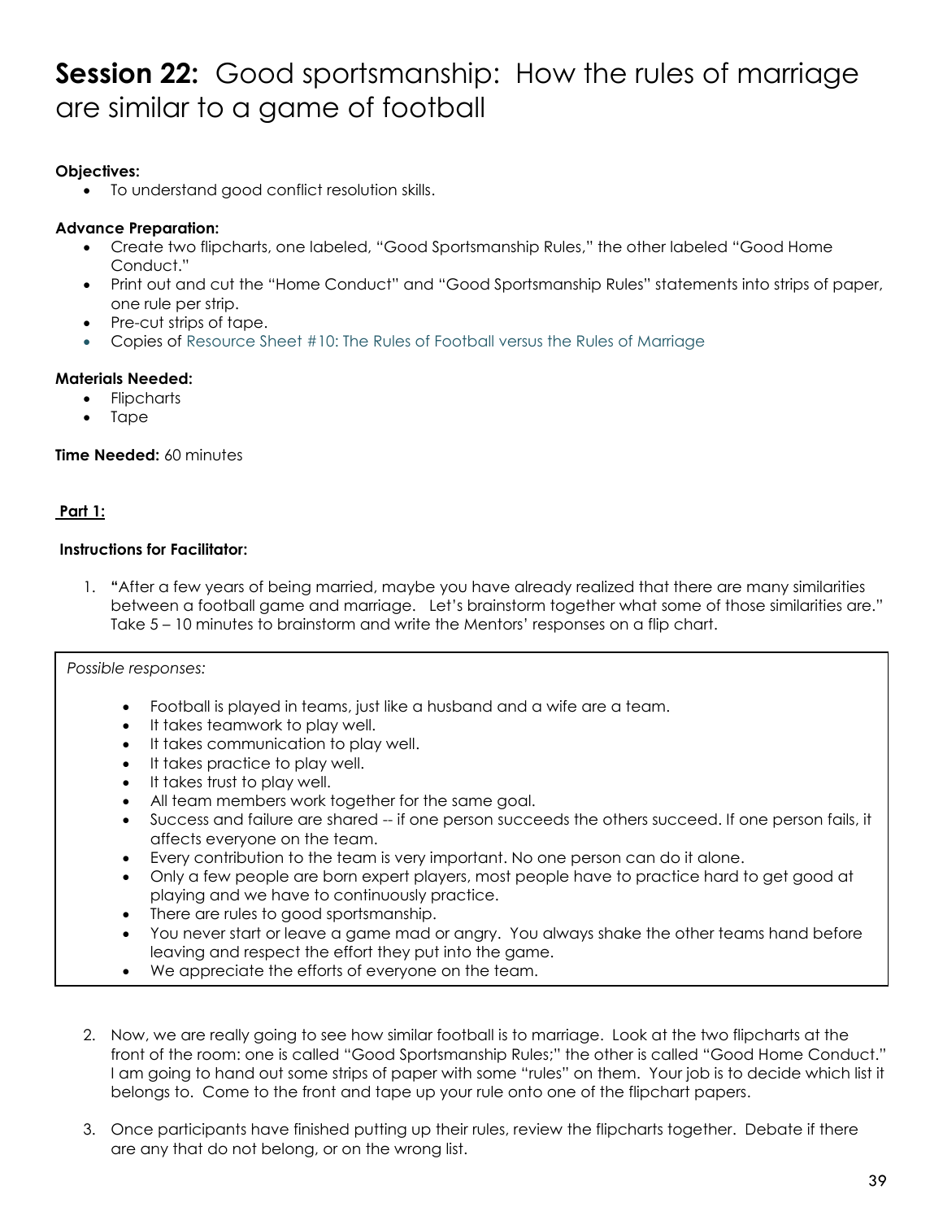# **Session 22:** Good sportsmanship: How the rules of marriage are similar to a game of football

**Objectives:**

- To understand good conflict resolution skills.

**Advance Preparation:**

- Create two flipcharts, one labeled, "Good Sportsmanship Rules," the other labeled "Good Home Conduct."
- Print out and cut the "Home Conduct" and "Good Sportsmanship Rules" statements into strips of paper, one rule per strip.
- Pre-cut strips of tape.
- Copies of Resource Sheet #10: The Rules of Football versus the Rules of Marriage

**Materials Needed:**

- Flipcharts
- Tape

**Time Needed:** 60 minutes

**Part 1:**

**Instructions for Facilitator:**

1. **"**After a few years of being married, maybe you have already realized that there are many similarities between a football game and marriage. Let's brainstorm together what some of those similarities are." Take 5 – 10 minutes to brainstorm and write the Mentors' responses on a flip chart.

> *Possible responses:*
>
> - Football is played in teams, just like a husband and a wife are a team.
> - It takes teamwork to play well.
> - It takes communication to play well.
> - It takes practice to play well.
> - It takes trust to play well.
> - All team members work together for the same goal.
> - Success and failure are shared -- if one person succeeds the others succeed. If one person fails, it affects everyone on the team.
> - Every contribution to the team is very important. No one person can do it alone.
> - Only a few people are born expert players, most people have to practice hard to get good at playing and we have to continuously practice.
> - There are rules to good sportsmanship.
> - You never start or leave a game mad or angry. You always shake the other teams hand before leaving and respect the effort they put into the game.
> - We appreciate the efforts of everyone on the team.

2. Now, we are really going to see how similar football is to marriage. Look at the two flipcharts at the front of the room: one is called "Good Sportsmanship Rules;" the other is called "Good Home Conduct." I am going to hand out some strips of paper with some "rules" on them. Your job is to decide which list it belongs to. Come to the front and tape up your rule onto one of the flipchart papers.

3. Once participants have finished putting up their rules, review the flipcharts together. Debate if there are any that do not belong, or on the wrong list.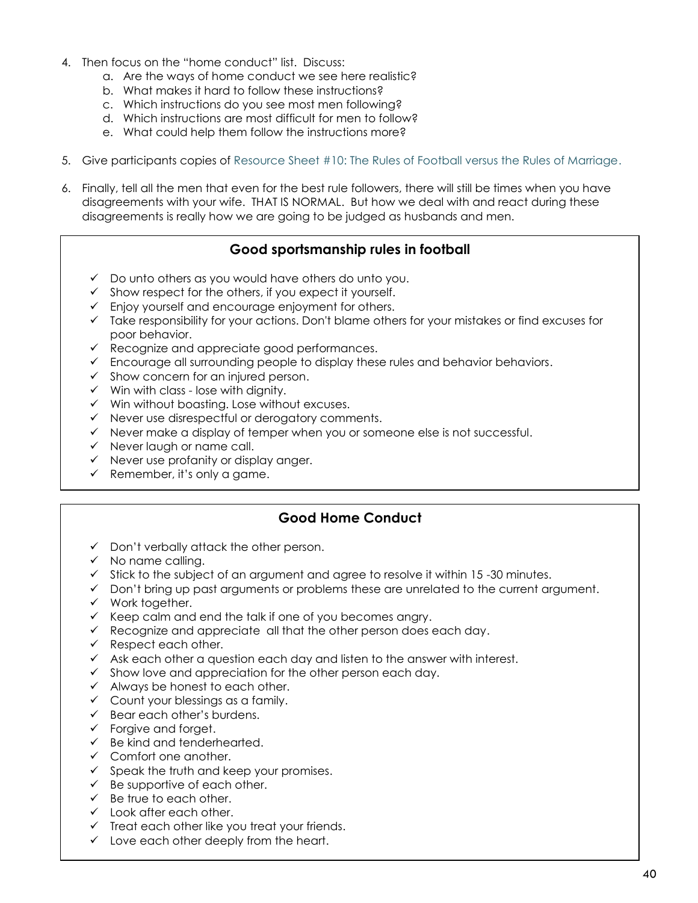4. Then focus on the "home conduct" list. Discuss:
   a. Are the ways of home conduct we see here realistic?
   b. What makes it hard to follow these instructions?
   c. Which instructions do you see most men following?
   d. Which instructions are most difficult for men to follow?
   e. What could help them follow the instructions more?

5. Give participants copies of Resource Sheet #10: The Rules of Football versus the Rules of Marriage.

6. Finally, tell all the men that even for the best rule followers, there will still be times when you have disagreements with your wife. THAT IS NORMAL. But how we deal with and react during these disagreements is really how we are going to be judged as husbands and men.

### Good sportsmanship rules in football

- ✓ Do unto others as you would have others do unto you.
- ✓ Show respect for the others, if you expect it yourself.
- ✓ Enjoy yourself and encourage enjoyment for others.
- ✓ Take responsibility for your actions. Don't blame others for your mistakes or find excuses for poor behavior.
- ✓ Recognize and appreciate good performances.
- ✓ Encourage all surrounding people to display these rules and behavior behaviors.
- ✓ Show concern for an injured person.
- ✓ Win with class - lose with dignity.
- ✓ Win without boasting. Lose without excuses.
- ✓ Never use disrespectful or derogatory comments.
- ✓ Never make a display of temper when you or someone else is not successful.
- ✓ Never laugh or name call.
- ✓ Never use profanity or display anger.
- ✓ Remember, it's only a game.

### Good Home Conduct

- ✓ Don't verbally attack the other person.
- ✓ No name calling.
- ✓ Stick to the subject of an argument and agree to resolve it within 15 -30 minutes.
- ✓ Don't bring up past arguments or problems these are unrelated to the current argument.
- ✓ Work together.
- ✓ Keep calm and end the talk if one of you becomes angry.
- ✓ Recognize and appreciate all that the other person does each day.
- ✓ Respect each other.
- ✓ Ask each other a question each day and listen to the answer with interest.
- ✓ Show love and appreciation for the other person each day.
- ✓ Always be honest to each other.
- ✓ Count your blessings as a family.
- ✓ Bear each other's burdens.
- ✓ Forgive and forget.
- ✓ Be kind and tenderhearted.
- ✓ Comfort one another.
- ✓ Speak the truth and keep your promises.
- ✓ Be supportive of each other.
- ✓ Be true to each other.
- ✓ Look after each other.
- ✓ Treat each other like you treat your friends.
- ✓ Love each other deeply from the heart.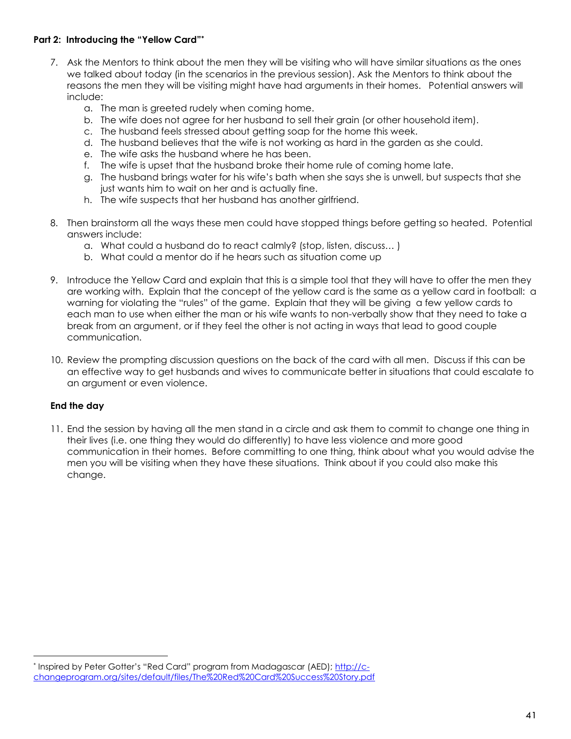**Part 2: Introducing the "Yellow Card"***

7. Ask the Mentors to think about the men they will be visiting who will have similar situations as the ones we talked about today (in the scenarios in the previous session). Ask the Mentors to think about the reasons the men they will be visiting might have had arguments in their homes. Potential answers will include:
    a. The man is greeted rudely when coming home.
    b. The wife does not agree for her husband to sell their grain (or other household item).
    c. The husband feels stressed about getting soap for the home this week.
    d. The husband believes that the wife is not working as hard in the garden as she could.
    e. The wife asks the husband where he has been.
    f. The wife is upset that the husband broke their home rule of coming home late.
    g. The husband brings water for his wife's bath when she says she is unwell, but suspects that she just wants him to wait on her and is actually fine.
    h. The wife suspects that her husband has another girlfriend.

8. Then brainstorm all the ways these men could have stopped things before getting so heated. Potential answers include:
    a. What could a husband do to react calmly? (stop, listen, discuss… )
    b. What could a mentor do if he hears such as situation come up

9. Introduce the Yellow Card and explain that this is a simple tool that they will have to offer the men they are working with. Explain that the concept of the yellow card is the same as a yellow card in football: a warning for violating the "rules" of the game. Explain that they will be giving a few yellow cards to each man to use when either the man or his wife wants to non-verbally show that they need to take a break from an argument, or if they feel the other is not acting in ways that lead to good couple communication.

10. Review the prompting discussion questions on the back of the card with all men. Discuss if this can be an effective way to get husbands and wives to communicate better in situations that could escalate to an argument or even violence.

**End the day**

11. End the session by having all the men stand in a circle and ask them to commit to change one thing in their lives (i.e. one thing they would do differently) to have less violence and more good communication in their homes. Before committing to one thing, think about what you would advise the men you will be visiting when they have these situations. Think about if you could also make this change.

---

* Inspired by Peter Gotter's "Red Card" program from Madagascar (AED); http://c-changeprogram.org/sites/default/files/The%20Red%20Card%20Success%20Story.pdf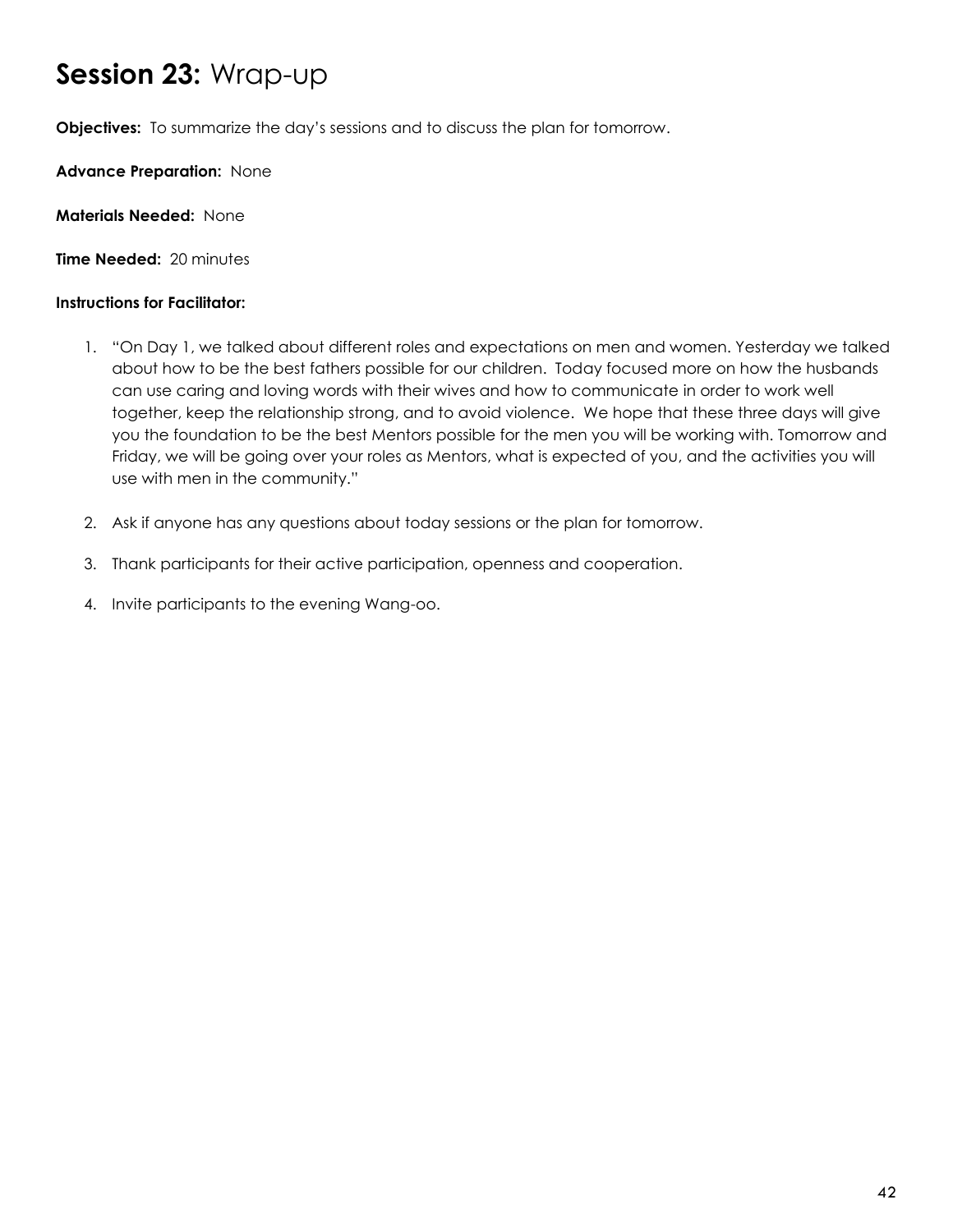# **Session 23:** Wrap-up

**Objectives:** To summarize the day's sessions and to discuss the plan for tomorrow.

**Advance Preparation:** None

**Materials Needed:** None

**Time Needed:** 20 minutes

**Instructions for Facilitator:**

1. "On Day 1, we talked about different roles and expectations on men and women. Yesterday we talked about how to be the best fathers possible for our children. Today focused more on how the husbands can use caring and loving words with their wives and how to communicate in order to work well together, keep the relationship strong, and to avoid violence. We hope that these three days will give you the foundation to be the best Mentors possible for the men you will be working with. Tomorrow and Friday, we will be going over your roles as Mentors, what is expected of you, and the activities you will use with men in the community."

2. Ask if anyone has any questions about today sessions or the plan for tomorrow.

3. Thank participants for their active participation, openness and cooperation.

4. Invite participants to the evening Wang-oo.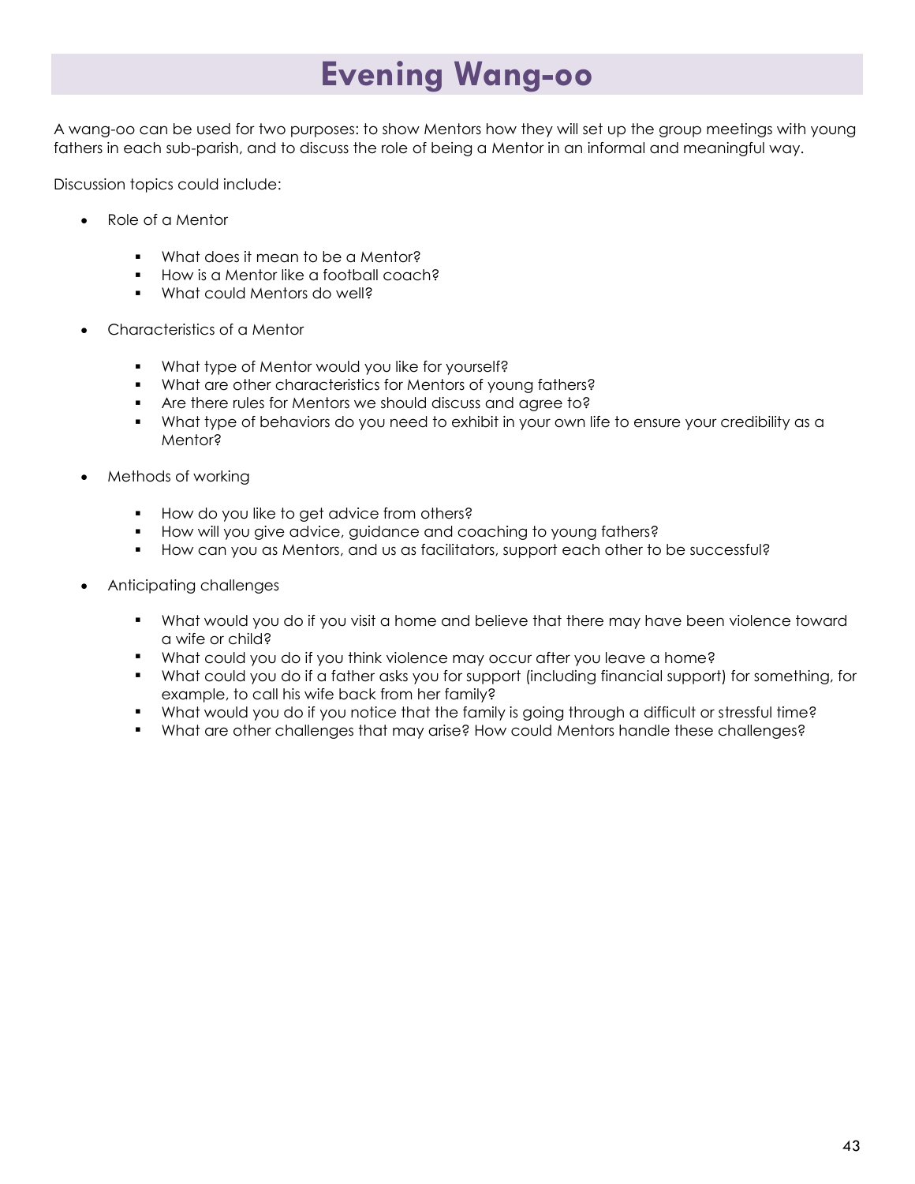# Evening Wang-oo

A wang-oo can be used for two purposes: to show Mentors how they will set up the group meetings with young fathers in each sub-parish, and to discuss the role of being a Mentor in an informal and meaningful way.

Discussion topics could include:

- Role of a Mentor
    - What does it mean to be a Mentor?
    - How is a Mentor like a football coach?
    - What could Mentors do well?
- Characteristics of a Mentor
    - What type of Mentor would you like for yourself?
    - What are other characteristics for Mentors of young fathers?
    - Are there rules for Mentors we should discuss and agree to?
    - What type of behaviors do you need to exhibit in your own life to ensure your credibility as a Mentor?
- Methods of working
    - How do you like to get advice from others?
    - How will you give advice, guidance and coaching to young fathers?
    - How can you as Mentors, and us as facilitators, support each other to be successful?
- Anticipating challenges
    - What would you do if you visit a home and believe that there may have been violence toward a wife or child?
    - What could you do if you think violence may occur after you leave a home?
    - What could you do if a father asks you for support (including financial support) for something, for example, to call his wife back from her family?
    - What would you do if you notice that the family is going through a difficult or stressful time?
    - What are other challenges that may arise? How could Mentors handle these challenges?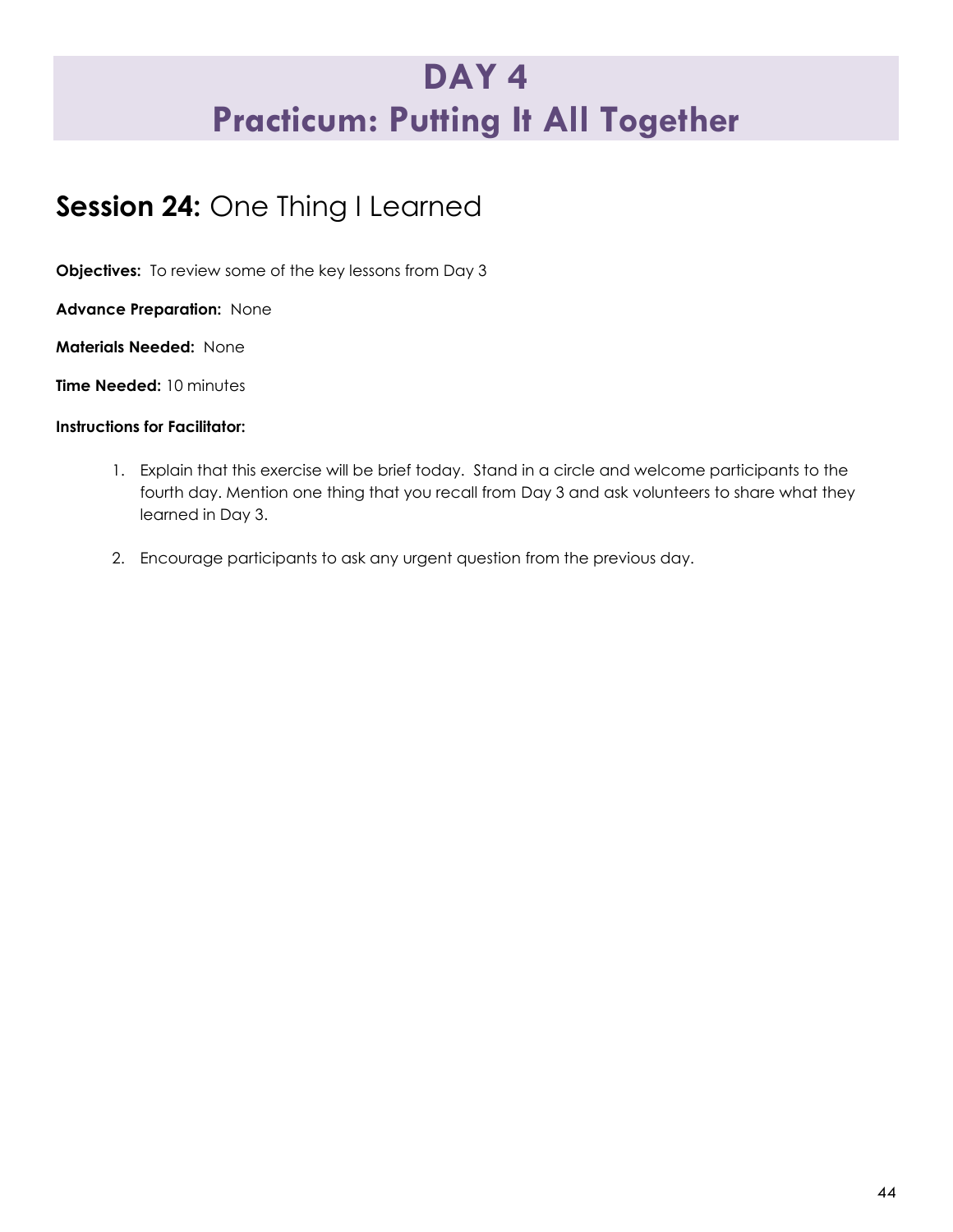# DAY 4
# Practicum: Putting It All Together

## **Session 24:** One Thing I Learned

**Objectives:** To review some of the key lessons from Day 3

**Advance Preparation:** None

**Materials Needed:** None

**Time Needed:** 10 minutes

**Instructions for Facilitator:**

1. Explain that this exercise will be brief today. Stand in a circle and welcome participants to the fourth day. Mention one thing that you recall from Day 3 and ask volunteers to share what they learned in Day 3.

2. Encourage participants to ask any urgent question from the previous day.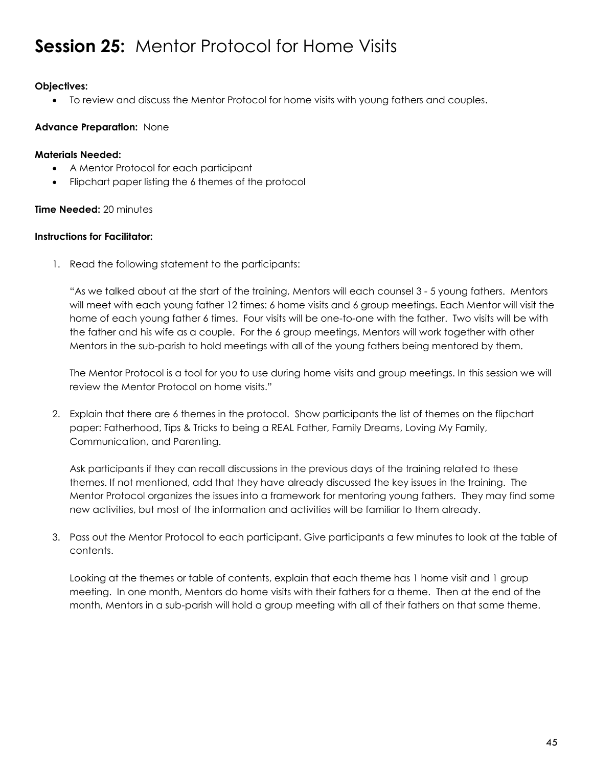# **Session 25:** Mentor Protocol for Home Visits

**Objectives:**

- To review and discuss the Mentor Protocol for home visits with young fathers and couples.

**Advance Preparation:** None

**Materials Needed:**

- A Mentor Protocol for each participant
- Flipchart paper listing the 6 themes of the protocol

**Time Needed:** 20 minutes

**Instructions for Facilitator:**

1. Read the following statement to the participants:

   "As we talked about at the start of the training, Mentors will each counsel 3 - 5 young fathers. Mentors will meet with each young father 12 times: 6 home visits and 6 group meetings. Each Mentor will visit the home of each young father 6 times. Four visits will be one-to-one with the father. Two visits will be with the father and his wife as a couple. For the 6 group meetings, Mentors will work together with other Mentors in the sub-parish to hold meetings with all of the young fathers being mentored by them.

   The Mentor Protocol is a tool for you to use during home visits and group meetings. In this session we will review the Mentor Protocol on home visits."

2. Explain that there are 6 themes in the protocol. Show participants the list of themes on the flipchart paper: Fatherhood, Tips & Tricks to being a REAL Father, Family Dreams, Loving My Family, Communication, and Parenting.

   Ask participants if they can recall discussions in the previous days of the training related to these themes. If not mentioned, add that they have already discussed the key issues in the training. The Mentor Protocol organizes the issues into a framework for mentoring young fathers. They may find some new activities, but most of the information and activities will be familiar to them already.

3. Pass out the Mentor Protocol to each participant. Give participants a few minutes to look at the table of contents.

   Looking at the themes or table of contents, explain that each theme has 1 home visit and 1 group meeting. In one month, Mentors do home visits with their fathers for a theme. Then at the end of the month, Mentors in a sub-parish will hold a group meeting with all of their fathers on that same theme.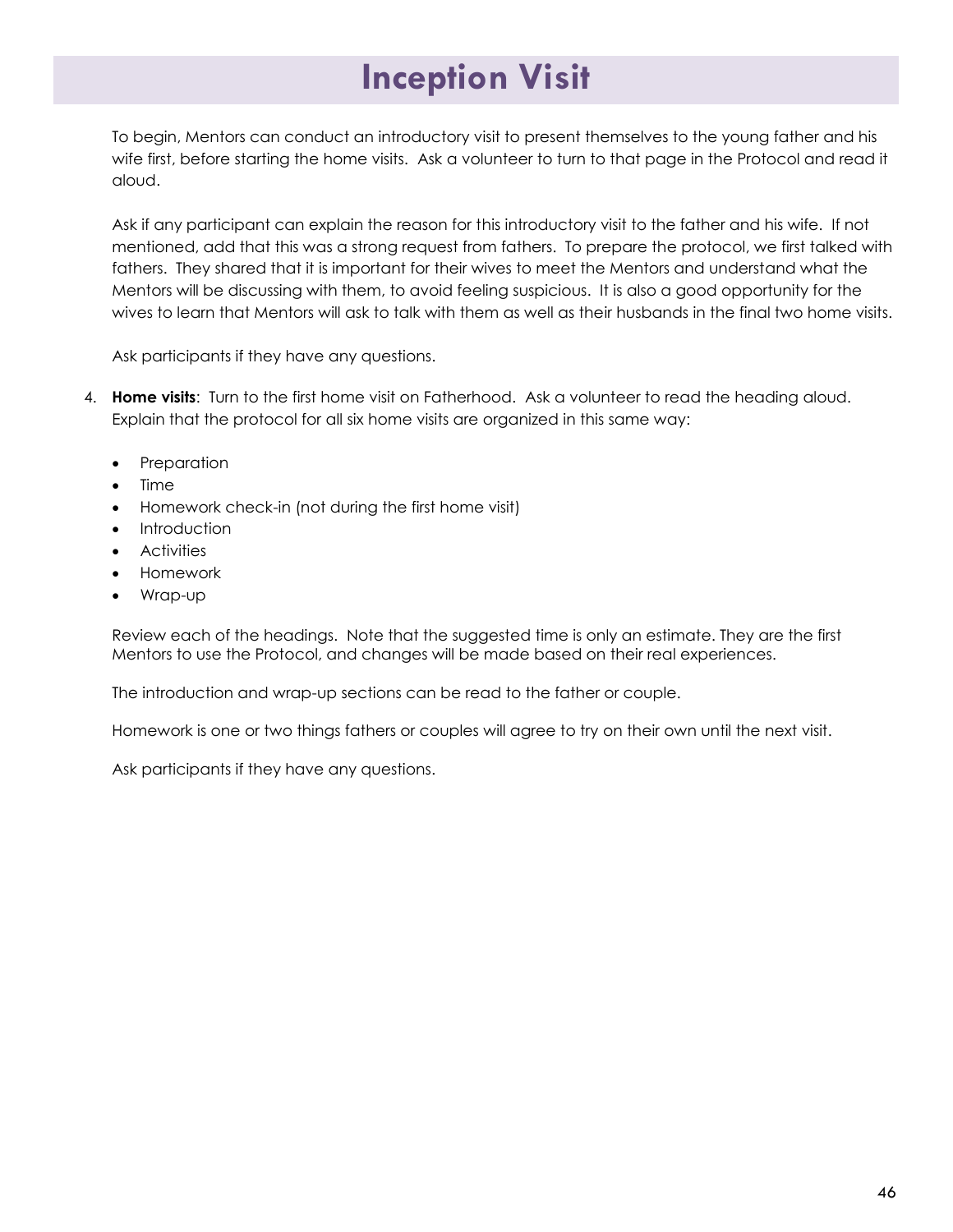# Inception Visit

To begin, Mentors can conduct an introductory visit to present themselves to the young father and his wife first, before starting the home visits. Ask a volunteer to turn to that page in the Protocol and read it aloud.

Ask if any participant can explain the reason for this introductory visit to the father and his wife. If not mentioned, add that this was a strong request from fathers. To prepare the protocol, we first talked with fathers. They shared that it is important for their wives to meet the Mentors and understand what the Mentors will be discussing with them, to avoid feeling suspicious. It is also a good opportunity for the wives to learn that Mentors will ask to talk with them as well as their husbands in the final two home visits.

Ask participants if they have any questions.

4. **Home visits**: Turn to the first home visit on Fatherhood. Ask a volunteer to read the heading aloud. Explain that the protocol for all six home visits are organized in this same way:

   - Preparation
   - Time
   - Homework check-in (not during the first home visit)
   - Introduction
   - Activities
   - Homework
   - Wrap-up

   Review each of the headings. Note that the suggested time is only an estimate. They are the first Mentors to use the Protocol, and changes will be made based on their real experiences.

   The introduction and wrap-up sections can be read to the father or couple.

   Homework is one or two things fathers or couples will agree to try on their own until the next visit.

   Ask participants if they have any questions.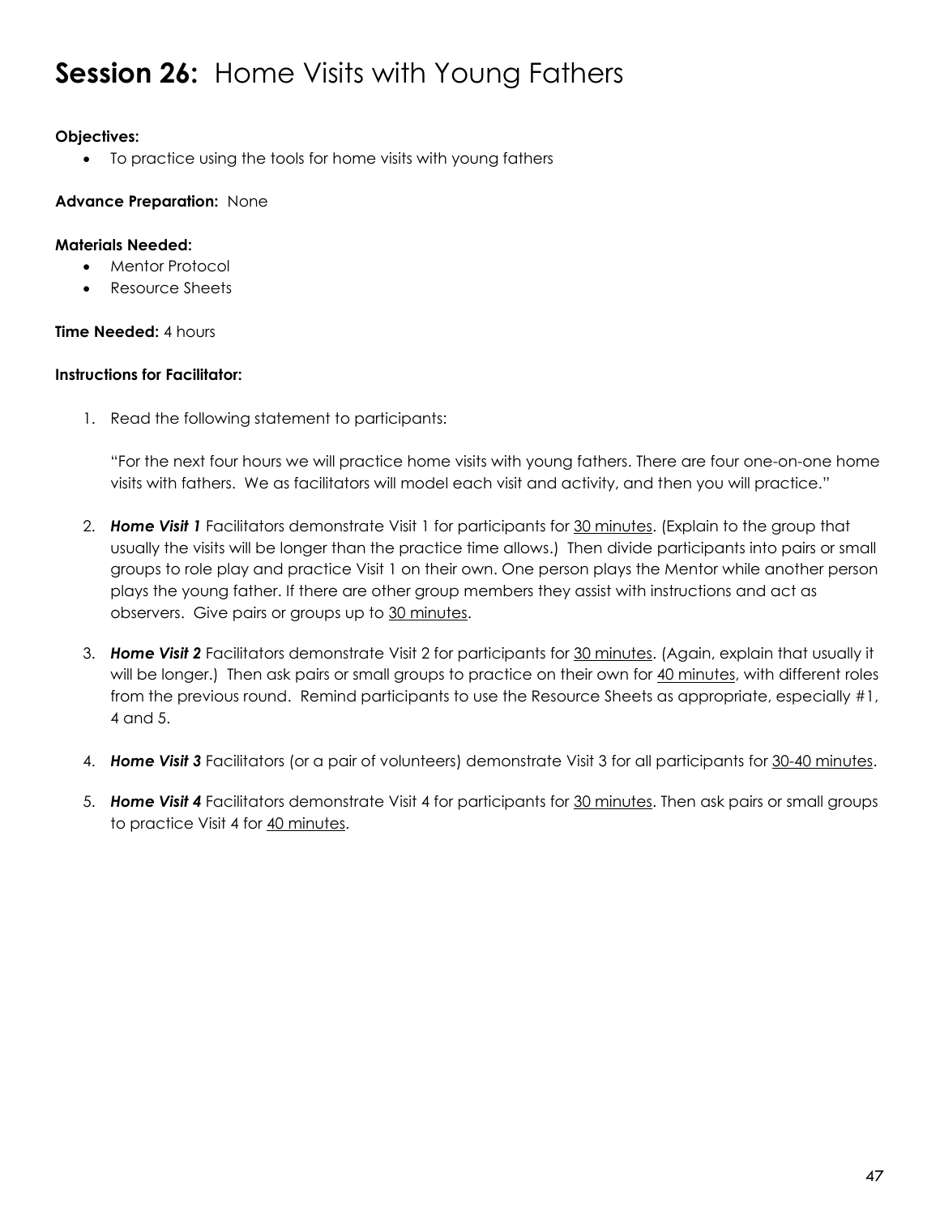# **Session 26:** Home Visits with Young Fathers

**Objectives:**

- To practice using the tools for home visits with young fathers

**Advance Preparation:** None

**Materials Needed:**

- Mentor Protocol
- Resource Sheets

**Time Needed:** 4 hours

**Instructions for Facilitator:**

1. Read the following statement to participants:

   "For the next four hours we will practice home visits with young fathers. There are four one-on-one home visits with fathers. We as facilitators will model each visit and activity, and then you will practice."

2. ***Home Visit 1*** Facilitators demonstrate Visit 1 for participants for 30 minutes. (Explain to the group that usually the visits will be longer than the practice time allows.) Then divide participants into pairs or small groups to role play and practice Visit 1 on their own. One person plays the Mentor while another person plays the young father. If there are other group members they assist with instructions and act as observers. Give pairs or groups up to 30 minutes.

3. ***Home Visit 2*** Facilitators demonstrate Visit 2 for participants for 30 minutes. (Again, explain that usually it will be longer.) Then ask pairs or small groups to practice on their own for 40 minutes, with different roles from the previous round. Remind participants to use the Resource Sheets as appropriate, especially #1, 4 and 5.

4. ***Home Visit 3*** Facilitators (or a pair of volunteers) demonstrate Visit 3 for all participants for 30-40 minutes.

5. ***Home Visit 4*** Facilitators demonstrate Visit 4 for participants for 30 minutes. Then ask pairs or small groups to practice Visit 4 for 40 minutes.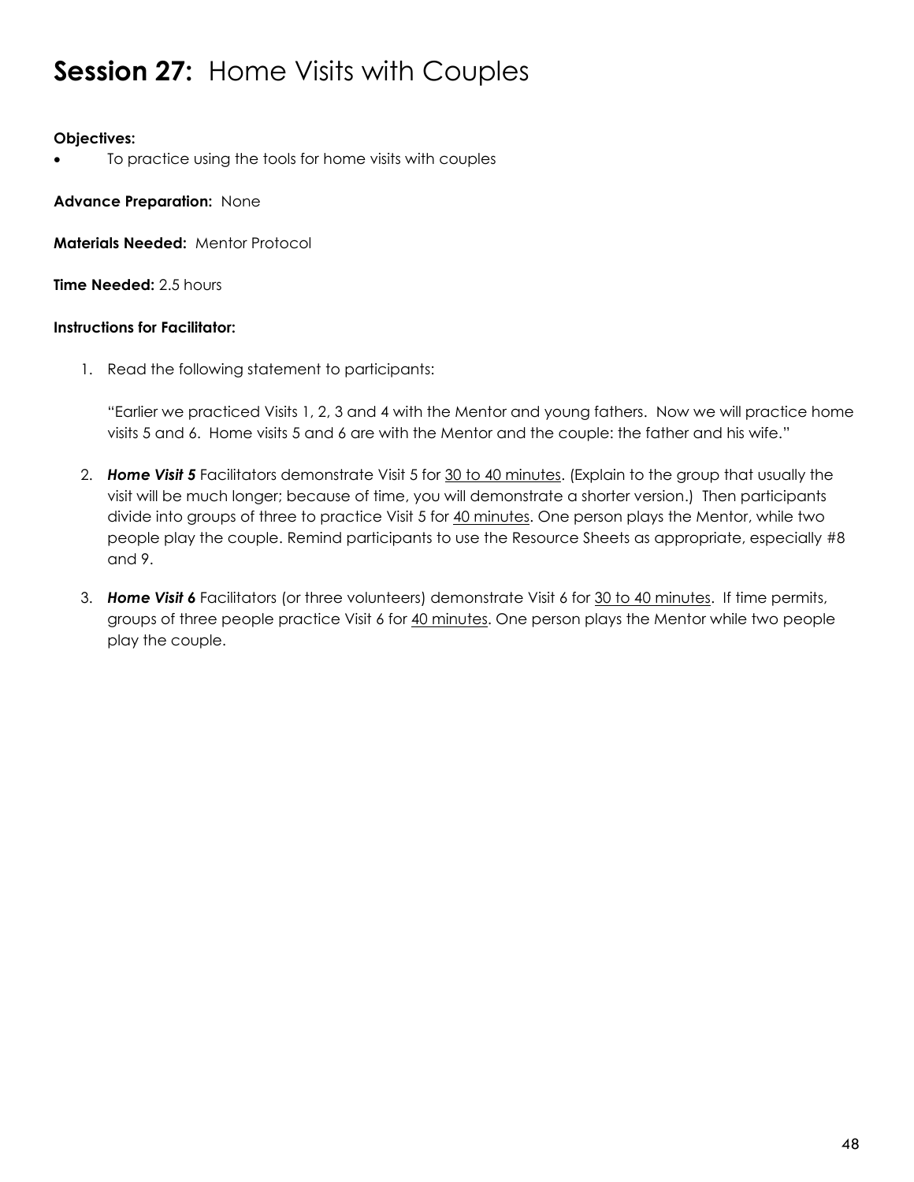# **Session 27:** Home Visits with Couples

**Objectives:**

- To practice using the tools for home visits with couples

**Advance Preparation:** None

**Materials Needed:** Mentor Protocol

**Time Needed:** 2.5 hours

**Instructions for Facilitator:**

1. Read the following statement to participants:

   "Earlier we practiced Visits 1, 2, 3 and 4 with the Mentor and young fathers. Now we will practice home visits 5 and 6. Home visits 5 and 6 are with the Mentor and the couple: the father and his wife."

2. ***Home Visit 5*** Facilitators demonstrate Visit 5 for <u>30 to 40 minutes</u>. (Explain to the group that usually the visit will be much longer; because of time, you will demonstrate a shorter version.) Then participants divide into groups of three to practice Visit 5 for <u>40 minutes</u>. One person plays the Mentor, while two people play the couple. Remind participants to use the Resource Sheets as appropriate, especially #8 and 9.

3. ***Home Visit 6*** Facilitators (or three volunteers) demonstrate Visit 6 for <u>30 to 40 minutes</u>. If time permits, groups of three people practice Visit 6 for <u>40 minutes</u>. One person plays the Mentor while two people play the couple.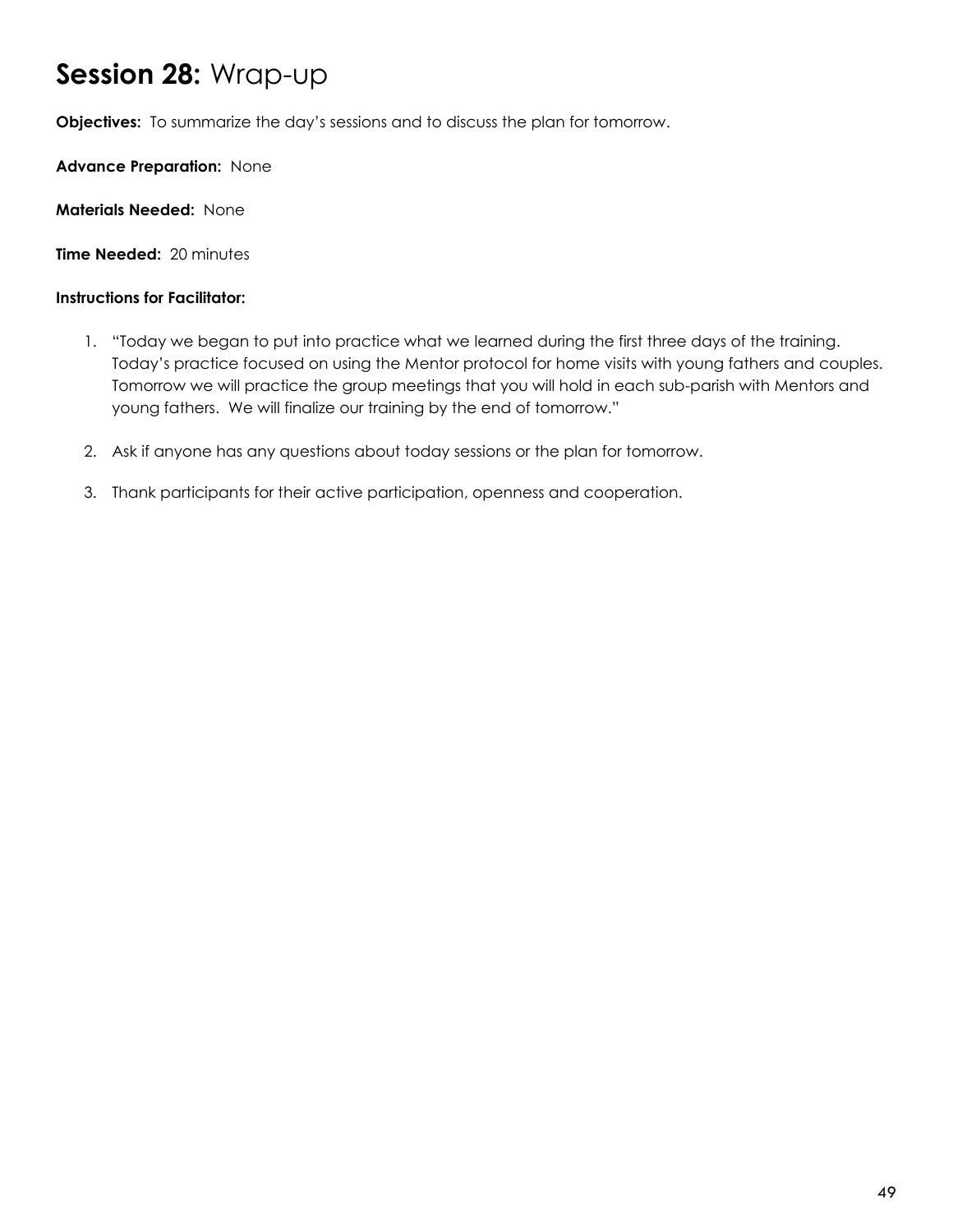# **Session 28:** Wrap-up

**Objectives:** To summarize the day's sessions and to discuss the plan for tomorrow.

**Advance Preparation:** None

**Materials Needed:** None

**Time Needed:** 20 minutes

**Instructions for Facilitator:**

1. "Today we began to put into practice what we learned during the first three days of the training. Today's practice focused on using the Mentor protocol for home visits with young fathers and couples. Tomorrow we will practice the group meetings that you will hold in each sub-parish with Mentors and young fathers. We will finalize our training by the end of tomorrow."

2. Ask if anyone has any questions about today sessions or the plan for tomorrow.

3. Thank participants for their active participation, openness and cooperation.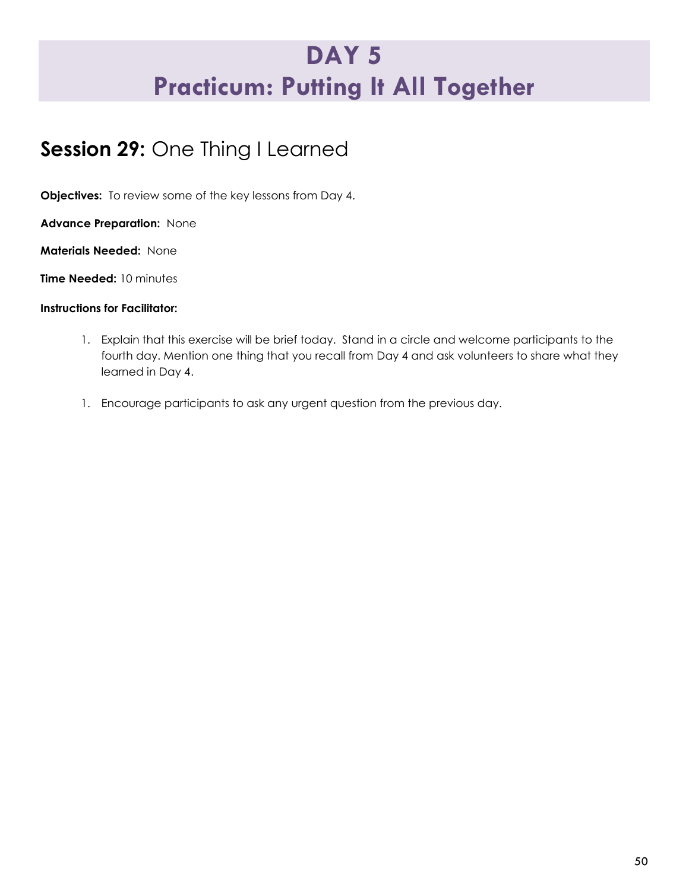# DAY 5
# Practicum: Putting It All Together

## **Session 29:** One Thing I Learned

**Objectives:** To review some of the key lessons from Day 4.

**Advance Preparation:** None

**Materials Needed:** None

**Time Needed:** 10 minutes

**Instructions for Facilitator:**

1. Explain that this exercise will be brief today. Stand in a circle and welcome participants to the fourth day. Mention one thing that you recall from Day 4 and ask volunteers to share what they learned in Day 4.

1. Encourage participants to ask any urgent question from the previous day.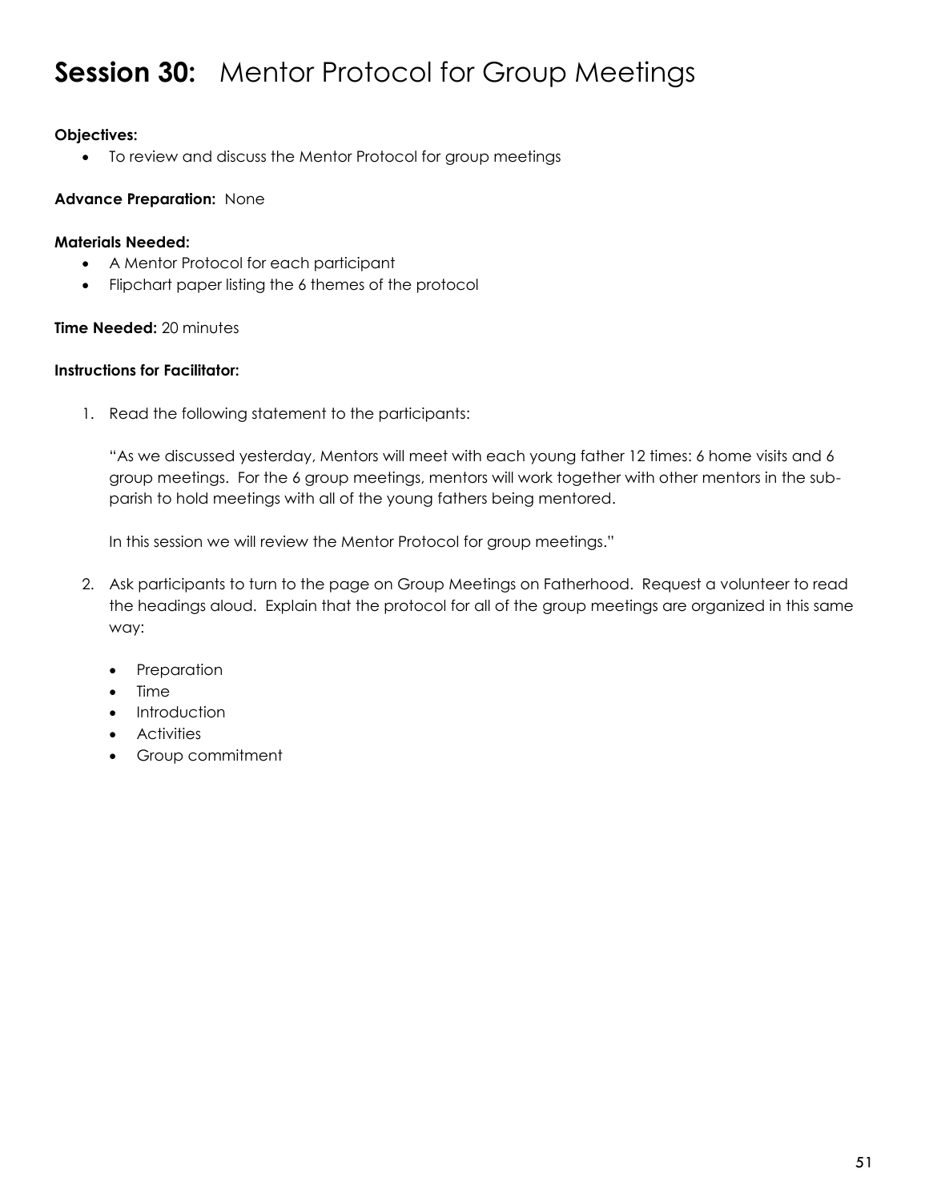# **Session 30:** Mentor Protocol for Group Meetings

**Objectives:**

- To review and discuss the Mentor Protocol for group meetings

**Advance Preparation:** None

**Materials Needed:**

- A Mentor Protocol for each participant
- Flipchart paper listing the 6 themes of the protocol

**Time Needed:** 20 minutes

**Instructions for Facilitator:**

1. Read the following statement to the participants:

   "As we discussed yesterday, Mentors will meet with each young father 12 times: 6 home visits and 6 group meetings. For the 6 group meetings, mentors will work together with other mentors in the sub-parish to hold meetings with all of the young fathers being mentored.

   In this session we will review the Mentor Protocol for group meetings."

2. Ask participants to turn to the page on Group Meetings on Fatherhood. Request a volunteer to read the headings aloud. Explain that the protocol for all of the group meetings are organized in this same way:

   - Preparation
   - Time
   - Introduction
   - Activities
   - Group commitment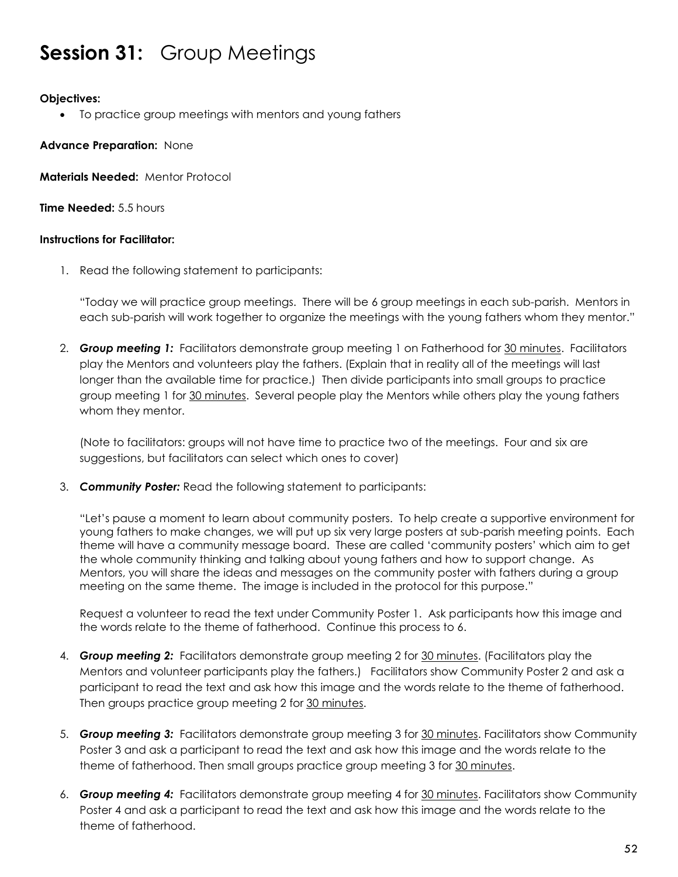# **Session 31:** Group Meetings

**Objectives:**

- To practice group meetings with mentors and young fathers

**Advance Preparation:** None

**Materials Needed:** Mentor Protocol

**Time Needed:** 5.5 hours

**Instructions for Facilitator:**

1. Read the following statement to participants:

   "Today we will practice group meetings. There will be 6 group meetings in each sub-parish. Mentors in each sub-parish will work together to organize the meetings with the young fathers whom they mentor."

2. ***Group meeting 1:*** Facilitators demonstrate group meeting 1 on Fatherhood for <u>30 minutes</u>. Facilitators play the Mentors and volunteers play the fathers. (Explain that in reality all of the meetings will last longer than the available time for practice.) Then divide participants into small groups to practice group meeting 1 for <u>30 minutes</u>. Several people play the Mentors while others play the young fathers whom they mentor.

   (Note to facilitators: groups will not have time to practice two of the meetings. Four and six are suggestions, but facilitators can select which ones to cover)

3. ***Community Poster:*** Read the following statement to participants:

   "Let's pause a moment to learn about community posters. To help create a supportive environment for young fathers to make changes, we will put up six very large posters at sub-parish meeting points. Each theme will have a community message board. These are called 'community posters' which aim to get the whole community thinking and talking about young fathers and how to support change. As Mentors, you will share the ideas and messages on the community poster with fathers during a group meeting on the same theme. The image is included in the protocol for this purpose."

   Request a volunteer to read the text under Community Poster 1. Ask participants how this image and the words relate to the theme of fatherhood. Continue this process to 6.

4. ***Group meeting 2:*** Facilitators demonstrate group meeting 2 for <u>30 minutes</u>. (Facilitators play the Mentors and volunteer participants play the fathers.) Facilitators show Community Poster 2 and ask a participant to read the text and ask how this image and the words relate to the theme of fatherhood. Then groups practice group meeting 2 for <u>30 minutes</u>.

5. ***Group meeting 3:*** Facilitators demonstrate group meeting 3 for <u>30 minutes</u>. Facilitators show Community Poster 3 and ask a participant to read the text and ask how this image and the words relate to the theme of fatherhood. Then small groups practice group meeting 3 for <u>30 minutes</u>.

6. ***Group meeting 4:*** Facilitators demonstrate group meeting 4 for <u>30 minutes</u>. Facilitators show Community Poster 4 and ask a participant to read the text and ask how this image and the words relate to the theme of fatherhood.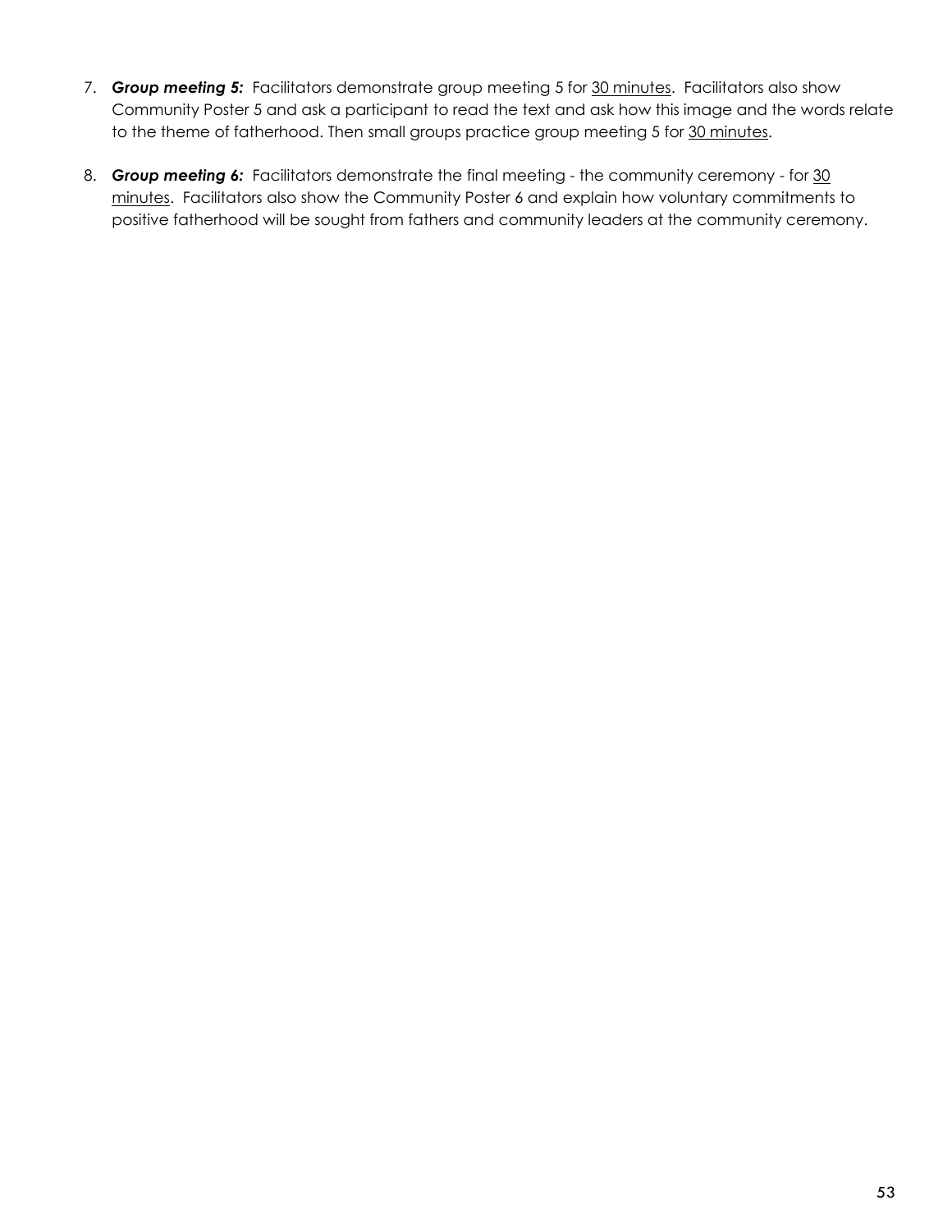7. ***Group meeting 5:*** Facilitators demonstrate group meeting 5 for <u>30 minutes</u>. Facilitators also show Community Poster 5 and ask a participant to read the text and ask how this image and the words relate to the theme of fatherhood. Then small groups practice group meeting 5 for <u>30 minutes</u>.

8. ***Group meeting 6:*** Facilitators demonstrate the final meeting - the community ceremony - for <u>30 minutes</u>. Facilitators also show the Community Poster 6 and explain how voluntary commitments to positive fatherhood will be sought from fathers and community leaders at the community ceremony.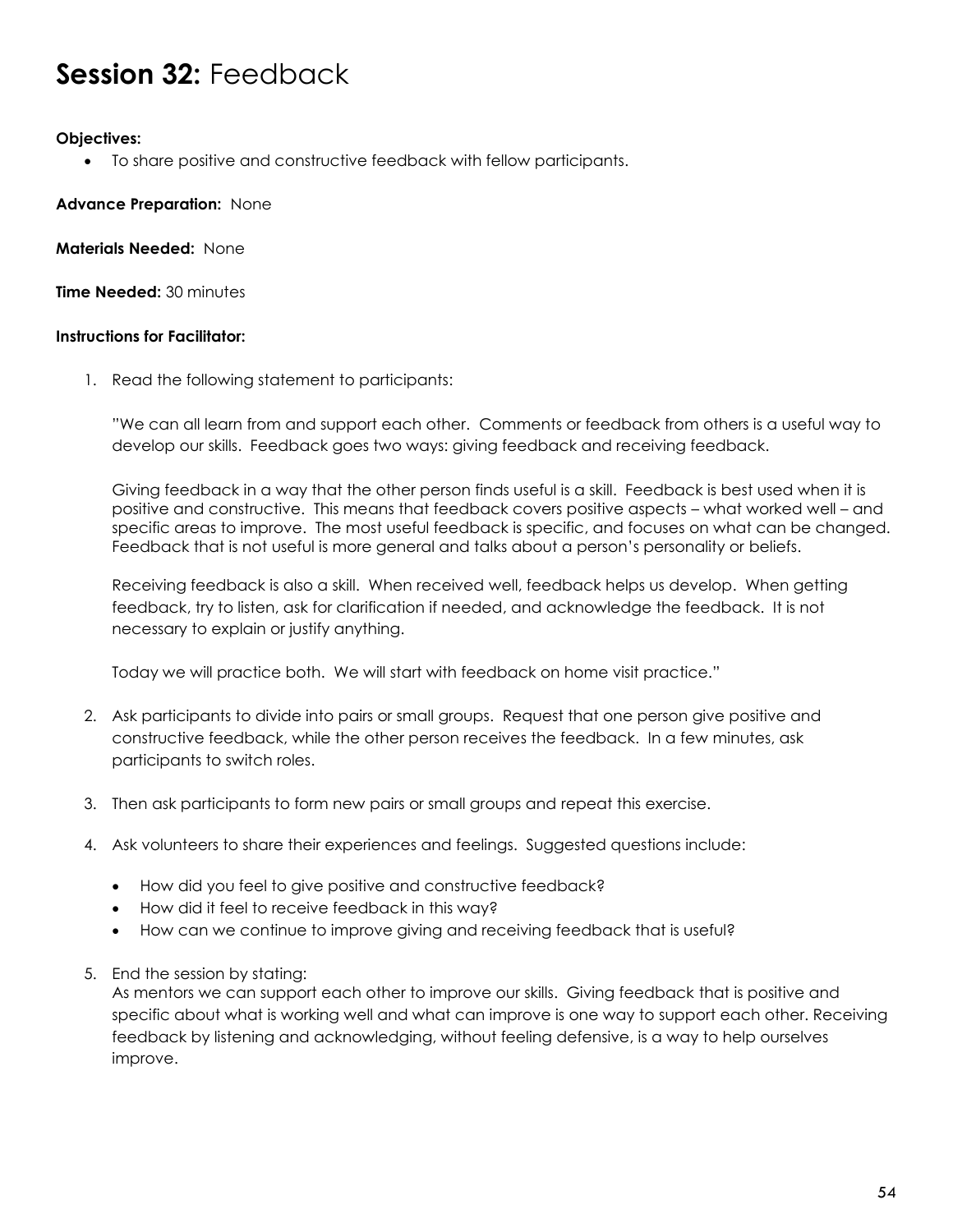# **Session 32:** Feedback

**Objectives:**

- To share positive and constructive feedback with fellow participants.

**Advance Preparation:** None

**Materials Needed:** None

**Time Needed:** 30 minutes

**Instructions for Facilitator:**

1. Read the following statement to participants:

   "We can all learn from and support each other. Comments or feedback from others is a useful way to develop our skills. Feedback goes two ways: giving feedback and receiving feedback.

   Giving feedback in a way that the other person finds useful is a skill. Feedback is best used when it is positive and constructive. This means that feedback covers positive aspects – what worked well – and specific areas to improve. The most useful feedback is specific, and focuses on what can be changed. Feedback that is not useful is more general and talks about a person's personality or beliefs.

   Receiving feedback is also a skill. When received well, feedback helps us develop. When getting feedback, try to listen, ask for clarification if needed, and acknowledge the feedback. It is not necessary to explain or justify anything.

   Today we will practice both. We will start with feedback on home visit practice."

2. Ask participants to divide into pairs or small groups. Request that one person give positive and constructive feedback, while the other person receives the feedback. In a few minutes, ask participants to switch roles.

3. Then ask participants to form new pairs or small groups and repeat this exercise.

4. Ask volunteers to share their experiences and feelings. Suggested questions include:

   - How did you feel to give positive and constructive feedback?
   - How did it feel to receive feedback in this way?
   - How can we continue to improve giving and receiving feedback that is useful?

5. End the session by stating:
   As mentors we can support each other to improve our skills. Giving feedback that is positive and specific about what is working well and what can improve is one way to support each other. Receiving feedback by listening and acknowledging, without feeling defensive, is a way to help ourselves improve.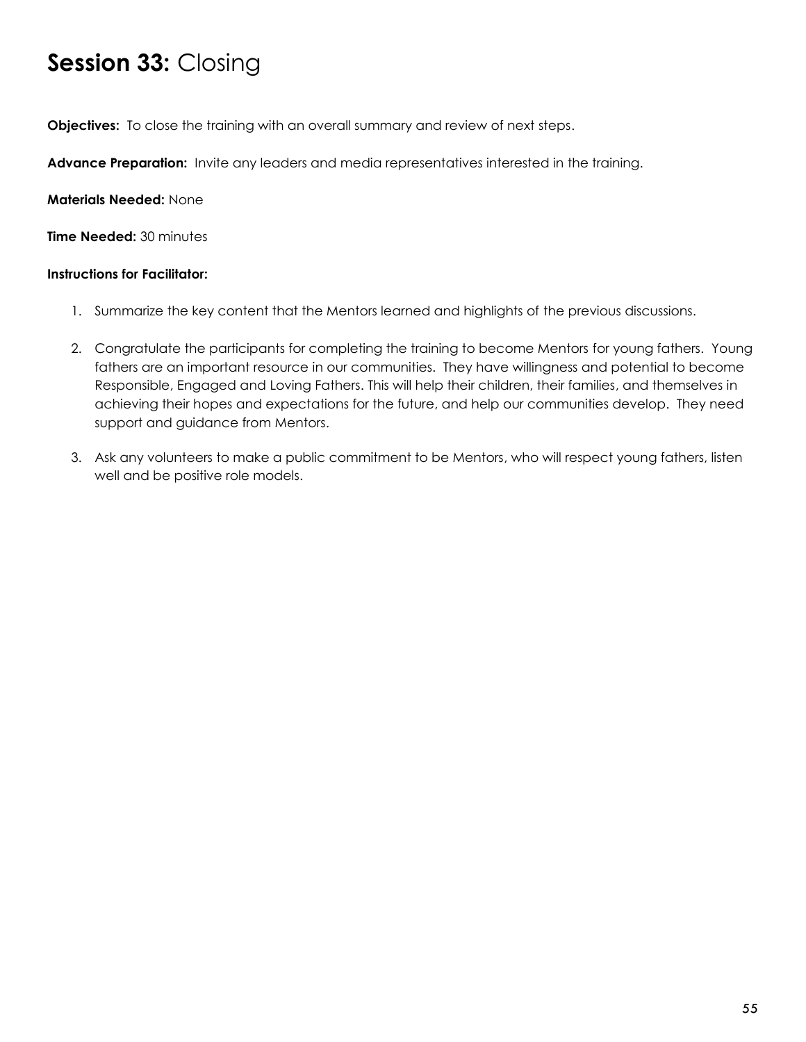# **Session 33:** Closing

**Objectives:** To close the training with an overall summary and review of next steps.

**Advance Preparation:** Invite any leaders and media representatives interested in the training.

**Materials Needed:** None

**Time Needed:** 30 minutes

**Instructions for Facilitator:**

1. Summarize the key content that the Mentors learned and highlights of the previous discussions.

2. Congratulate the participants for completing the training to become Mentors for young fathers. Young fathers are an important resource in our communities. They have willingness and potential to become Responsible, Engaged and Loving Fathers. This will help their children, their families, and themselves in achieving their hopes and expectations for the future, and help our communities develop. They need support and guidance from Mentors.

3. Ask any volunteers to make a public commitment to be Mentors, who will respect young fathers, listen well and be positive role models.